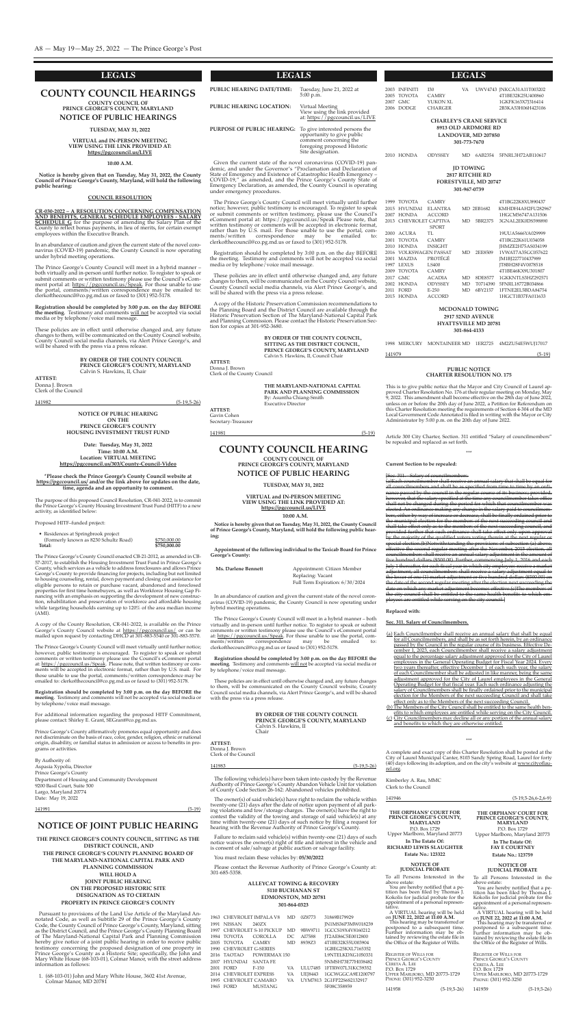# LEGALS

## COUNTY COUNCIL HEARINGS

**COUNTY COUNCIL OF PRINCE GEORGE'S COUNTY, MARYLAND**
**NOTICE OF PUBLIC HEARINGS**

**TUESDAY, MAY 31, 2022**

**VIRTUAL and IN-PERSON MEETING**
**VIEW USING THE LINK PROVIDED AT:**
**https://pgccouncil.us/LIVE**

**10:00 A.M.**

**Notice is hereby given that on Tuesday, May 31, 2022, the County Council of Prince George's County, Maryland, will hold the following public hearing:**

**COUNCIL RESOLUTION**

**CR-030-2022 – A RESOLUTION CONCERNING COMPENSATION AND BENEFITS, GENERAL SCHEDULE EMPLOYEES - SALARY SCHEDULE G** for the purpose of amending the Salary Plan of the County to reflect bonus payments, in lieu of merits, for certain exempt employees within the Executive Branch.

In an abundance of caution and given the current state of the novel coronavirus (COVID-19) pandemic, the County Council is now operating under hybrid meeting operations.

The Prince George's County Council will meet in a hybrid manner – both virtually and in-person until further notice. To register to speak or submit comments or written testimony please use the Council's eComment portal at: https://pgccouncil.us/Speak. For those unable to use the portal, comments/written correspondence may be emailed to: clerkofthecouncil@co.pg.md.us or faxed to (301) 952-5178.

**Registration should be completed by 3:00 p.m. on the day BEFORE the meeting.** Testimony and comments will not be accepted via social media or by telephone/voice mail message.

These policies are in effect until otherwise changed and, any future changes to them, will be communicated on the County Council website, County Council social media channels, via Alert Prince George's, and will be shared with the press via a press release.

**BY ORDER OF THE COUNTY COUNCIL**
**PRINCE GEORGE'S COUNTY, MARYLAND**
Calvin S. Hawkins, II, Chair

**ATTEST:**
Donna J. Brown
Clerk of the Council

141982 (5-19,5-26)

**NOTICE OF PUBLIC HEARING**
**ON THE**
**PRINCE GEORGE'S COUNTY**
**HOUSING INVESTMENT TRUST FUND**

**Date: Tuesday, May 31, 2022**
**Time: 10:00 A.M.**
**Location: VIRTUAL MEETING**
**https://pgccouncil.us/303/County-Council-Video**

**\*Please check the Prince George's County Council website at https://pgccouncil.us/ and/or the link above for updates on the date, time, agenda and an opportunity to comment.**

The purpose of this proposed Council Resolution, CR-041-2022, is to commit the Prince George's County Housing Investment Trust Fund (HITF) to a new activity, as identified below:

Proposed HITF–funded project:

| | |
|---|---|
| • Residences at Springbrook project (Formerly known as 8230 Schultz Road) | $750,000.00 |
| **Total:** | **$750,000.00** |

The Prince George's County Council enacted CB-21-2012, as amended in CB-57-2017, to establish the Housing Investment Trust Fund in Prince George's County, which services as a vehicle to address foreclosures and allows Prince George's County to provide financing for projects, including but not limited to housing counseling, rental, down payment and closing cost assistance for eligible persons to retain or purchase vacant, abandoned and foreclosed properties for first time homebuyers, as well as Workforce Housing Gap Financing with an emphasis on supporting the development of new construction, rehabilitation and preservation of workforce and affordable housing while targeting households earning up to 120% of the area median income (AMI).

A copy of the County Resolution, CR-041-2022, is available on the Prince George's County Council website at https://pgccouncil.us/ or can be mailed upon request by contacting DHCD at 301-883-5540 or 301-883-5570.

The Prince George's County Council will meet virtually until further notice; however, public testimony is encouraged. To register to speak or submit comments or written testimony please use the Council's eComment portal at: https://pgccouncil.us/Speak. Please note, that written testimony or comments will be accepted in electronic format, rather than by U.S. mail. For those unable to use the portal, comments/written correspondence may be emailed to: clerkofthecouncil@co.pg.md.us or faxed to (301) 952-5178.

**Registration should be completed by 3:00 p.m. on the day BEFORE the meeting.** Testimony and comments will not be accepted via social media or by telephone/voice mail message.

For additional information regarding the proposed HITF Commitment, please contact: Shirley E. Grant, SEGrant@co.pg.md.us.

Prince George's County affirmatively promotes equal opportunity and does not discriminate on the basis of race, color, gender, religion, ethnic or national origin, disability, or familial status in admission or access to benefits in programs or activities.

By Authority of:
Aspasia Xypolia, Director
Prince George's County
Department of Housing and Community Development
9200 Basil Court, Suite 500
Largo, Maryland 20774
Date: May 19, 2022

141991 (5-19)

## NOTICE OF JOINT PUBLIC HEARING

**THE PRINCE GEORGE'S COUNTY COUNCIL, SITTING AS THE DISTRICT COUNCIL, AND THE PRINCE GEORGE'S COUNTY PLANNING BOARD OF THE MARYLAND-NATIONAL CAPITAL PARK AND PLANNING COMMISSION WILL HOLD A JOINT PUBLIC HEARING ON THE PROPOSED HISTORIC SITE DESIGNATION AS TO CERTAIN PROPERTY IN PRINCE GEORGE'S COUNTY**

Pursuant to provisions of the Land Use Article of the Maryland Annotated Code, as well as Subtitle 29 of the Prince George's County Code, the County Council of Prince George's County, Maryland, sitting as the District Council, and the Prince George's County Planning Board of The Maryland-National Capital Park and Planning Commission hereby give notice of a joint public hearing in order to receive public testimony concerning the proposed designation of one property in Prince George's County as a Historic Site; specifically, the John and Mary White House (68-103-01), Colmar Manor, with the street address information as follows:

1. (68-103-01) John and Mary White House, 3602 41st Avenue, Colmar Manor, MD 20781

| | |
|---|---|
| **PUBLIC HEARING DATE/TIME:** | Tuesday, June 21, 2022 at 5:00 p.m. |
| **PUBLIC HEARING LOCATION:** | Virtual Meeting View using the link provided at: https://pgccouncil.us/LIVE |
| **PURPOSE OF PUBLIC HEARING:** | To give interested persons the opportunity to give public comment concerning the foregoing proposed Historic Site designation. |

Given the current state of the novel coronavirus (COVID-19) pandemic, and under the Governor's "Proclamation and Declaration of State of Emergency and Existence of Catastrophic Health Emergency – COVID-19," as amended, and the Prince George's County State of Emergency Declaration, as amended, the County Council is operating under emergency procedures.

The Prince George's County Council will meet virtually until further notice; however, public testimony is encouraged. To register to speak or submit comments or written testimony, please use the Council's eComment portal at: https://pgccouncil.us/Speak Please note, that written testimony or comments will be accepted in electronic format, rather than by U.S. mail. For those unable to use the portal, comments/written correspondence may be emailed to: clerkofthecouncil@co.pg.md.us or faxed to (301) 952-5178.

Registration should be completed by 3:00 p.m. on the day BEFORE the meeting. Testimony and comments will not be accepted via social media or by telephone/voice mail message.

These policies are in effect until otherwise changed and, any future changes to them, will be communicated on the County Council website, County Council social media channels, via Alert Prince George's, and will be shared with the press via a press release.

A copy of the Historic Preservation Commission recommendations to the Planning Board and the District Council are available through the Historic Preservation Section of The Maryland-National Capital Park and Planning Commission. Please contact the Historic Preservation Section for copies at 301-952-3680.

**BY ORDER OF THE COUNTY COUNCIL, SITTING AS THE DISTRICT COUNCIL, PRINCE GEORGE'S COUNTY, MARYLAND**
Calvin S. Hawkins, II, Council Chair

**ATTEST:**
Donna J. Brown
Clerk of the County Council

**THE MARYLAND-NATIONAL CAPITAL PARK AND PLANNING COMMISSION**
By: Asuntha Chiang-Smith
Executive Director

**ATTEST:**
Gavin Cohen
Secretary-Treasurer

141981 (5-19)

## COUNTY COUNCIL HEARING

**COUNTY COUNCIL OF PRINCE GEORGE'S COUNTY, MARYLAND**
**NOTICE OF PUBLIC HEARING**

**TUESDAY, MAY 31, 2022**

**VIRTUAL and IN-PERSON MEETING**
**VIEW USING THE LINK PROVIDED AT:**
**https://pgccouncil.us/LIVE**

**10:00 A.M.**

**Notice is hereby given that on Tuesday, May 31, 2022, the County Council of Prince George's County, Maryland, will hold the following public hearing:**

**Appointment of the following individual to the Taxicab Board for Prince George's County:**

**Ms. Darlene Bennett** — Appointment: Citizen Member
Replacing: Vacant
Full Term Expiration: 6/30/2024

In an abundance of caution and given the current state of the novel coronavirus (COVID-19) pandemic, the County Council is now operating under hybrid meeting operations.

The Prince George's County Council will meet in a hybrid manner – both virtually and in-person until further notice. To register to speak or submit comments or written testimony please use the Council's eComment portal at: https://pgccouncil.us/Speak. For those unable to use the portal, comments/written correspondence may be emailed to: clerkofthecouncil@co.pg.md.us or faxed to (301) 952-5178.

**Registration should be completed by 3:00 p.m. on the day BEFORE the meeting.** Testimony and comments will not be accepted via social media or by telephone/voice mail message.

These policies are in effect until otherwise changed and, any future changes to them, will be communicated on the County Council website, County Council social media channels, via Alert Prince George's, and will be shared with the press via a press release.

**BY ORDER OF THE COUNTY COUNCIL**
**PRINCE GEORGE'S COUNTY, MARYLAND**
Calvin S. Hawkins, II
Chair

**ATTEST:**
Donna J. Brown
Clerk of the Council

141983 (5-19,5-26)

The following vehicle(s) have been taken into custody by the Revenue Authority of Prince George's County Abandon Vehicle Unit for violation of County Code Section 26-162: Abandoned vehicles prohibited.

The owner(s) of said vehicle(s) have right to reclaim the vehicle within twenty-one (21) days after the date of notice upon payment of all parking violations and tow/storage charges. The owner(s) have the right to contest the validity of the towing and storage of said vehicle(s) at any time within twenty-one (21) days of such notice by filing a request for hearing with the Revenue Authority of Prince George's County.

Failure to reclaim said vehicle(s) within twenty-one (21) days of such notice waives the owner(s) right of title and interest in the vehicle and is consent of sale/salvage at public auction or salvage facility.

You must reclaim these vehicles by: **05/30/2022**

Please contact the Revenue Authority of Prince George's County at: 301-685-5358.

**ALLEYCAT TOWING & RECOVERY**
**5110 BUCHANAN ST**
**EDMONSTON, MD 20781**
**301-864-0323**

| | | | | | |
|---|---|---|---|---|---|
| 1963 | CHEVROLET | IMPALA V8 | MD | 0Z8773 | 31869B179929 |
| 1991 | NISSAN | 240ZX | | | JN1MS36P3MW018239 |
| 1997 | CHEVROLET | S-10 PICKUP | MD | 9BW9711 | 1GCCS19X4V8160212 |
| 1984 | TOYOTA | COROLLA | DC | AI7588 | JT2AE86C5E0012800 |
| 2005 | TOYOTA | CAMRY | MD | 8939Z3 | 4T1BE32K55U003904 |
| 1990 | CHEVROLET | G-SERIES | | | 1GBEG25K9L7165352 |
| 2016 | TAOTAO | POWERMAX 150 | | | L9NTELKDXG1050331 |
| 2007 | HYUNDAI | SANTA FE | | | 5NMSH73E77H038482 |
| 2001 | FORD | F-150 | VA | ULU7485 | 1FTRW07L31KC59352 |
| 2014 | CHEVROLET | EXPRESS | VA | UEJ8443 | 1GCWGGCA9E1200797 |
| 1995 | CHEVROLET | CAMARO | VA | UYM7813 | 2G1FP22S6S2132917 |
| 1965 | FORD | MUSTANG | | | 5F08C358959 |
| 2003 | INFINITI | I30 | VA | UWV4743 | JNKCA31A11T003202 |
| 2005 | TOYOTA | CAMRY | | | 4T1BE32K25U400860 |
| 2007 | GMC | YUKON XL | | | 1GKFK163X7J316414 |
| 2006 | DODGE | CHARGER | | | 2B3KA53H06H423106 |

**CHARLEY'S CRANE SERVICE**
**8913 OLD ARDMORE RD**
**LANDOVER, MD 207850**
**301-773-7670**

| | | | | | |
|---|---|---|---|---|---|
| 2010 | HONDA | ODYSSEY | MD | 6AB2354 | 5FNRL3H72AB110617 |

**JD TOWING**
**2817 RITCHIE RD**
**FORESTVILLE, MD 20747**
**301-967-0739**

| | | | | | |
|---|---|---|---|---|---|
| 1999 | TOYOTA | CAMRY | | | 4T1BG22K8XU890437 |
| 2015 | HYUNDAI | ELANTRA | MD | 2EBI682 | KMHDH4AH2FU282967 |
| 2007 | HONDA | ACCORD | | | 1HGCM56747A131506 |
| 2013 | CHEVROLET | CAPTIVA SPORT | MD | 5BR2375 | 3GNAL2EK0DS598890 |
| 2000 | ACURA | TL | | | 19UUA5666YA029999 |
| 2001 | TOYOTA | CAMRY | | | 4T1BG22K61U034058 |
| 2010 | HONDA | INSIGHT | | | JHMZE2H75AS034199 |
| 2016 | VOLKSWAGEN | PASSAT | MD | 2EE8509 | 1VWAT7A35GC057622 |
| 2001 | MAZDA | PROTEGE | | | JM1BJ227710437989 |
| 1997 | LEXUS | LS400 | | | JT8BH28F4V0078518 |
| 2009 | TOYOTA | CAMRY | | | 4T1BE46K89U301807 |
| 2017 | GMC | ACADIA | MD | 8DE8577 | 1GKKNTLS3HZ292571 |
| 2002 | HONDA | ODYSSEY | MD | T0714390 | 5FNRL18772B034866 |
| 2011 | FORD | E-250 | MD | 6BY2157 | 1FTNE2EL5BDA84754 |
| 2015 | HONDA | ACCORD | | | 1HGCT1B37FA011633 |

**MCDONALD TOWING**
**2917 52ND AVENUE**
**HYATTSVILLE MD 20781**
**301-864-4133**

| | | | | | |
|---|---|---|---|---|---|
| 1998 | MERCURY | MONTAINEER MD | 1ER2725 | | 4M2ZU54E5WUJ17017 |

141979 (5-19)

**PUBLIC NOTICE**
**CHARTER RESOLUTION NO. 175**

This is to give public notice that the Mayor and City Council of Laurel approved Charter Resolution No. 175 at their regular meeting on Monday, May 9, 2022. This amendment shall become effective on the 28th day of June 2022, unless on or before the 20th day of June 2022, a Petition for Referendum on this Charter Resolution meeting the requirements of Section 4-304 of the MD Local Government Code Annotated is filed in writing with the Mayor or City Administrator by 5:00 p.m. on the 20th day of June 2022.

Article 300 City Charter, Section. 311 entitled "Salary of councilmembers" be repealed and replaced as set forth.

\*\*\*

**Current Section to be repealed:**

~~[Sec. 311. - Salary of councilmembers.~~

~~[a]Each councilmember shall receive an annual salary that shall be equal for all councilmembers and shall be as specified from time to time by an ordinance passed by the council in the regular course of its business; provided, however, that the salary specified at the time any councilmember takes office shall not be changed during the period for which that councilmember was elected. An ordinance making any change in the salary paid to councilmembers, either by way of increase or decrease, shall be finally ordained prior to the municipal election for the members of the next succeeding council and shall take effect only as to the members of the next succeeding council, and provided further that such ordinance shall take effect only upon approval by the majority of the qualified voters voting therein at the next regular or special election.(b)Notwithstanding the provisions of subsection (a) above, effective the second regular meeting after the November, 2015 election, all councilmembers shall receive an annual salary adjustment in the amount of five hundred dollars ($500.00). Further, commencing July 1, 2016 and each July 1 thereafter, for each fiscal year in which city employees receive a market adjustment, all councilmembers shall receive a salary adjustment equal to the lesser of one (1) market adjustment or five hundred dollars ($500.00) on the date of the second regular meeting after the election next succeeding the date on which any market adjustment becomes effective.(c)The members of the city council shall be entitled to the same health benefits to which employees are entitled while serving on the city council.]~~

**Replaced with:**

**Sec. 311. Salary of Councilmembers.**

(a) Each Councilmember shall receive an annual salary that shall be equal for all Councilmembers, and shall be as set forth herein, by an ordinance passed by the Council in the regular course of its business. Effective December 1, 2023, each Councilmember shall receive a salary adjustment equal to the percentage salary adjustment approved for the City of Laurel employees in the General Operating Budget for Fiscal Year 2024. Every two years thereafter, effective December 1 of such each year, the salary of each Councilmember shall be adjusted in like manner, being the same adjustment approved for the City of Laurel employees in the General Operating Budget for that fiscal year. Each such ordinance adjusting the salary of Councilmembers shall be finally ordained prior to the municipal election for the Members of the next succeeding Council and shall take effect only as to the Members of the next succeeding Council.

(b) The Members of the City Council shall be entitled to the same health benefits to which employees are entitled while serving on the City Council.

(c) City Councilmembers may decline all or any portion of the annual salary and benefits to which they are otherwise entitled.

\*\*\*

A complete and exact copy of this Charter Resolution shall be posted at the City of Laurel Municipal Center, 8103 Sandy Spring Road, Laurel for forty (40) days following its adoption, and on the city's website at www.cityoflaurel.org.

Kimberley A. Rau, MMC
Clerk to the Council

141946 (5-19,5-26,6-2,6-9)

**THE ORPHANS' COURT FOR PRINCE GEORGE'S COUNTY, MARYLAND**
P.O. Box 1729
Upper Marlboro, Maryland 20773

**In The Estate Of:**
**RICHARD LEWIS SLAUGHTER**
**Estate No.: 123322**

**NOTICE OF JUDICIAL PROBATE**

To all Persons Interested in the above estate:

You are hereby notified that a petition has been filed by Thomas J. Kokolis for judicial probate for the appointment of a personal representative.

A VIRTUAL hearing will be held on **JUNE 22, 2022 at 11:00 A.M.**

This hearing may be transferred or postponed to a subsequent time. Further information may be obtained by reviewing the estate file in the Office of the Register of Wills.

Register of Wills for
Prince George's County
Cereta A. Lee
P.O. Box 1729
Upper Marlboro, MD 20773-1729
Phone: (301) 952-3250

141958 (5-19,5-26)

**THE ORPHANS' COURT FOR PRINCE GEORGE'S COUNTY, MARYLAND**
P.O. Box 1729
Upper Marlboro, Maryland 20773

**In The Estate Of:**
**FAY E COURTNEY**
**Estate No.: 123759**

**NOTICE OF JUDICIAL PROBATE**

To all Persons Interested in the above estate:

You are hereby notified that a petition has been filed by Thomas J. Kokolis for judicial probate for the appointment of a personal representative.

A VIRTUAL hearing will be held on **JUNE 22, 2022 at 11:00 A.M.**

This hearing may be transferred or postponed to a subsequent time. Further information may be obtained by reviewing the estate file in the Office of the Register of Wills.

Register of Wills for
Prince George's County
Cereta A. Lee
P.O. Box 1729
Upper Marlboro, MD 20773-1729
Phone: (301) 952-3250

141959 (5-19,5-26)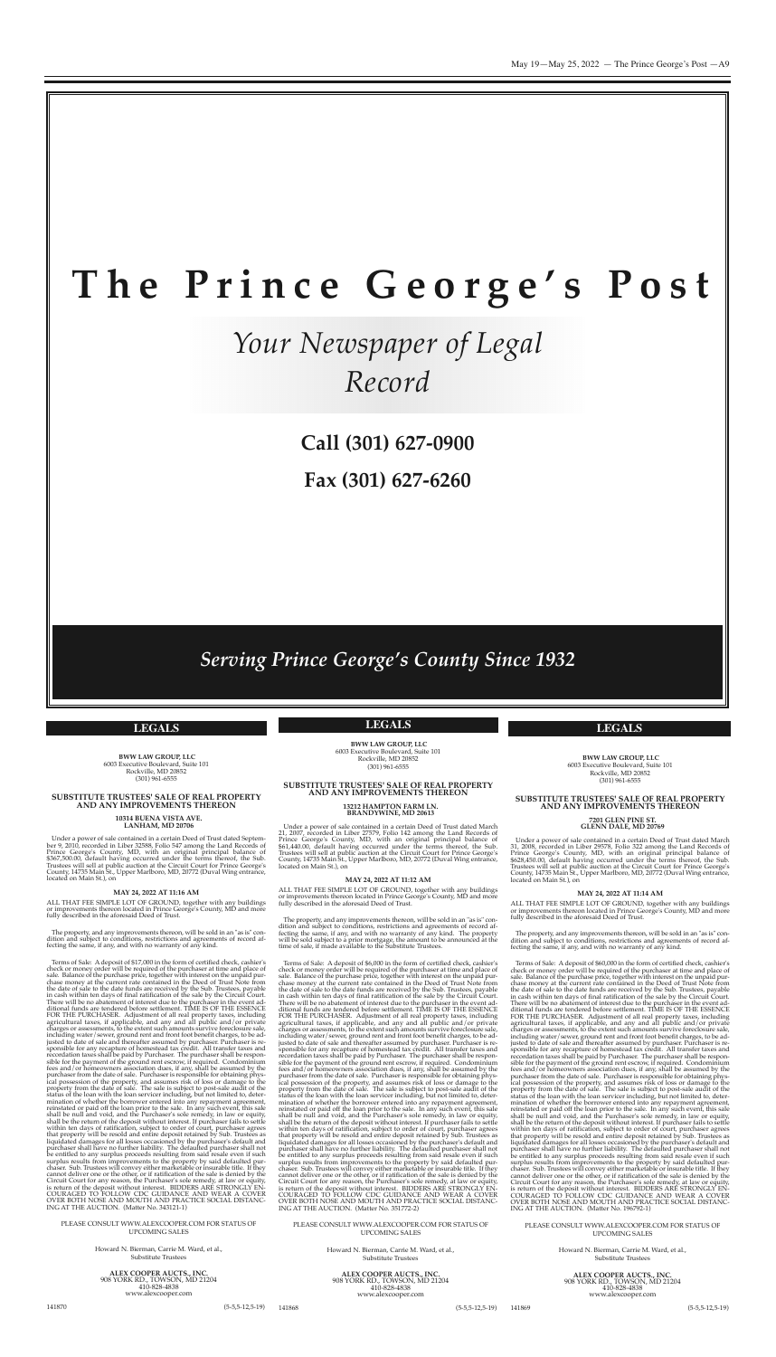# The Prince George's Post

*Your Newspaper of Legal Record*

**Call (301) 627-0900**

**Fax (301) 627-6260**

*Serving Prince George's County Since 1932*

## LEGALS

**BWW LAW GROUP, LLC**
6003 Executive Boulevard, Suite 101
Rockville, MD 20852
(301) 961-6555

**SUBSTITUTE TRUSTEES' SALE OF REAL PROPERTY AND ANY IMPROVEMENTS THEREON**

**10514 BUENA VISTA AVE.**
**LANHAM, MD 20706**

Under a power of sale contained in a certain Deed of Trust dated September 9, 2010, recorded in Liber 32588, Folio 547 among the Land Records of Prince George's County, MD, with an original principal balance of $367,500.00, default having occurred under the terms thereof, the Sub. Trustees will sell at public auction at the Circuit Court for Prince George's County, 14735 Main St., Upper Marlboro, MD, 20772 (Duval Wing entrance, located on Main St.), on

**MAY 24, 2022 AT 11:16 AM**

ALL THAT FEE SIMPLE LOT OF GROUND, together with any buildings or improvements thereon located in Prince George's County, MD and more fully described in the aforesaid Deed of Trust.

The property, and any improvements thereon, will be sold in an "as is" condition and subject to conditions, restrictions and agreements of record affecting the same, if any, and with no warranty of any kind.

Terms of Sale: A deposit of $17,000 in the form of certified check, cashier's check or money order will be required of the purchaser at time and place of sale. Balance of the purchase price, together with interest on the unpaid purchase money at the current rate contained in the Deed of Trust Note from the date of sale to the date funds are received by the Sub. Trustees, payable in cash within ten days of final ratification of the sale by the Circuit Court. There will be no abatement of interest due to the purchaser in the event additional funds are tendered before settlement. TIME IS OF THE ESSENCE FOR THE PURCHASER. Adjustment of all real property taxes, including agricultural taxes, if applicable, and any and all public and/or private charges or assessments, to the extent such amounts survive foreclosure sale, including water/sewer, ground rent and front foot benefit charges, to be adjusted to date of sale and thereafter assumed by purchaser. Purchaser is responsible for any recapture of homestead tax credit. All transfer taxes and recordation taxes shall be paid by Purchaser. The purchaser shall be responsible for the payment of the ground rent escrow, if required. Condominium fees and/or homeowners association dues, if any, shall be assumed by the purchaser from the date of sale. Purchaser is responsible for obtaining physical possession of the property, and assumes risk of loss or damage to the property from the date of sale. The sale is subject to post-sale audit of the status of the loan with the loan servicer including, but not limited to, determination of whether the borrower entered into any repayment agreement, reinstated or paid off the loan prior to the sale. In any such event, this sale shall be null and void, and the Purchaser's sole remedy, in law or equity, shall be the return of the deposit without interest. If purchaser fails to settle within ten days of ratification, subject to order of court, purchaser agrees that property will be resold and entire deposit retained by Sub. Trustees as liquidated damages for all losses occasioned by the purchaser's default and purchaser shall have no further liability. The defaulted purchaser shall not be entitled to any surplus proceeds resulting from said resale even if such surplus results from improvements to the property by said defaulted purchaser. Sub. Trustees will convey either marketable or insurable title. If they cannot deliver one or the other, or if ratification of the sale is denied by the Circuit Court for any reason, the Purchaser's sole remedy, at law or equity, is return of the deposit without interest. BIDDERS ARE STRONGLY ENCOURAGED TO FOLLOW CDC GUIDANCE AND WEAR A COVER OVER BOTH NOSE AND MOUTH AND PRACTICE SOCIAL DISTANCING AT THE AUCTION. (Matter No. 343121-1)

PLEASE CONSULT WWW.ALEXCOOPER.COM FOR STATUS OF UPCOMING SALES

Howard N. Bierman, Carrie M. Ward, et al.,
Substitute Trustees

**ALEX COOPER AUCTS., INC.**
908 YORK RD., TOWSON, MD 21204
410-828-4838
www.alexcooper.com

141870 (5-5,5-12,5-19)

## LEGALS

**BWW LAW GROUP, LLC**
6003 Executive Boulevard, Suite 101
Rockville, MD 20852
(301) 961-6555

**SUBSTITUTE TRUSTEES' SALE OF REAL PROPERTY AND ANY IMPROVEMENTS THEREON**

**13212 HAMPTON FARM LN.**
**BRANDYWINE, MD 20613**

Under a power of sale contained in a certain Deed of Trust dated March 21, 2007, recorded in Liber 27579, Folio 142 among the Land Records of Prince George's County, MD, with an original principal balance of $61,440.00, default having occurred under the terms thereof, the Sub. Trustees will sell at public auction at the Circuit Court for Prince George's County, 14735 Main St., Upper Marlboro, MD, 20772 (Duval Wing entrance, located on Main St.), on

**MAY 24, 2022 AT 11:12 AM**

ALL THAT FEE SIMPLE LOT OF GROUND, together with any buildings or improvements thereon located in Prince George's County, MD and more fully described in the aforesaid Deed of Trust.

The property, and any improvements thereon, will be sold in an "as is" condition and subject to conditions, restrictions and agreements of record affecting the same, if any, and with no warranty of any kind. The property will be sold subject to a prior mortgage, the amount to be announced at the time of sale, if made available to the Substitute Trustees.

Terms of Sale: A deposit of $6,000 in the form of certified check, cashier's check or money order will be required of the purchaser at time and place of sale. Balance of the purchase price, together with interest on the unpaid purchase money at the current rate contained in the Deed of Trust Note from the date of sale to the date funds are received by the Sub. Trustees, payable in cash within ten days of final ratification of the sale by the Circuit Court. There will be no abatement of interest due to the purchaser in the event additional funds are tendered before settlement. TIME IS OF THE ESSENCE FOR THE PURCHASER. Adjustment of all real property taxes, including agricultural taxes, if applicable, and any and all public and/or private charges or assessments, to the extent such amounts survive foreclosure sale, including water/sewer, ground rent and front foot benefit charges, to be adjusted to date of sale and thereafter assumed by purchaser. Purchaser is responsible for any recapture of homestead tax credit. All transfer taxes and recordation taxes shall be paid by Purchaser. The purchaser shall be responsible for the payment of the ground rent escrow, if required. Condominium fees and/or homeowners association dues, if any, shall be assumed by the purchaser from the date of sale. Purchaser is responsible for obtaining physical possession of the property, and assumes risk of loss or damage to the property from the date of sale. The sale is subject to post-sale audit of the status of the loan with the loan servicer including, but not limited to, determination of whether the borrower entered into any repayment agreement, reinstated or paid off the loan prior to the sale. In any such event, this sale shall be null and void, and the Purchaser's sole remedy, in law or equity, shall be the return of the deposit without interest. If purchaser fails to settle within ten days of ratification, subject to order of court, purchaser agrees that property will be resold and entire deposit retained by Sub. Trustees as liquidated damages for all losses occasioned by the purchaser's default and purchaser shall have no further liability. The defaulted purchaser shall not be entitled to any surplus proceeds resulting from said resale even if such surplus results from improvements to the property by said defaulted purchaser. Sub. Trustees will convey either marketable or insurable title. If they cannot deliver one or the other, or if ratification of the sale is denied by the Circuit Court for any reason, the Purchaser's sole remedy, at law or equity, is return of the deposit without interest. BIDDERS ARE STRONGLY ENCOURAGED TO FOLLOW CDC GUIDANCE AND WEAR A COVER OVER BOTH NOSE AND MOUTH AND PRACTICE SOCIAL DISTANCING AT THE AUCTION. (Matter No. 351772-2)

PLEASE CONSULT WWW.ALEXCOOPER.COM FOR STATUS OF UPCOMING SALES

Howard N. Bierman, Carrie M. Ward, et al.,
Substitute Trustees

**ALEX COOPER AUCTS., INC.**
908 YORK RD., TOWSON, MD 21204
410-828-4838
www.alexcooper.com

141868 (5-5,5-12,5-19)

## LEGALS

**BWW LAW GROUP, LLC**
6003 Executive Boulevard, Suite 101
Rockville, MD 20852
(301) 961-6555

**SUBSTITUTE TRUSTEES' SALE OF REAL PROPERTY AND ANY IMPROVEMENTS THEREON**

**7201 GLEN PINE ST.**
**GLENN DALE, MD 20769**

Under a power of sale contained in a certain Deed of Trust dated March 31, 2008, recorded in Liber 29578, Folio 322 among the Land Records of Prince George's County, MD, with an original principal balance of $628,450.00, default having occurred under the terms thereof, the Sub. Trustees will sell at public auction at the Circuit Court for Prince George's County, 14735 Main St., Upper Marlboro, MD, 20772 (Duval Wing entrance, located on Main St.), on

**MAY 24, 2022 AT 11:14 AM**

ALL THAT FEE SIMPLE LOT OF GROUND, together with any buildings or improvements thereon located in Prince George's County, MD and more fully described in the aforesaid Deed of Trust.

The property, and any improvements thereon, will be sold in an "as is" condition and subject to conditions, restrictions and agreements of record affecting the same, if any, and with no warranty of any kind.

Terms of Sale: A deposit of $60,000 in the form of certified check, cashier's check or money order will be required of the purchaser at time and place of sale. Balance of the purchase price, together with interest on the unpaid purchase money at the current rate contained in the Deed of Trust Note from the date of sale to the date funds are received by the Sub. Trustees, payable in cash within ten days of final ratification of the sale by the Circuit Court. There will be no abatement of interest due to the purchaser in the event additional funds are tendered before settlement. TIME IS OF THE ESSENCE FOR THE PURCHASER. Adjustment of all real property taxes, including agricultural taxes, if applicable, and any and all public and/or private charges or assessments, to the extent such amounts survive foreclosure sale, including water/sewer, ground rent and front foot benefit charges, to be adjusted to date of sale and thereafter assumed by purchaser. Purchaser is responsible for any recapture of homestead tax credit. All transfer taxes and recordation taxes shall be paid by Purchaser. The purchaser shall be responsible for the payment of the ground rent escrow, if required. Condominium fees and/or homeowners association dues, if any, shall be assumed by the purchaser from the date of sale. Purchaser is responsible for obtaining physical possession of the property, and assumes risk of loss or damage to the property from the date of sale. The sale is subject to post-sale audit of the status of the loan with the loan servicer including, but not limited to, determination of whether the borrower entered into any repayment agreement, reinstated or paid off the loan prior to the sale. In any such event, this sale shall be null and void, and the Purchaser's sole remedy, in law or equity, shall be the return of the deposit without interest. If purchaser fails to settle within ten days of ratification, subject to order of court, purchaser agrees that property will be resold and entire deposit retained by Sub. Trustees as liquidated damages for all losses occasioned by the purchaser's default and purchaser shall have no further liability. The defaulted purchaser shall not be entitled to any surplus proceeds resulting from said resale even if such surplus results from improvements to the property by said defaulted purchaser. Sub. Trustees will convey either marketable or insurable title. If they cannot deliver one or the other, or if ratification of the sale is denied by the Circuit Court for any reason, the Purchaser's sole remedy, at law or equity, is return of the deposit without interest. BIDDERS ARE STRONGLY ENCOURAGED TO FOLLOW CDC GUIDANCE AND WEAR A COVER OVER BOTH NOSE AND MOUTH AND PRACTICE SOCIAL DISTANCING AT THE AUCTION. (Matter No. 196792-1)

PLEASE CONSULT WWW.ALEXCOOPER.COM FOR STATUS OF UPCOMING SALES

Howard N. Bierman, Carrie M. Ward, et al.,
Substitute Trustees

**ALEX COOPER AUCTS., INC.**
908 YORK RD., TOWSON, MD 21204
410-828-4838
www.alexcooper.com

141869 (5-5,5-12,5-19)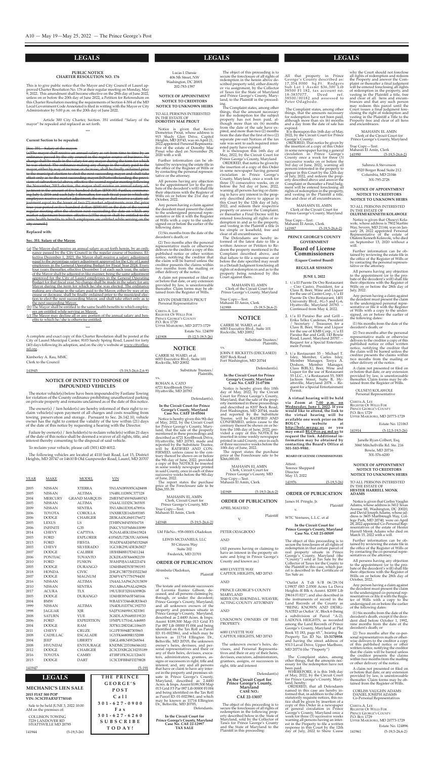# LEGALS

## PUBLIC NOTICE
## CHARTER RESOLUTION NO. 176

This is to give public notice that the Mayor and City Council of Laurel approved Charter Resolution No. 176 at their regular meeting on Monday, May 9, 2022. This amendment shall become effective on the 28th day of June 2022, unless on or before the 20th day of June 2022, a Petition for Referendum on this Charter Resolution meeting the requirements of Section 4-304 of the MD Local Government Code Annotated is filed in writing with the Mayor or City Administrator by 5:00 p.m. on the 20th day of June 2022.

Article 300 City Charter, Section. 351 entitled "Salary of the mayor" be repealed and replaced as set forth.

\*\*\*

**Current Section to be repealed:**

~~[Sec. 351. Salary of the Mayor.~~

~~(a)The mayor shall receive an annual salary as set from time to time by an ordinance passed by the city council in the regular course of business. No change shall be made in the salary for any mayor during the term for which he was elected. The ordinance making any change in the salary paid to the mayor, either by way of increase or decrease, shall be finally ordained prior to the municipal election to elect the next succeeding mayor and shall take effect only as to the next succeeding mayor.(b)Notwithstanding the provisions of subsection (a) above, effective the second regular meeting following the November, 2015 election, the mayor shall receive an annual salary adjustment in the amount of five hundred dollars ($500.00). Further, commencing July 1, 2016 and each July 1 thereafter, for each fiscal year in which city employees receive a market adjustment, the mayor shall receive a salary adjustment equal to the lesser of two (2) market adjustments over the prior four year period or five hundred dollars ($500.00) on the date of the second regular meeting after the election next succeeding the date on which any market adjustment becomes effective.(c)The mayor shall be entitled to the same health benefits to which employees are entitled while serving on the city council.]~~

**Replaced with:**

**Sec. 351. Salary of the Mayor.**

(a) The Mayor shall receive an annual salary as set forth herein, by an ordinance passed by the City Council in the regular course of business. Effective December 1, 2023, the Mayor shall receive a salary adjustment equal to the percentage salary adjustment approved for the City of Laurel employees in the General Operating Budget for Fiscal Year 2024. Every four years thereafter, effective December 1 of each such year, the salary of the Mayor shall be adjusted in like manner, being the same adjustment approved for the City of Laurel employees in the General Operating Budget for that fiscal year. No change shall be made in the salary for any Mayor during the term for which he/she was elected. The ordinance making any change in the salary paid to the Mayor, either by way of increase or decrease, shall be finally ordained prior to the municipal election to elect the next succeeding Mayor, and shall take effect only as to the next succeeding Mayor.

(b) The Mayor shall be entitled to the same health benefits to which employees are entitled while serving as Mayor.

(c) The Mayor may decline all or any portion of the annual salary and benefits to which he/she is otherwise entitled.

\*\*\*

A complete and exact copy of this Charter Resolution shall be posted at the City of Laurel Municipal Center, 8103 Sandy Spring Road, Laurel for forty (40) days following its adoption, and on the city's website at www.cityoflaurel.org.

Kimberley A. Rau, MMC
Clerk to the Council

141945 (5-19,5-26,6-2,6-9)

## NOTICE OF INTENT TO DISPOSE OF IMPOUNDED VEHICLES

The motor vehicle(s) below have been impounded by Fastlane Towing for violation of the County ordinance prohibiting unauthorized parking on private property and remains unclaimed as of the date of this notice.

The owner(s) / lien holder(s) are hereby informed of their right to reclaim vehicle(s) upon payment of all charges and costs resulting from towing, preservation and storage. Pursuant to Sec. 26.142.10, vehicle owner has the right to contest the validity of the tow within (21) days of the date of this notice by requesting a hearing with the Director.

Failure by owner(s) / lien holder(s) to reclaim vehicle(s) within 21 days of the date of this notice shall be deemed a waiver of all rights, title, and interest thereby consenting to the disposal of said vehicle.

To reclaim your vehicle, please call (301) 420-4012.

The following vehicles are located at 4110 Suit Road, Lot 15, District Heights, MD 20747 or 14610 B Old Gunpowder Road, Laurel, MD 20707

| YEAR | MAKE | MODEL | VIN |
|---|---|---|---|
| 2005 | NISSAN | XTERRA | 5N1AN08W85C628498 |
| 2005 | NISSAN | ALTIMA | 1N4BL11D85C377128 |
| 2004 | MERCURY | GRAND MARQUIS | 2MEFM74W94X689743 |
| 2005 | NISSAN | ALTIMA | 1N4AL11D25C365505 |
| 2009 | NISSAN | SENTRA | 3N1AB61EX9L678916 |
| 2006 | TOYOTA | COROLLA | 1NXBR32E16Z693585 |
| 2006 | DODGE | CHARGER | 2B3KA43G86H176672 |
| 2006 | LEXUS | LS | JTHBN36F455016718 |
| 2006 | INFINITI | G35 | JNKCV51F56M610099 |
| 2014 | CHEVY | CAPTIVA | 3GNAL4EK1ES615824 |
| 2003 | FORD | EXPLORER | 41FMZU72K53UA83694 |
| 2015 | FORD | FIESTA | 3FADP4AEJ4FM152848 |
| 2003 | CHEVY | SILVERADO | 1GCHK29U43E363827 |
| 2007 | DODGE | CALIBER | 1B3HB48B17D431244 |
| 2006 | PONTIAC | TOYANTO | 2CKDL63FX66082159 |
| 2010 | FORD | FUSION | 3FAHP0JA1AR221474 |
| 2005 | DODGE | DURANGO | 1D4HB48N35F590193 |
| 2018 | HONDA | CIVIC | 2HGFC3B77JH522360 |
| 2007 | DODGE | MAGNUM | 2D4FV47V77H794430 |
| 2016 | NISSAN | ALTIMA | 1N4AL3AP6GN313839 |
| 2010 | NISSAN | SENTRA | 3N1AB6AP9AL629826 |
| 2017 | ACURA | TLX | 19UUB1F32HA009826 |
| 2005 | DODGE | DURANGO | 1D4HB38N65F540166 |
| 2004 | BMW | | WBAEV33464KR33643 |
| 1999 | NISSAN | ALTIMA | 1N4DL01D7XC192733 |
| 1998 | JAGUAR | XJR | SAJPX1849WC823381 |
| 2008 | SATURN | VUE | 3GSDL43N68S519120 |
| 2006 | FORD | EXPEDITION | 1FMPU17516LA46885 |
| 2004 | DODGE | RAM | 3D7KU28D24G106635 |
| 2011 | CHEVY | CRUZE | 1G1PF5S94B7305865 |
| 2008 | CADILLAC | ESCALADE | 1GYFK66808R152088 |
| 2004 | JEEP | LIBERTY | 1J4GL48K54W268364 |
| 2008 | HYUNDAI | ENTOURAGE | KNDMC233186046102 |
| 2012 | DODGE | CHARGER | 2C3CDXBG2CH255189 |
| 2016 | TOYOTA | CAMRY | 4T1BF1FKXGU126631 |
| 2015 | DODGE | DART | 1C3CDFBB4FD278828 |

141947 (5-19)

# LEGALS

## MECHANIC'S LIEN SALE

**2015 FIAT 500 POP**
**VIN: 3C3CFFARXFT750145**

Sale to be held JUNE 3, 2022 10:00 AM on the premises of:

COLLISION TOWING
7229 LANDOVER RD
HYATTSVILLE MD 20785

141944 (5-19,5-26)

**THE PRINCE GEORGE'S POST**
**Call 301-627-0900**
**Fax 301-627-6260**
**SUBSCRIBE TODAY!**

# LEGALS

Lucas I. Dansie
406 5th Street, NW
Washington, DC 20001
202-783-1597

## NOTICE OF APPOINTMENT
## NOTICE TO CREDITORS
## NOTICE TO UNKNOWN HEIRS

TO ALL PERSONS INTERESTED IN THE ESTATE OF **DOROTHY MAE PROUT**

Notice is given that Kevin Demetrius Prout, whose address is 915 Shady Glen Drive, Capitol Heights, MD 20743, was on April 21, 2022 appointed Personal Representative of the estate of Dorothy Mae Prout who died on November 29, 2020 with a will.

Further information can be obtained by reviewing the estate file in the office of the Register of Wills or by contacting the personal representative or the attorney.

All persons having any objection to the appointment (or to the probate of the decedent's will) shall file their objections with the Register of Wills on or before the 21st day of October, 2022.

Any person having a claim against the decedent must present the claim to the undersigned personal representative or file it with the Register of Wills with a copy to the undersigned on or before the earlier of the following dates:

(1) Six months from the date of the decedent's death; or

(2) Two months after the personal representative mails or otherwise delivers to the creditor a copy of this published notice or other written notice, notifying the creditor that the claim will be barred unless the creditor presents the claims within two months from the mailing or other delivery of the notice.

A claim not presented or filed on or before that date, or any extension provided by law, is unenforceable thereafter. Claim forms may be obtained from the Register of Wills.

KEVIN DEMETRIUS PROUT
Personal Representative

CERETA A. LEE
REGISTER OF WILLS FOR
PRINCE GEORGE'S COUNTY
P.O. BOX 1729
UPPER MARLBORO, MD 20773-1729

Estate No. 124059

141908 (5-12,5-19,5-26)

## NOTICE

CARRIE M. WARD, et al.
6003 Executive Blvd., Suite 101
Rockville, MD 20852

Substitute Trustees/ Plaintiffs,

vs.

ROHAN A. CATO
6721 Knollbrook Drive
Hyattsville, MD 20783

Defendant(s).

**In the Circuit Court for Prince George's County, Maryland Case No. CAEF 18-05044**

Notice is hereby given this 9th day of May, 2022, by the Circuit Court for Prince George's County, Maryland, that the sale of the property mentioned in these proceedings and described as 6721 Knollbrook Drive, Hyattsville, MD 20783, made and reported by the Substitute Trustee, will be RATIFIED AND CONFIRMED, unless cause to the contrary thereof be shown on or before the 9th day of June, 2022, provided a copy of this NOTICE be inserted in some weekly newspaper printed in said County, once in each of three successive weeks before the 9th day of June, 2022.

The report states the purchase price at the Foreclosure sale to be $266,355.39.

MAHASIN EL AMIN,
Clerk, Circuit Court for
Prince George's County, MD
True Copy—Test:
Mahasin El Amin, Clerk

141948 (5-19,5-26,6-2)

LM File No.: 938-00001-Oladokun

LEWIS MCDANIELS, LLC
50 Citizens Way
Suite 202
Frederick, MD 21701

## ORDER OF PUBLICATION

Abimbola Oladokun,

Plaintiff

vs.

The testate and intestate successors of Luvenia Eunice Gibson, deceased, and all persons claiming by, through, or under the decedent; Prince George's County, Maryland; and all unknown owners of the property and premises situate in Prince George's County, Maryland, described as 2.4400 Acres. & Imps. Assmt $189,500 Map 013 Grid F3 Par 087 Lib 00000 Fl 004 and being identified on the Tax Roll as Parcel ID: 01-0023861, and which may be known as 11714 Ellington Dr., Beltsville, MD 20705, the unknown owner's heirs, devisees, and personal representatives and their or any of their heirs, devisees, executors, administrators, grantees, assigns or successors in right, title and interest; and, any and all persons that have or claim to have any interest in the property and premises situate in Prince George's County, Maryland, described as 2.4400 Acres. & Imps. Assmt $189,500 Map 013 Grid F3 Par 087 Lib 00000 Fl 004 and being identified on the Tax Roll as Parcel ID: 01-0023861, and which may be known as 11714 Ellington Dr., Beltsville, MD 20705,

Defendants.

**In the Circuit Court for Prince George's County, Maryland Case No. CAE 22-12997 TAX SALE**

The object of this proceeding is to secure the foreclosure of all rights of redemption in the herein above described property sold, either directly or via assignment, by the Collector of Taxes for the State of Maryland and Prince George's County, Maryland, to the Plaintiff in the proceeding.

The Complaint states, among other things, that the amount necessary for the redemption for the subject property has not been paid, although more than six (6) months from the date of the sale have expired, and more than two (2) months from the date that the first of two (2) separate pre-suit Notices of the tax sale was sent to each required interested party have expired.

It is thereupon this 16th day of May, 2022, by the Circuit Court for Prince George's County, Maryland

ORDERED, that notice be given by the insertion of a copy of this Order in some newspaper having general circulation in Prince George's County, Maryland, once a week for three (3) consecutive weeks, on or before the 3rd day of June, 2022, warning all persons having or claiming to have any interest in the property described above to appear in this Court by the 12th day of July, 2022, and redeem their respective property or answer the Complaint, or thereafter a Final Decree will be entered foreclosing all rights of redemption in and as to the property, and vesting in the Plaintiff a title in fee simple or leasehold, free and clear of all encumbrances.

The Defendants are hereby informed of the latest date to file a written Answer or Petition to Redeem the property mentioned in the Complaint described above, and that failure to file the Answer or Petition by the date specified may result in a Default Judgment foreclosing all rights of redemption in and as to the property being rendered by this Court against them.

MAHASIN EL AMIN
Clerk of the Circuit Court for
Prince George's County, Maryland

True Copy—Test:
Mahasin El Amin, Clerk

141988 (5-19,5-26,6-2)

## NOTICE

CARRIE M. WARD, et al.
6003 Executive Blvd., Suite 101
Rockville, MD 20852

Substitute Trustees/ Plaintiffs,

vs.

JOHN F. RICKETTS (DECEASED)
8207 Bock Road
Fort Washington, MD 20744

Defendant(s).

**In the Circuit Court for Prince George's County, Maryland Case No. CAEF 21-07186**

Notice is hereby given this 10th day of May, 2022, by the Circuit Court for Prince George's County, Maryland, that the sale of the property mentioned in these proceedings and described as 8207 Bock Road, Fort Washington, MD 20744, made and reported by the Substitute Trustee, will be RATIFIED AND CONFIRMED, unless cause to the contrary thereof be shown on or before the 10th day of June, 2022, provided a copy of this NOTICE be inserted in some weekly newspaper printed in said County, once in each of three successive weeks before the 10th day of June, 2022.

The report states the purchase price at the Foreclosure sale to be $266,000.00.

MAHASIN EL AMIN,
Clerk, Circuit Court for
Prince George's County, MD
True Copy—Test:
Mahasin El Amin, Clerk

141949 (5-19,5-26,6-2)

## ORDER OF PUBLICATION

APRIL MALVEO

Plaintiff

V.

PETER ODAGBODO

AND

(All persons having or claiming to have an interest in the property situate and lying in Prince George's County and known as:)

6000 LYVETTE WAY
CAPITOL HEIGHTS, MD 20743

AND

PRINCE GEORGE'S COUNTY
MARYLAND
SERVE ON: RHONDA L. WEAVER,
ACTING COUNTY ATTORNEY

AND

UNKNOWN OWNERS OF THE PROPERTY:

6000 LYVETTE WAY
CAPITOL HEIGHTS, MD 20743

The unknown owner's heirs, devisees, and Personal Representatives and their or any of their heirs, devisees, executors, administrators, grantees, assigns, or successors in right, title and interest

Defendant(s)

**In the Circuit Court for Prince George's County, Maryland CASE NO.: CAE 22-13037**

The object of this proceeding is to secure the foreclosure of all rights of redemption in the following property described below in the State of Maryland, sold by the Collector of Taxes for Prince George's County and the State of Maryland to the Plaintiff in this proceeding:

# LEGALS

All that property in Prince George's County described as: 17,354.0000 Sq.Ft. Rodgers Sub Lot 1 Assmt $36,300 Lib 38500 Fl 182, tax account no. 18-3837077, Deed ref. 38500/00182 and assessed to Peter Odagbodo.

The Complaint states, among other things, that the amounts necessary for redemption have not been paid, although more than six (6) months and a day from the date of sale has expired.

It is thereupon this 16th day of May, 2022, by the Circuit Court for Prince George's County:

ORDERED, That notice be given by the insertion of a copy of this Order in some newspaper having a general circulation in Prince George's County once a week for three (3) successive weeks on or before the 3rd day of June, 2022, warning all persons interested in the property to appear in this Court by the 12th day of July, 2022, and redeem the property described above and answer the Complaint or thereafter a final judgment will be entered foreclosing all rights of redemption in the property, and vesting in the Plaintiff a title, free and clear of all encumbrances.

MAHASIN EL AMIN
Clerk of the Circuit Court for
Prince George's County, Maryland

True Copy—Test:
Mahasin El Amin, Clerk

141987 (5-19,5-26,6-2)

**PRINCE GEORGE'S COUNTY GOVERNMENT**

## Board of License Commissioners
**(Liquor Control Board)**

**REGULAR SESSION**

**JUNE 1, 2022**

1. t/a El Puente De Oro Restaurant – Ciro Castro, President, for a Class B, Beer, Wine and Liquor for the use of Castro Corp., t/a El Puente De Oro Restaurant, 1401 University Blvd., #G-5 and G-6, Hyattsville, Maryland 20783. – Continued from May 4, 2022.

2. t/a El Paraiso Bar and Grill – Erika Tellez Cardenas, President / Secretary / Treasurer, for a Class B, Beer, Wine and Liquor for the use of KMB Corp., t/a El Paraiso Bar and Grill, 143 Bowie Road, Laurel, Maryland 20707. – Request for a Special Entertainment Permit.

3. t/a Restaurant 55 - Michael T. Isley, Member, Carlos Isley, Member Manager, Tonya A. Dodson, Member Manager, Class B(BLX), Beer, Wine and Liquor for the use of Restaurant 55 LLC, t/a Restaurant 55, 5805 Jackson Street, Suite B, Hyattsville, Maryland 2078. – Request for a Special Entertainment Permit.

**A virtual hearing will be held via Zoom at 7:00 p.m. on Wednesday, June 1, 2022. If you would like to attend, the link to the virtual hearing will be available one week prior on the BOLC's website at http://bolc.mypgc.us or you may email BLC@co.pg.md.us to request the link. Additional information may be obtained by contacting the Board's Office at 301-583-9980.**

**BOARD OF LICENSE COMMISSIONERS**

Attest:
Terence Sheppard
Director
May 13, 2022

141976 (5-19,5-26)

## ORDER OF PUBLICATION

James H. Pringle, Jr.

Plaintiff

v.

WTC Ventures, L.L.C. et al

**In the Circuit Court for Prince George's County, Maryland Case No. CAE 21-00509**

The object of this proceeding is to secure the foreclosure of all rights of redemption in that certain parcel of real property situate in Prince George's County, Maryland (the "County") sold at Tax Sale by the Collector of Taxes for the County to the Plaintiff in this case, which parcel is described in the Certificate of Tax Sale as:

"Outlot A T-dt 5/B 06/29/04 L19837 f83 2.0500 Acres La Dova Heights–R Blk 6, Assmt. $2000 Lib 29616 Fl 021"; and also described in the instruments of record in the Land Records of the County as "BEING KNOWN AND DESIGNATED as Outlot 'A', Block 6 (being a subdivision of Parcel "A-2), LADOVA HEIGHTS, as recorded among the Land Records of Prince George's County, Maryland at Plat Book VJ 183, page 65.", bearing the Property Tax ID No. **13-3179958**, and having the street address of 9313 Laval Drive, Upper Marlboro, MD 20774 (the "Property")

The Complaint states, among other things, that the amounts necessary for the redemption have not been paid.

WHEREFORE, it is this 16th day of May, 2022, by the Circuit Court for Prince George's County, Maryland, hereby:

ORDERED, that all Defendants named in this case are hereby informed that, in addition to the other statutorily requisite notices, this notice shall be given by insertion of a copy of this Order in a newspaper of general circulation in Prince George's County, Maryland once a week for three (3) successive weeks warning all persons having an interest in the Property to file a written response in this Court by the 12th day of July, 2022 to Show Cause why the Court should not foreclose all rights of redemption and redeem the Property and answer the Complaint or thereafter a final judgment will be entered foreclosing all rights of redemption in the property, and vesting in the Plaintiff a title, free and clear of all liens and encumbrances and that any such person may redeem this parcel until the Court issues a final judgment foreclosing the right of redemption and vesting in the Plaintiff a Title to the Property free and clear of all liens and encumbrances.

MAHASIN EL AMIN
Clerk of the Circuit Court for
Prince George's County, Maryland

True Copy—Test:
Mahasin El Amin, Clerk

141990 (5-19,5-26,6-2)

Sahmra A Stevenson
9520 Berger Road Suite 212
Columbia, MD 21046
301-795-2728

## NOTICE OF APPOINTMENT
## NOTICE TO CREDITORS
## NOTICE TO UNKNOWN HEIRS

TO ALL PERSONS INTERESTED IN THE ESTATE OF **OLUFEMI KENNETH KOLAWOLE**

Notice is given that Oluseyi Kolawole, whose address is 7802 Starfire Way, Severn, MD 21144, was on January 28, 2022 appointed Personal Representative of the estate of Olufemi Kenneth Kolawole, who died on September 13, 2020 without a will.

Further information can be obtained by reviewing the estate file in the office of the Register of Wills or by contacting the personal representative or the attorney.

All persons having any objection to the appointment (or to the probate of the decedent's will) shall file their objections with the Register of Wills on or before the 28th day of July, 2022.

Any person having a claim against the decedent must present the claim to the undersigned personal representative or file it with the Register of Wills with a copy to the undersigned on or before the earlier of the following dates:

(1) Six months from the date of the decedent's death; or

(2) Two months after the personal representative mails or otherwise delivers to the creditor a copy of this published notice or other written notice, notifying the creditor that the claim will be barred unless the creditor presents the claims within two months from the mailing or other delivery of the notice.

A claim not presented or filed on or before that date, or any extension provided by law, is unenforceable thereafter. Claim forms may be obtained from the Register of Wills.

OLUSEYI KOLAWOLE
Personal Representative

CERETA A. LEE
REGISTER OF WILLS FOR
PRINCE GEORGE'S COUNTY
P.O. BOX 1729
UPPER MARLBORO, MD 20773-1729

Estate No. 121063

141914 (5-12,5-19,5-26)

Janelle Ryan-Colbert, Esq.
3060 Mitchellville Rd. Ste. 216
Bowie, MD 20716
301-576-6200

## NOTICE OF APPOINTMENT
## NOTICE TO CREDITORS
## NOTICE TO UNKNOWN HEIRS

TO ALL PERSONS INTERESTED IN THE ESTATE OF **HESTER HARRELL MONK ADAMS**

Notice is given that Corliss Vaughn Adams, whose address is 3412 Texas Avenue SE, Washington, DC 20020, and David Joseph Adams, whose address is 3605 Marlborough Way, College Park, MD 20740, were on April 25, 2022 appointed Co-Personal Representatives of the estate of Hester Harrell Monk Adams who died on March 15, 2022 with a will.

Further information can be obtained by reviewing the estate file in the office of the Register of Wills or by contacting the co-personal representatives or the attorney.

All persons having any objection to the appointment (or to the probate of the decedent's will) shall file their objections with the Register of Wills on or before the 25th day of October, 2022.

Any person having a claim against the decedent must present the claim to the undersigned co-personal representatives or file it with the Register of Wills with a copy to the undersigned on or before the earlier of the following dates:

(1) Six months from the date of the decedent's death, except if the decedent died before October 1, 1992, nine months from the date of the decedent's death; or

(2) Two months after the co-personal representatives mails or otherwise delivers to the creditor a copy of this published notice or other written notice, notifying the creditor that the claim will be barred unless the creditor presents the claims within two months from the mailing or other delivery of the notice.

A claim not presented or filed on or before that date, or any extension provided by law, is unenforceable thereafter. Claim forms may be obtained from the Register of Wills.

CORLISS VAUGHN ADAMS
DANIEL JOSEPH ADAMS
Co-Personal Representatives

CERETA A. LEE
REGISTER OF WILLS FOR
PRINCE GEORGE'S COUNTY
P.O. BOX 1729
UPPER MARLBORO, MD 20773-1729

Estate No. 124896

141961 (5-19,5-26,6-2)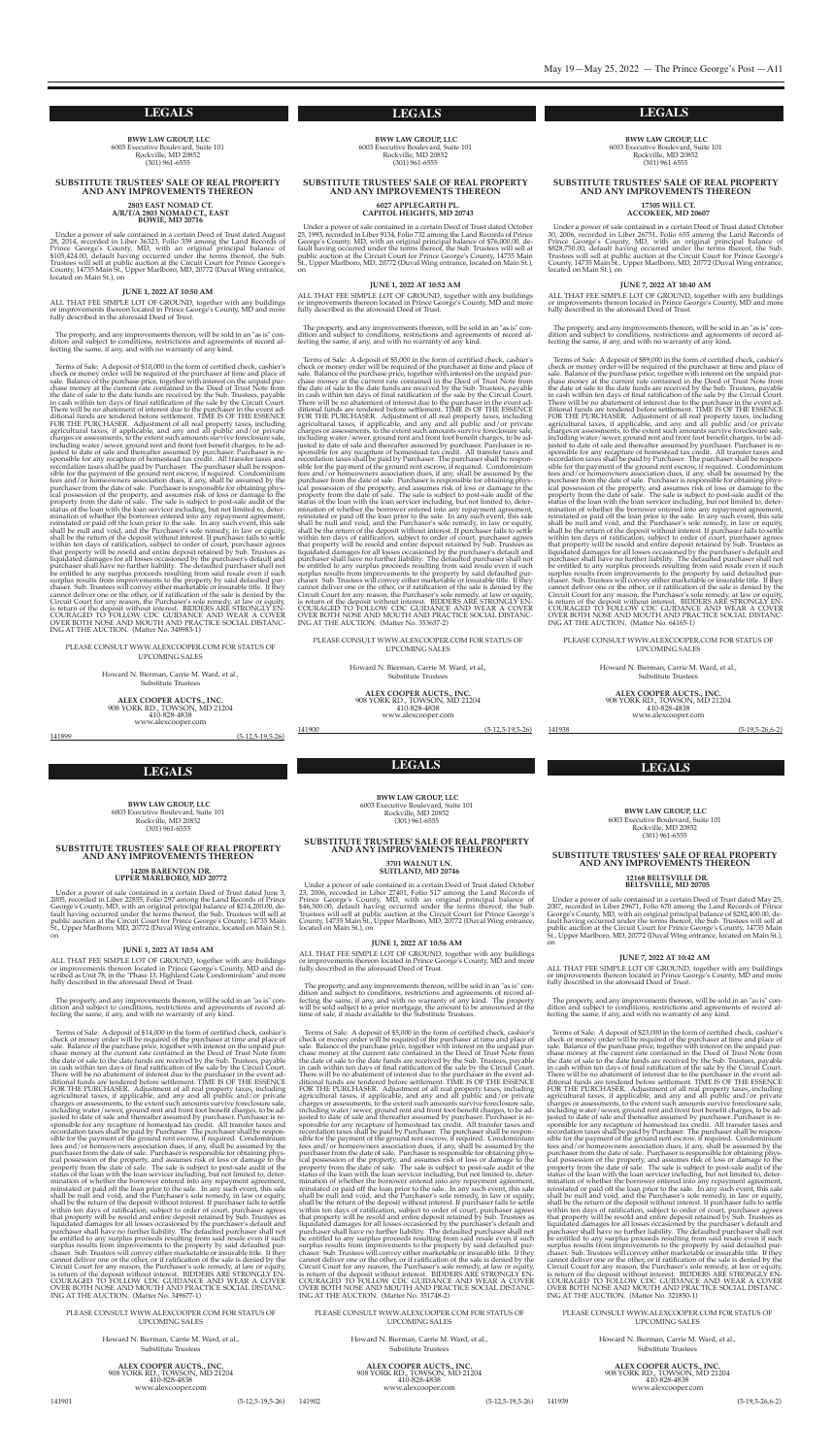## LEGALS

**BWW LAW GROUP, LLC**
6003 Executive Boulevard, Suite 101
Rockville, MD 20852
(301) 961-6555

### SUBSTITUTE TRUSTEES' SALE OF REAL PROPERTY AND ANY IMPROVEMENTS THEREON

**2803 EAST NOMAD CT.**
**A/R/T/A 2803 NOMAD CT., EAST**
**BOWIE, MD 20716**

Under a power of sale contained in a certain Deed of Trust dated August 28, 2014, recorded in Liber 36323, Folio 359 among the Land Records of Prince George's County, MD, with an original principal balance of $105,424.00, default having occurred under the terms thereof, the Sub. Trustees will sell at public auction at the Circuit Court for Prince George's County, 14735 Main St., Upper Marlboro, MD, 20772 (Duval Wing entrance, located on Main St.), on

**JUNE 1, 2022 AT 10:50 AM**

ALL THAT FEE SIMPLE LOT OF GROUND, together with any buildings or improvements thereon located in Prince George's County, MD and more fully described in the aforesaid Deed of Trust.

The property, and any improvements thereon, will be sold in an "as is" condition and subject to conditions, restrictions and agreements of record affecting the same, if any, and with no warranty of any kind.

Terms of Sale: A deposit of $10,000 in the form of certified check, cashier's check or money order will be required of the purchaser at time and place of sale. Balance of the purchase price, together with interest on the unpaid purchase money at the current rate contained in the Deed of Trust Note from the date of sale to the date funds are received by the Sub. Trustees, payable in cash within ten days of final ratification of the sale by the Circuit Court. There will be no abatement of interest due to the purchaser in the event additional funds are tendered before settlement. TIME IS OF THE ESSENCE FOR THE PURCHASER. Adjustment of all real property taxes, including agricultural taxes, if applicable, and any and all public and/or private charges or assessments, to the extent such amounts survive foreclosure sale, including water/sewer, ground rent and front foot benefit charges, to be adjusted to date of sale and thereafter assumed by purchaser. Purchaser is responsible for any recapture of homestead tax credit. All transfer taxes and recordation taxes shall be paid by Purchaser. The purchaser shall be responsible for the payment of the ground rent escrow, if required. Condominium fees and/or homeowners association dues, if any, shall be assumed by the purchaser from the date of sale. Purchaser is responsible for obtaining physical possession of the property, and assumes risk of loss or damage to the property from the date of sale. The sale is subject to post-sale audit of the status of the loan with the loan servicer including, but not limited to, determination of whether the borrower entered into any repayment agreement, reinstated or paid off the loan prior to the sale. In any such event, this sale shall be null and void, and the Purchaser's sole remedy, in law or equity, shall be the return of the deposit without interest. If purchaser fails to settle within ten days of ratification, subject to order of court, purchaser agrees that property will be resold and entire deposit retained by Sub. Trustees as liquidated damages for all losses occasioned by the purchaser's default and purchaser shall have no further liability. The defaulted purchaser shall not be entitled to any surplus proceeds resulting from said resale even if such surplus results from improvements to the property by said defaulted purchaser. Sub. Trustees will convey either marketable or insurable title. If they cannot deliver one or the other, or if ratification of the sale is denied by the Circuit Court for any reason, the Purchaser's sole remedy, at law or equity, is return of the deposit without interest. BIDDERS ARE STRONGLY ENCOURAGED TO FOLLOW CDC GUIDANCE AND WEAR A COVER OVER BOTH NOSE AND MOUTH AND PRACTICE SOCIAL DISTANCING AT THE AUCTION. (Matter No. 348983-1)

PLEASE CONSULT WWW.ALEXCOOPER.COM FOR STATUS OF UPCOMING SALES

Howard N. Bierman, Carrie M. Ward, et al.,
Substitute Trustees

**ALEX COOPER AUCTS., INC.**
908 YORK RD., TOWSON, MD 21204
410-828-4838
www.alexcooper.com

141899 (5-12,5-19,5-26)

## LEGALS

**BWW LAW GROUP, LLC**
6003 Executive Boulevard, Suite 101
Rockville, MD 20852
(301) 961-6555

### SUBSTITUTE TRUSTEES' SALE OF REAL PROPERTY AND ANY IMPROVEMENTS THEREON

**6027 APPLEGARTH PL.**
**CAPITOL HEIGHTS, MD 20743**

Under a power of sale contained in a certain Deed of Trust dated October 25, 1993, recorded in Liber 9134, Folio 732 among the Land Records of Prince George's County, MD, with an original principal balance of $76,000.00, default having occurred under the terms thereof, the Sub. Trustees will sell at public auction at the Circuit Court for Prince George's County, 14735 Main St., Upper Marlboro, MD, 20772 (Duval Wing entrance, located on Main St.), on

**JUNE 1, 2022 AT 10:52 AM**

ALL THAT FEE SIMPLE LOT OF GROUND, together with any buildings or improvements thereon located in Prince George's County, MD and more fully described in the aforesaid Deed of Trust.

The property, and any improvements thereon, will be sold in an "as is" condition and subject to conditions, restrictions and agreements of record affecting the same, if any, and with no warranty of any kind.

Terms of Sale: A deposit of $5,000 in the form of certified check, cashier's check or money order will be required of the purchaser at time and place of sale. Balance of the purchase price, together with interest on the unpaid purchase money at the current rate contained in the Deed of Trust Note from the date of sale to the date funds are received by the Sub. Trustees, payable in cash within ten days of final ratification of the sale by the Circuit Court. There will be no abatement of interest due to the purchaser in the event additional funds are tendered before settlement. TIME IS OF THE ESSENCE FOR THE PURCHASER. Adjustment of all real property taxes, including agricultural taxes, if applicable, and any and all public and/or private charges or assessments, to the extent such amounts survive foreclosure sale, including water/sewer, ground rent and front foot benefit charges, to be adjusted to date of sale and thereafter assumed by purchaser. Purchaser is responsible for any recapture of homestead tax credit. All transfer taxes and recordation taxes shall be paid by Purchaser. The purchaser shall be responsible for the payment of the ground rent escrow, if required. Condominium fees and/or homeowners association dues, if any, shall be assumed by the purchaser from the date of sale. Purchaser is responsible for obtaining physical possession of the property, and assumes risk of loss or damage to the property from the date of sale. The sale is subject to post-sale audit of the status of the loan with the loan servicer including, but not limited to, determination of whether the borrower entered into any repayment agreement, reinstated or paid off the loan prior to the sale. In any such event, this sale shall be null and void, and the Purchaser's sole remedy, in law or equity, shall be the return of the deposit without interest. If purchaser fails to settle within ten days of ratification, subject to order of court, purchaser agrees that property will be resold and entire deposit retained by Sub. Trustees as liquidated damages for all losses occasioned by the purchaser's default and purchaser shall have no further liability. The defaulted purchaser shall not be entitled to any surplus proceeds resulting from said resale even if such surplus results from improvements to the property by said defaulted purchaser. Sub. Trustees will convey either marketable or insurable title. If they cannot deliver one or the other, or if ratification of the sale is denied by the Circuit Court for any reason, the Purchaser's sole remedy, at law or equity, is return of the deposit without interest. BIDDERS ARE STRONGLY ENCOURAGED TO FOLLOW CDC GUIDANCE AND WEAR A COVER OVER BOTH NOSE AND MOUTH AND PRACTICE SOCIAL DISTANCING AT THE AUCTION. (Matter No. 353637-2)

PLEASE CONSULT WWW.ALEXCOOPER.COM FOR STATUS OF UPCOMING SALES

Howard N. Bierman, Carrie M. Ward, et al.,
Substitute Trustees

**ALEX COOPER AUCTS., INC.**
908 YORK RD., TOWSON, MD 21204
410-828-4838
www.alexcooper.com

141900 (5-12,5-19,5-26)

## LEGALS

**BWW LAW GROUP, LLC**
6003 Executive Boulevard, Suite 101
Rockville, MD 20852
(301) 961-6555

### SUBSTITUTE TRUSTEES' SALE OF REAL PROPERTY AND ANY IMPROVEMENTS THEREON

**17305 WILL CT.**
**ACCOKEEK, MD 20607**

Under a power of sale contained in a certain Deed of Trust dated October 30, 2006, recorded in Liber 26751, Folio 655 among the Land Records of Prince George's County, MD, with an original principal balance of $828,750.00, default having occurred under the terms thereof, the Sub. Trustees will sell at public auction at the Circuit Court for Prince George's County, 14735 Main St., Upper Marlboro, MD, 20772 (Duval Wing entrance, located on Main St.), on

**JUNE 7, 2022 AT 10:40 AM**

ALL THAT FEE SIMPLE LOT OF GROUND, together with any buildings or improvements thereon located in Prince George's County, MD and more fully described in the aforesaid Deed of Trust.

The property, and any improvements thereon, will be sold in an "as is" condition and subject to conditions, restrictions and agreements of record affecting the same, if any, and with no warranty of any kind.

Terms of Sale: A deposit of $89,000 in the form of certified check, cashier's check or money order will be required of the purchaser at time and place of sale. Balance of the purchase price, together with interest on the unpaid purchase money at the current rate contained in the Deed of Trust Note from the date of sale to the date funds are received by the Sub. Trustees, payable in cash within ten days of final ratification of the sale by the Circuit Court. There will be no abatement of interest due to the purchaser in the event additional funds are tendered before settlement. TIME IS OF THE ESSENCE FOR THE PURCHASER. Adjustment of all real property taxes, including agricultural taxes, if applicable, and any and all public and/or private charges or assessments, to the extent such amounts survive foreclosure sale, including water/sewer, ground rent and front foot benefit charges, to be adjusted to date of sale and thereafter assumed by purchaser. Purchaser is responsible for any recapture of homestead tax credit. All transfer taxes and recordation taxes shall be paid by Purchaser. The purchaser shall be responsible for the payment of the ground rent escrow, if required. Condominium fees and/or homeowners association dues, if any, shall be assumed by the purchaser from the date of sale. Purchaser is responsible for obtaining physical possession of the property, and assumes risk of loss or damage to the property from the date of sale. The sale is subject to post-sale audit of the status of the loan with the loan servicer including, but not limited to, determination of whether the borrower entered into any repayment agreement, reinstated or paid off the loan prior to the sale. In any such event, this sale shall be null and void, and the Purchaser's sole remedy, in law or equity, shall be the return of the deposit without interest. If purchaser fails to settle within ten days of ratification, subject to order of court, purchaser agrees that property will be resold and entire deposit retained by Sub. Trustees as liquidated damages for all losses occasioned by the purchaser's default and purchaser shall have no further liability. The defaulted purchaser shall not be entitled to any surplus proceeds resulting from said resale even if such surplus results from improvements to the property by said defaulted purchaser. Sub. Trustees will convey either marketable or insurable title. If they cannot deliver one or the other, or if ratification of the sale is denied by the Circuit Court for any reason, the Purchaser's sole remedy, at law or equity, is return of the deposit without interest. BIDDERS ARE STRONGLY ENCOURAGED TO FOLLOW CDC GUIDANCE AND WEAR A COVER OVER BOTH NOSE AND MOUTH AND PRACTICE SOCIAL DISTANCING AT THE AUCTION. (Matter No. 64165-1)

PLEASE CONSULT WWW.ALEXCOOPER.COM FOR STATUS OF UPCOMING SALES

Howard N. Bierman, Carrie M. Ward, et al.,
Substitute Trustees

**ALEX COOPER AUCTS., INC.**
908 YORK RD., TOWSON, MD 21204
410-828-4838
www.alexcooper.com

141938 (5-19,5-26,6-2)

## LEGALS

**BWW LAW GROUP, LLC**
6003 Executive Boulevard, Suite 101
Rockville, MD 20852
(301) 961-6555

### SUBSTITUTE TRUSTEES' SALE OF REAL PROPERTY AND ANY IMPROVEMENTS THEREON

**14208 BARENTON DR.**
**UPPER MARLBORO, MD 20772**

Under a power of sale contained in a certain Deed of Trust dated June 3, 2005, recorded in Liber 22855, Folio 297 among the Land Records of Prince George's County, MD, with an original principal balance of $214,200.00, default having occurred under the terms thereof, the Sub. Trustees will sell at public auction at the Circuit Court for Prince George's County, 14735 Main St., Upper Marlboro, MD, 20772 (Duval Wing entrance, located on Main St.), on

**JUNE 1, 2022 AT 10:54 AM**

ALL THAT FEE SIMPLE LOT OF GROUND, together with any buildings or improvements thereon located in Prince George's County, MD and described as Unit 78, in the "Phase 13, Highland Gale Condominium" and more fully described in the aforesaid Deed of Trust.

The property, and any improvements thereon, will be sold in an "as is" condition and subject to conditions, restrictions and agreements of record affecting the same, if any, and with no warranty of any kind.

Terms of Sale: A deposit of $14,000 in the form of certified check, cashier's check or money order will be required of the purchaser at time and place of sale. Balance of the purchase price, together with interest on the unpaid purchase money at the current rate contained in the Deed of Trust Note from the date of sale to the date funds are received by the Sub. Trustees, payable in cash within ten days of final ratification of the sale by the Circuit Court. There will be no abatement of interest due to the purchaser in the event additional funds are tendered before settlement. TIME IS OF THE ESSENCE FOR THE PURCHASER. Adjustment of all real property taxes, including agricultural taxes, if applicable, and any and all public and/or private charges or assessments, to the extent such amounts survive foreclosure sale, including water/sewer, ground rent and front foot benefit charges, to be adjusted to date of sale and thereafter assumed by purchaser. Purchaser is responsible for any recapture of homestead tax credit. All transfer taxes and recordation taxes shall be paid by Purchaser. The purchaser shall be responsible for the payment of the ground rent escrow, if required. Condominium fees and/or homeowners association dues, if any, shall be assumed by the purchaser from the date of sale. Purchaser is responsible for obtaining physical possession of the property, and assumes risk of loss or damage to the property from the date of sale. The sale is subject to post-sale audit of the status of the loan with the loan servicer including, but not limited to, determination of whether the borrower entered into any repayment agreement, reinstated or paid off the loan prior to the sale. In any such event, this sale shall be null and void, and the Purchaser's sole remedy, in law or equity, shall be the return of the deposit without interest. If purchaser fails to settle within ten days of ratification, subject to order of court, purchaser agrees that property will be resold and entire deposit retained by Sub. Trustees as liquidated damages for all losses occasioned by the purchaser's default and purchaser shall have no further liability. The defaulted purchaser shall not be entitled to any surplus proceeds resulting from said resale even if such surplus results from improvements to the property by said defaulted purchaser. Sub. Trustees will convey either marketable or insurable title. If they cannot deliver one or the other, or if ratification of the sale is denied by the Circuit Court for any reason, the Purchaser's sole remedy, at law or equity, is return of the deposit without interest. BIDDERS ARE STRONGLY ENCOURAGED TO FOLLOW CDC GUIDANCE AND WEAR A COVER OVER BOTH NOSE AND MOUTH AND PRACTICE SOCIAL DISTANCING AT THE AUCTION. (Matter No. 349677-1)

PLEASE CONSULT WWW.ALEXCOOPER.COM FOR STATUS OF UPCOMING SALES

Howard N. Bierman, Carrie M. Ward, et al.,
Substitute Trustees

**ALEX COOPER AUCTS., INC.**
908 YORK RD., TOWSON, MD 21204
410-828-4838
www.alexcooper.com

141901 (5-12,5-19,5-26)

## LEGALS

**BWW LAW GROUP, LLC**
6003 Executive Boulevard, Suite 101
Rockville, MD 20852
(301) 961-6555

### SUBSTITUTE TRUSTEES' SALE OF REAL PROPERTY AND ANY IMPROVEMENTS THEREON

**3701 WALNUT LN.**
**SUITLAND, MD 20746**

Under a power of sale contained in a certain Deed of Trust dated October 23, 2006, recorded in Liber 27401, Folio 517 among the Land Records of Prince George's County, MD, with an original principal balance of $46,500.00, default having occurred under the terms thereof, the Sub. Trustees will sell at public auction at the Circuit Court for Prince George's County, 14735 Main St., Upper Marlboro, MD, 20772 (Duval Wing entrance, located on Main St.), on

**JUNE 1, 2022 AT 10:56 AM**

ALL THAT FEE SIMPLE LOT OF GROUND, together with any buildings or improvements thereon located in Prince George's County, MD and more fully described in the aforesaid Deed of Trust.

The property, and any improvements thereon, will be sold in an "as is" condition and subject to conditions, restrictions and agreements of record affecting the same, if any, and with no warranty of any kind. The property will be sold subject to a prior mortgage, the amount to be announced at the time of sale, if made available to the Substitute Trustees.

Terms of Sale: A deposit of $5,000 in the form of certified check, cashier's check or money order will be required of the purchaser at time and place of sale. Balance of the purchase price, together with interest on the unpaid purchase money at the current rate contained in the Deed of Trust Note from the date of sale to the date funds are received by the Sub. Trustees, payable in cash within ten days of final ratification of the sale by the Circuit Court. There will be no abatement of interest due to the purchaser in the event additional funds are tendered before settlement. TIME IS OF THE ESSENCE FOR THE PURCHASER. Adjustment of all real property taxes, including agricultural taxes, if applicable, and any and all public and/or private charges or assessments, to the extent such amounts survive foreclosure sale, including water/sewer, ground rent and front foot benefit charges, to be adjusted to date of sale and thereafter assumed by purchaser. Purchaser is responsible for any recapture of homestead tax credit. All transfer taxes and recordation taxes shall be paid by Purchaser. The purchaser shall be responsible for the payment of the ground rent escrow, if required. Condominium fees and/or homeowners association dues, if any, shall be assumed by the purchaser from the date of sale. Purchaser is responsible for obtaining physical possession of the property, and assumes risk of loss or damage to the property from the date of sale. The sale is subject to post-sale audit of the status of the loan with the loan servicer including, but not limited to, determination of whether the borrower entered into any repayment agreement, reinstated or paid off the loan prior to the sale. In any such event, this sale shall be null and void, and the Purchaser's sole remedy, in law or equity, shall be the return of the deposit without interest. If purchaser fails to settle within ten days of ratification, subject to order of court, purchaser agrees that property will be resold and entire deposit retained by Sub. Trustees as liquidated damages for all losses occasioned by the purchaser's default and purchaser shall have no further liability. The defaulted purchaser shall not be entitled to any surplus proceeds resulting from said resale even if such surplus results from improvements to the property by said defaulted purchaser. Sub. Trustees will convey either marketable or insurable title. If they cannot deliver one or the other, or if ratification of the sale is denied by the Circuit Court for any reason, the Purchaser's sole remedy, at law or equity, is return of the deposit without interest. BIDDERS ARE STRONGLY ENCOURAGED TO FOLLOW CDC GUIDANCE AND WEAR A COVER OVER BOTH NOSE AND MOUTH AND PRACTICE SOCIAL DISTANCING AT THE AUCTION. (Matter No. 351748-2)

PLEASE CONSULT WWW.ALEXCOOPER.COM FOR STATUS OF UPCOMING SALES

Howard N. Bierman, Carrie M. Ward, et al.,
Substitute Trustees

**ALEX COOPER AUCTS., INC.**
908 YORK RD., TOWSON, MD 21204
410-828-4838
www.alexcooper.com

141902 (5-12,5-19,5-26)

## LEGALS

**BWW LAW GROUP, LLC**
6003 Executive Boulevard, Suite 101
Rockville, MD 20852
(301) 961-6555

### SUBSTITUTE TRUSTEES' SALE OF REAL PROPERTY AND ANY IMPROVEMENTS THEREON

**12168 BELTSVILLE DR.**
**BELTSVILLE, MD 20705**

Under a power of sale contained in a certain Deed of Trust dated May 25, 2007, recorded in Liber 29671, Folio 679 among the Land Records of Prince George's County, MD, with an original principal balance of $282,400.00, default having occurred under the terms thereof, the Sub. Trustees will sell at public auction at the Circuit Court for Prince George's County, 14735 Main St., Upper Marlboro, MD, 20772 (Duval Wing entrance, located on Main St.), on

**JUNE 7, 2022 AT 10:42 AM**

ALL THAT FEE SIMPLE LOT OF GROUND, together with any buildings or improvements thereon located in Prince George's County, MD and more fully described in the aforesaid Deed of Trust.

The property, and any improvements thereon, will be sold in an "as is" condition and subject to conditions, restrictions and agreements of record affecting the same, if any, and with no warranty of any kind.

Terms of Sale: A deposit of $23,000 in the form of certified check, cashier's check or money order will be required of the purchaser at time and place of sale. Balance of the purchase price, together with interest on the unpaid purchase money at the current rate contained in the Deed of Trust Note from the date of sale to the date funds are received by the Sub. Trustees, payable in cash within ten days of final ratification of the sale by the Circuit Court. There will be no abatement of interest due to the purchaser in the event additional funds are tendered before settlement. TIME IS OF THE ESSENCE FOR THE PURCHASER. Adjustment of all real property taxes, including agricultural taxes, if applicable, and any and all public and/or private charges or assessments, to the extent such amounts survive foreclosure sale, including water/sewer, ground rent and front foot benefit charges, to be adjusted to date of sale and thereafter assumed by purchaser. Purchaser is responsible for any recapture of homestead tax credit. All transfer taxes and recordation taxes shall be paid by Purchaser. The purchaser shall be responsible for the payment of the ground rent escrow, if required. Condominium fees and/or homeowners association dues, if any, shall be assumed by the purchaser from the date of sale. Purchaser is responsible for obtaining physical possession of the property, and assumes risk of loss or damage to the property from the date of sale. The sale is subject to post-sale audit of the status of the loan with the loan servicer including, but not limited to, determination of whether the borrower entered into any repayment agreement, reinstated or paid off the loan prior to the sale. In any such event, this sale shall be null and void, and the Purchaser's sole remedy, in law or equity, shall be the return of the deposit without interest. If purchaser fails to settle within ten days of ratification, subject to order of court, purchaser agrees that property will be resold and entire deposit retained by Sub. Trustees as liquidated damages for all losses occasioned by the purchaser's default and purchaser shall have no further liability. The defaulted purchaser shall not be entitled to any surplus proceeds resulting from said resale even if such surplus results from improvements to the property by said defaulted purchaser. Sub. Trustees will convey either marketable or insurable title. If they cannot deliver one or the other, or if ratification of the sale is denied by the Circuit Court for any reason, the Purchaser's sole remedy, at law or equity, is return of the deposit without interest. BIDDERS ARE STRONGLY ENCOURAGED TO FOLLOW CDC GUIDANCE AND WEAR A COVER OVER BOTH NOSE AND MOUTH AND PRACTICE SOCIAL DISTANCING AT THE AUCTION. (Matter No. 321850-1)

PLEASE CONSULT WWW.ALEXCOOPER.COM FOR STATUS OF UPCOMING SALES

Howard N. Bierman, Carrie M. Ward, et al.,
Substitute Trustees

**ALEX COOPER AUCTS., INC.**
908 YORK RD., TOWSON, MD 21204
410-828-4838
www.alexcooper.com

141939 (5-19,5-26,6-2)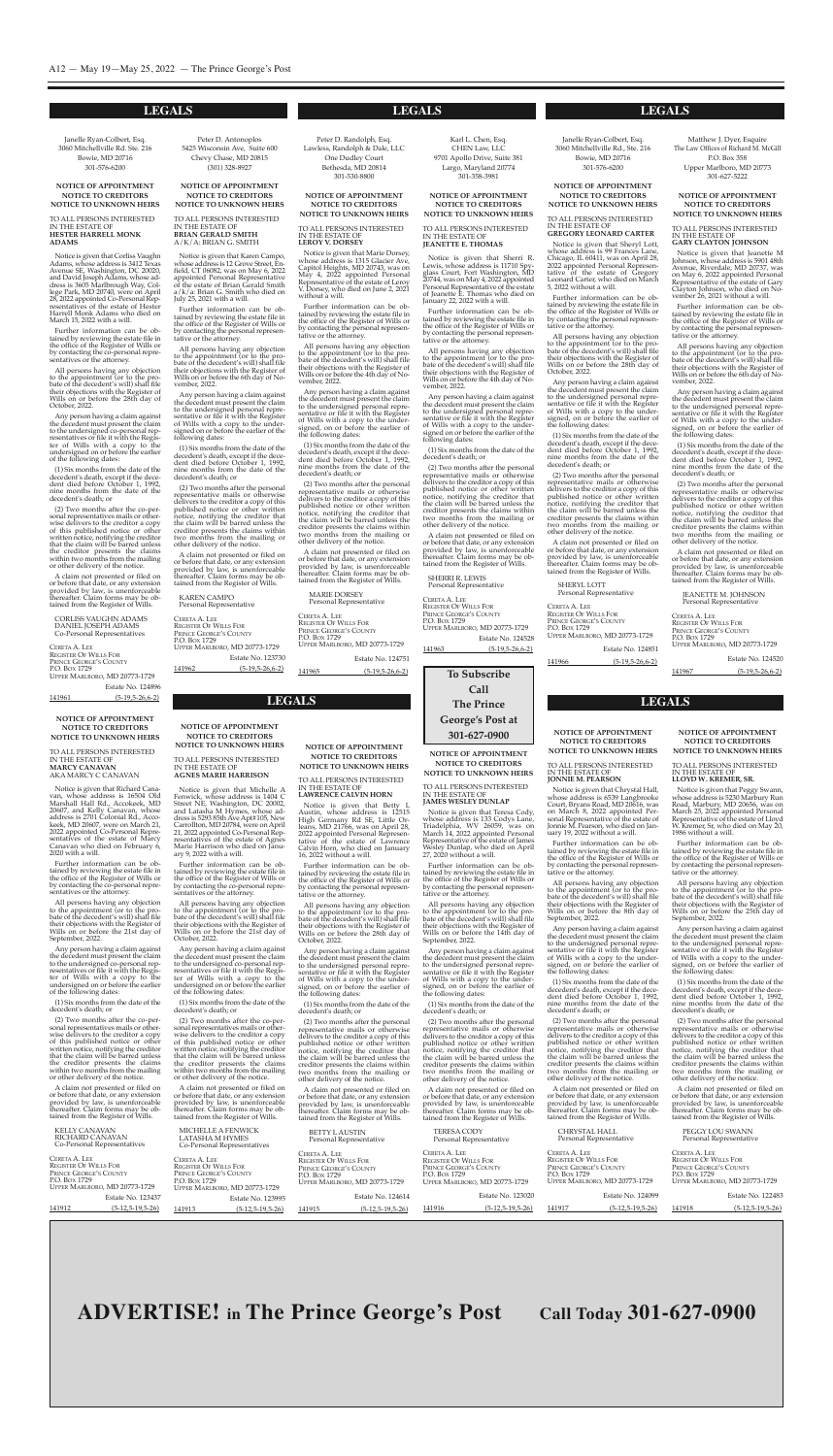# LEGALS

Janelle Ryan-Colbert, Esq.
3060 Mitchellville Rd. Ste. 216
Bowie, MD 20716
301-576-6200

### NOTICE OF APPOINTMENT NOTICE TO CREDITORS NOTICE TO UNKNOWN HEIRS

TO ALL PERSONS INTERESTED IN THE ESTATE OF
**HESTER HARRELL MONK ADAMS**

Notice is given that Corliss Vaughn Adams, whose address is 3412 Texas Avenue SE, Washington, DC 20020, and David Joseph Adams, whose address is 3605 Marlbrough Way, College Park, MD 20740, were on April 28, 2022 appointed Co-Personal Representatives of the estate of Hester Harrell Monk Adams who died on March 15, 2022 with a will.

Further information can be obtained by reviewing the estate file in the office of the Register of Wills or by contacting the co-personal representatives or the attorney.

All persons having any objection to the appointment (or to the probate of the decedent's will) shall file their objections with the Register of Wills on or before the 28th day of October, 2022.

Any person having a claim against the decedent must present the claim to the undersigned co-personal representatives or file it with the Register of Wills with a copy to the undersigned on or before the earlier of the following dates:

(1) Six months from the date of the decedent's death, except if the decedent died before October 1, 1992, nine months from the date of the decedent's death; or

(2) Two months after the co-personal representatives mails or otherwise delivers to the creditor a copy of this published notice or other written notice, notifying the creditor that the claim will be barred unless the creditor presents the claims within two months from the mailing or other delivery of the notice.

A claim not presented or filed on or before that date, or any extension provided by law, is unenforceable thereafter. Claim forms may be obtained from the Register of Wills.

CORLISS VAUGHN ADAMS
DANIEL JOSEPH ADAMS
Co-Personal Representatives

CERETA A. LEE
REGISTER OF WILLS FOR
PRINCE GEORGE'S COUNTY
P.O. BOX 1729
UPPER MARLBORO, MD 20773-1729

Estate No. 124896

141961 (5-19,5-26,6-2)

---

Peter D. Antonoplos
5425 Wisconsin Ave, Suite 600
Chevy Chase, MD 20815
(301) 328-8927

### NOTICE OF APPOINTMENT NOTICE TO CREDITORS NOTICE TO UNKNOWN HEIRS

TO ALL PERSONS INTERESTED IN THE ESTATE OF
**BRIAN GERALD SMITH**
**A/K/A BRIAN G. SMITH**

Notice is given that Karen Campo, whose address is 12 Grove Street, Enfield, CT 06082, was on May 6, 2022 appointed Personal Representative of the estate of Brian Gerald Smith a/k/a Brian G. Smith who died on July 25, 2021 with a will.

Further information can be obtained by reviewing the estate file in the office of the Register of Wills or by contacting the personal representative or the attorney.

All persons having any objection to the appointment (or to the probate of the decedent's will) shall file their objections with the Register of Wills on or before the 6th day of November, 2022.

Any person having a claim against the decedent must present the claim to the undersigned personal representative or file it with the Register of Wills with a copy to the undersigned on or before the earlier of the following dates:

(1) Six months from the date of the decedent's death, except if the decedent died before October 1, 1992, nine months from the date of the decedent's death; or

(2) Two months after the personal representative mails or otherwise delivers to the creditor a copy of this published notice or other written notice, notifying the creditor that the claim will be barred unless the creditor presents the claims within two months from the mailing or other delivery of the notice.

A claim not presented or filed on or before that date, or any extension provided by law, is unenforceable thereafter. Claim forms may be obtained from the Register of Wills.

KAREN CAMPO
Personal Representative

CERETA A. LEE
REGISTER OF WILLS FOR
PRINCE GEORGE'S COUNTY
P.O. BOX 1729
UPPER MARLBORO, MD 20773-1729

Estate No. 123730

141962 (5-19,5-26,6-2)

---

Peter D. Randolph, Esq.
Lawless, Randolph & Dale, LLC
One Dudley Court
Bethesda, MD 20814
301-530-8800

### NOTICE OF APPOINTMENT NOTICE TO CREDITORS NOTICE TO UNKNOWN HEIRS

TO ALL PERSONS INTERESTED IN THE ESTATE OF
**LEROY V. DORSEY**

Notice is given that Marie Dorsey, whose address is 1315 Glacier Ave, Capitol Heights, MD 20743, was on May 4, 2022 appointed Personal Representative of the estate of Leroy V. Dorsey, who died on June 2, 2021 without a will.

Further information can be obtained by reviewing the estate file in the office of the Register of Wills or by contacting the personal representative or the attorney.

All persons having any objection to the appointment (or to the probate of the decedent's will) shall file their objections with the Register of Wills on or before the 4th day of November, 2022.

Any person having a claim against the decedent must present the claim to the undersigned personal representative or file it with the Register of Wills with a copy to the undersigned, on or before the earlier of the following dates:

(1) Six months from the date of the decedent's death, except if the decedent died before October 1, 1992, nine months from the date of the decedent's death; or

(2) Two months after the personal representative mails or otherwise delivers to the creditor a copy of this published notice or other written notice, notifying the creditor that the claim will be barred unless the creditor presents the claims within two months from the mailing or other delivery of the notice.

A claim not presented or filed on or before that date, or any extension provided by law, is unenforceable thereafter. Claim forms may be obtained from the Register of Wills.

MARIE DORSEY
Personal Representative

CERETA A. LEE
REGISTER OF WILLS FOR
PRINCE GEORGE'S COUNTY
P.O. BOX 1729
UPPER MARLBORO, MD 20773-1729

Estate No. 124751

141965 (5-19,5-26,6-2)

---

Karl L. Chen, Esq.
CHEN Law, LLC
9701 Apollo Drive, Suite 381
Largo, Maryland 20774
301-358-3981

### NOTICE OF APPOINTMENT NOTICE TO CREDITORS NOTICE TO UNKNOWN HEIRS

TO ALL PERSONS INTERESTED IN THE ESTATE OF
**JEANETTE E. THOMAS**

Notice is given that Sherri R. Lewis, whose address is 11710 Spyglass Court, Fort Washington, MD 20744, was on May 4, 2022 appointed Personal Representative of the estate of Jeanette E. Thomas who died on January 22, 2022 with a will.

Further information can be obtained by reviewing the estate file in the office of the Register of Wills or by contacting the personal representative or the attorney.

All persons having any objection to the appointment (or to the probate of the decedent's will) shall file their objections with the Register of Wills on or before the 4th day of November, 2022.

Any person having a claim against the decedent must present the claim to the undersigned personal representative or file it with the Register of Wills with a copy to the undersigned on or before the earlier of the following dates:

(1) Six months from the date of the decedent's death; or

(2) Two months after the personal representative mails or otherwise delivers to the creditor a copy of this published notice or other written notice, notifying the creditor that the claim will be barred unless the creditor presents the claims within two months from the mailing or other delivery of the notice.

A claim not presented or filed on or before that date, or any extension provided by law, is unenforceable thereafter. Claim forms may be obtained from the Register of Wills.

SHERRI R. LEWIS
Personal Representative

CERETA A. LEE
REGISTER OF WILLS FOR
PRINCE GEORGE'S COUNTY
P.O. BOX 1729
UPPER MARLBORO, MD 20773-1729

Estate No. 124528

141963 (5-19,5-26,6-2)

---

Janelle Ryan-Colbert, Esq.
3060 Mitchellville Rd., Ste. 216
Bowie, MD 20716
301-576-6200

### NOTICE OF APPOINTMENT NOTICE TO CREDITORS NOTICE TO UNKNOWN HEIRS

TO ALL PERSONS INTERESTED IN THE ESTATE OF
**GREGORY LEONARD CARTER**

Notice is given that Sheryl Lott, whose address is 99 Frances Lane, Chicago, IL 60411, was on April 28, 2022 appointed Personal Representative of the estate of Gregory Leonard Carter, who died on March 5, 2022 without a will.

Further information can be obtained by reviewing the estate file in the office of the Register of Wills or by contacting the personal representative or the attorney.

All persons having any objection to the appointment (or to the probate of the decedent's will) shall file their objections with the Register of Wills on or before the 28th day of October, 2022.

Any person having a claim against the decedent must present the claim to the undersigned personal representative or file it with the Register of Wills with a copy to the undersigned, on or before the earlier of the following dates:

(1) Six months from the date of the decedent's death, except if the decedent died before October 1, 1992, nine months from the date of the decedent's death; or

(2) Two months after the personal representative mails or otherwise delivers to the creditor a copy of this published notice or other written notice, notifying the creditor that the claim will be barred unless the creditor presents the claims within two months from the mailing or other delivery of the notice.

A claim not presented or filed on or before that date, or any extension provided by law, is unenforceable thereafter. Claim forms may be obtained from the Register of Wills.

SHERYL LOTT
Personal Representative

CERETA A. LEE
REGISTER OF WILLS FOR
PRINCE GEORGE'S COUNTY
P.O. BOX 1729
UPPER MARLBORO, MD 20773-1729

Estate No. 124851

141966 (5-19,5-26,6-2)

---

Matthew J. Dyer, Esquire
The Law Offices of Richard M. McGill
P.O. Box 358
Upper Marlboro, MD 20773
301-627-5222

### NOTICE OF APPOINTMENT NOTICE TO CREDITORS NOTICE TO UNKNOWN HEIRS

TO ALL PERSONS INTERESTED IN THE ESTATE OF
**GARY CLAYTON JOHNSON**

Notice is given that Jeanette M Johnson, whose address is 5901 48th Avenue, Riverdale, MD 20737, was on May 6, 2022 appointed Personal Representative of the estate of Gary Clayton Johnson, who died on November 26, 2021 without a will.

Further information can be obtained by reviewing the estate file in the office of the Register of Wills or by contacting the personal representative or the attorney.

All persons having any objection to the appointment (or to the probate of the decedent's will) shall file their objections with the Register of Wills on or before the 6th day of November, 2022.

Any person having a claim against the decedent must present the claim to the undersigned personal representative or file it with the Register of Wills with a copy to the undersigned, on or before the earlier of the following dates:

(1) Six months from the date of the decedent's death, except if the decedent died before October 1, 1992, nine months from the date of the decedent's death; or

(2) Two months after the personal representative mails or otherwise delivers to the creditor a copy of this published notice or other written notice, notifying the creditor that the claim will be barred unless the creditor presents the claims within two months from the mailing or other delivery of the notice.

A claim not presented or filed on or before that date, or any extension provided by law, is unenforceable thereafter. Claim forms may be obtained from the Register of Wills.

JEANETTE M. JOHNSON
Personal Representative

CERETA A. LEE
REGISTER OF WILLS FOR
PRINCE GEORGE'S COUNTY
P.O. BOX 1729
UPPER MARLBORO, MD 20773-1729

Estate No. 124520

141967 (5-19,5-26,6-2)

---

### NOTICE OF APPOINTMENT NOTICE TO CREDITORS NOTICE TO UNKNOWN HEIRS

TO ALL PERSONS INTERESTED IN THE ESTATE OF
**MARCY CANAVAN**
**AKA MARCY C CANAVAN**

Notice is given that Richard Canavan, whose address is 16504 Old Marshall Hall Rd., Accokeek, MD 20607, and Kelly Canavan, whose address is 2701 Colonial Rd., Accokeek, MD 20607, were on March 21, 2022 appointed Co-Personal Representatives of the estate of Marcy Canavan who died on February 6, 2020 with a will.

Further information can be obtained by reviewing the estate file in the office of the Register of Wills or by contacting the co-personal representatives or the attorney.

All persons having any objection to the appointment (or to the probate of the decedent's will) shall file their objections with the Register of Wills on or before the 21st day of September, 2022.

Any person having a claim against the decedent must present the claim to the undersigned co-personal representatives or file it with the Register of Wills with a copy to the undersigned on or before the earlier of the following dates:

(1) Six months from the date of the decedent's death; or

(2) Two months after the co-personal representatives mails or otherwise delivers to the creditor a copy of this published notice or other written notice, notifying the creditor that the claim will be barred unless the creditor presents the claims within two months from the mailing or other delivery of the notice.

A claim not presented or filed on or before that date, or any extension provided by law, is unenforceable thereafter. Claim forms may be obtained from the Register of Wills.

KELLY CANAVAN
RICHARD CANAVAN
Co-Personal Representatives

CERETA A. LEE
REGISTER OF WILLS FOR
PRINCE GEORGE'S COUNTY
P.O. BOX 1729
UPPER MARLBORO, MD 20773-1729

Estate No. 123437

141912 (5-12,5-19,5-26)

---

# LEGALS

### NOTICE OF APPOINTMENT NOTICE TO CREDITORS NOTICE TO UNKNOWN HEIRS

TO ALL PERSONS INTERESTED IN THE ESTATE OF
**AGNES MARIE HARRISON**

Notice is given that Michelle A Fenwick, whose address is 1404 C Street NE, Washington, DC 20002, and Latasha M Hymes, whose address is 5293 85th Ave Apt# 105, New Carrollton, MD 20784, were on April 21, 2022 appointed Co-Personal Representatives of the estate of Agnes Marie Harrison who died on January 9, 2022 with a will.

Further information can be obtained by reviewing the estate file in the office of the Register of Wills or by contacting the co-personal representatives or the attorney.

All persons having any objection to the appointment (or to the probate of the decedent's will) shall file their objections with the Register of Wills on or before the 21st day of October, 2022.

Any person having a claim against the decedent must present the claim to the undersigned co-personal representatives or file it with the Register of Wills with a copy to the undersigned on or before the earlier of the following dates:

(1) Six months from the date of the decedent's death; or

(2) Two months after the co-personal representatives mails or otherwise delivers to the creditor a copy of this published notice or other written notice, notifying the creditor that the claim will be barred unless the creditor presents the claims within two months from the mailing or other delivery of the notice.

A claim not presented or filed on or before that date, or any extension provided by law, is unenforceable thereafter. Claim forms may be obtained from the Register of Wills.

MICHELLE A FENWICK
LATASHA M HYMES
Co-Personal Representatives

CERETA A. LEE
REGISTER OF WILLS FOR
PRINCE GEORGE'S COUNTY
P.O. BOX 1729
UPPER MARLBORO, MD 20773-1729

Estate No. 123995

141913 (5-12,5-19,5-26)

---

### NOTICE OF APPOINTMENT NOTICE TO CREDITORS NOTICE TO UNKNOWN HEIRS

TO ALL PERSONS INTERESTED IN THE ESTATE OF
**LAWRENCE CALVIN HORN**

Notice is given that Betty L Austin, whose address is 12515 High Germany Rd SE, Little Orleans, MD 21766, was on April 28, 2022 appointed Personal Representative of the estate of Lawrence Calvin Horn, who died on January 16, 2022 without a will.

Further information can be obtained by reviewing the estate file in the office of the Register of Wills or by contacting the personal representative or the attorney.

All persons having any objection to the appointment (or to the probate of the decedent's will) shall file their objections with the Register of Wills on or before the 28th day of October, 2022.

Any person having a claim against the decedent must present the claim to the undersigned personal representative or file it with the Register of Wills with a copy to the undersigned, on or before the earlier of the following dates:

(1) Six months from the date of the decedent's death; or

(2) Two months after the personal representative mails or otherwise delivers to the creditor a copy of this published notice or other written notice, notifying the creditor that the claim will be barred unless the creditor presents the claims within two months from the mailing or other delivery of the notice.

A claim not presented or filed on or before that date, or any extension provided by law, is unenforceable thereafter. Claim forms may be obtained from the Register of Wills.

BETTY L AUSTIN
Personal Representative

CERETA A. LEE
REGISTER OF WILLS FOR
PRINCE GEORGE'S COUNTY
P.O. BOX 1729
UPPER MARLBORO, MD 20773-1729

Estate No. 124614

141915 (5-12,5-19,5-26)

---

**To Subscribe Call The Prince George's Post at 301-627-0900**

---

### NOTICE OF APPOINTMENT NOTICE TO CREDITORS NOTICE TO UNKNOWN HEIRS

TO ALL PERSONS INTERESTED IN THE ESTATE OF
**JAMES WESLEY DUNLAP**

Notice is given that Teresa Cody, whose address is 133 Codys Lane, Triadelphia, WV 26059, was on March 14, 2022 appointed Personal Representative of the estate of James Wesley Dunlap, who died on April 27, 2020 without a will.

Further information can be obtained by reviewing the estate file in the office of the Register of Wills or by contacting the personal representative or the attorney.

All persons having any objection to the appointment (or to the probate of the decedent's will) shall file their objections with the Register of Wills on or before the 14th day of September, 2022.

Any person having a claim against the decedent must present the claim to the undersigned personal representative or file it with the Register of Wills with a copy to the undersigned, on or before the earlier of the following dates:

(1) Six months from the date of the decedent's death; or

(2) Two months after the personal representative mails or otherwise delivers to the creditor a copy of this published notice or other written notice, notifying the creditor that the claim will be barred unless the creditor presents the claims within two months from the mailing or other delivery of the notice.

A claim not presented or filed on or before that date, or any extension provided by law, is unenforceable thereafter. Claim forms may be obtained from the Register of Wills.

TERESA CODY
Personal Representative

CERETA A. LEE
REGISTER OF WILLS FOR
PRINCE GEORGE'S COUNTY
P.O. BOX 1729
UPPER MARLBORO, MD 20773-1729

Estate No. 123020

141916 (5-12,5-19,5-26)

---

# LEGALS

### NOTICE OF APPOINTMENT NOTICE TO CREDITORS NOTICE TO UNKNOWN HEIRS

TO ALL PERSONS INTERESTED IN THE ESTATE OF
**JONNIE M. PEARSON**

Notice is given that Chrystal Hall, whose address is 6539 Longbrooke Court, Bryans Road, MD 20616, was on March 8, 2022 appointed Personal Representative of the estate of Jonnie M. Pearson, who died on January 19, 2022 without a will.

Further information can be obtained by reviewing the estate file in the office of the Register of Wills or by contacting the personal representative or the attorney.

All persons having any objection to the appointment (or to the probate of the decedent's will) shall file their objections with the Register of Wills on or before the 8th day of September, 2022.

Any person having a claim against the decedent must present the claim to the undersigned personal representative or file it with the Register of Wills with a copy to the undersigned, on or before the earlier of the following dates:

(1) Six months from the date of the decedent's death, except if the decedent died before October 1, 1992, nine months from the date of the decedent's death; or

(2) Two months after the personal representative mails or otherwise delivers to the creditor a copy of this published notice or other written notice, notifying the creditor that the claim will be barred unless the creditor presents the claims within two months from the mailing or other delivery of the notice.

A claim not presented or filed on or before that date, or any extension provided by law, is unenforceable thereafter. Claim forms may be obtained from the Register of Wills.

CHRYSTAL HALL
Personal Representative

CERETA A. LEE
REGISTER OF WILLS FOR
PRINCE GEORGE'S COUNTY
P.O. BOX 1729
UPPER MARLBORO, MD 20773-1729

Estate No. 124099

141917 (5-12,5-19,5-26)

---

### NOTICE OF APPOINTMENT NOTICE TO CREDITORS NOTICE TO UNKNOWN HEIRS

TO ALL PERSONS INTERESTED IN THE ESTATE OF
**LLOYD W. KREMER, SR.**

Notice is given that Peggy Swann, whose address is 5230 Marbury Run Road, Marbury, MD 20658, was on March 25, 2022 appointed Personal Representative of the estate of Lloyd W. Kremer, Sr. who died on May 20, 1986 without a will.

Further information can be obtained by reviewing the estate file in the office of the Register of Wills or by contacting the personal representative or the attorney.

All persons having any objection to the appointment (or to the probate of the decedent's will) shall file their objections with the Register of Wills on or before the 25th day of September, 2022.

Any person having a claim against the decedent must present the claim to the undersigned personal representative or file it with the Register of Wills with a copy to the undersigned, on or before the earlier of the following dates:

(1) Six months from the date of the decedent's death, except if the decedent died before October 1, 1992, nine months from the date of the decedent's death; or

(2) Two months after the personal representative mails or otherwise delivers to the creditor a copy of this published notice or other written notice, notifying the creditor that the claim will be barred unless the creditor presents the claims within two months from the mailing or other delivery of the notice.

A claim not presented or filed on or before that date, or any extension provided by law, is unenforceable thereafter. Claim forms may be obtained from the Register of Wills.

PEGGY LOU SWANN
Personal Representative

CERETA A. LEE
REGISTER OF WILLS FOR
PRINCE GEORGE'S COUNTY
P.O. BOX 1729
UPPER MARLBORO, MD 20773-1729

Estate No. 122483

141918 (5-12,5-19,5-26)

---

**ADVERTISE! in The Prince George's Post Call Today 301-627-0900**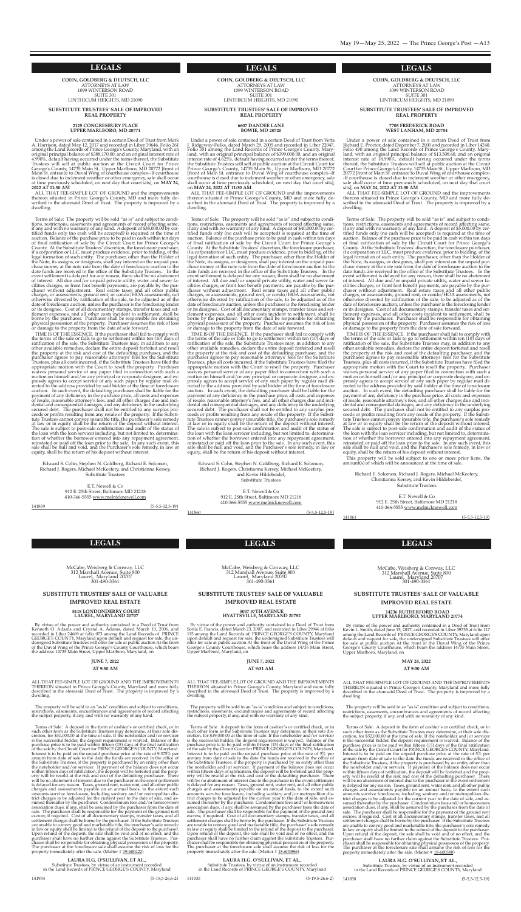## LEGALS

COHN, GOLDBERG & DEUTSCH, LLC
ATTORNEYS AT LAW
1099 WINTERSON ROAD
SUITE 301
LINTHICUM HEIGHTS, MD 21090

### SUBSTITUTE TRUSTEES' SALE OF IMPROVED REAL PROPERTY

**2125 CONGRESBURY PLACE
UPPER MARLBORO, MD 20774**

Under a power of sale contained in a certain Deed of Trust from Mark A. Harrison, dated May 12, 2017 and recorded in Liber 39646, Folio 261 among the Land Records of Prince George's County, Maryland, with an original principal balance of $388,170.00, and an original interest rate of 4.990%, default having occurred under the terms thereof, the Substitute Trustees will sell at public auction at the Circuit Court for Prince George's County, 14735 Main St., Upper Marlboro, MD 20772 [front of Main St. entrance to Duval Wing of courthouse complex--If courthouse is closed due to inclement weather or other emergency, sale shall occur at time previously scheduled, on next day that court sits], on **MAY 24, 2022 AT 11:30 AM**

ALL THAT FEE-SIMPLE LOT OF GROUND and the improvements thereon situated in Prince George's County, MD and more fully described in the aforesaid Deed of Trust. The property is improved by a dwelling.

Terms of Sale: The property will be sold "as is" and subject to conditions, restrictions, easements and agreements of record affecting same, if any and with no warranty of any kind. A deposit of $38,000.00 by certified funds only (no cash will be accepted) is required at the time of auction. Balance of the purchase price to be paid in cash within ten days of final ratification of sale by the Circuit Court for Prince George's County. At the Substitute Trustees' discretion, the foreclosure purchaser, if a corporation or LLC, must produce evidence, prior to bidding, of the legal formation of such entity. The purchaser, other than the Holder of the Note, its assigns, or designees, shall pay interest on the unpaid purchase money at the note rate from the date of foreclosure auction to the date funds are received in the office of the Substitute Trustees. In the event settlement is delayed for any reason, there shall be no abatement of interest. All due and/or unpaid private utility, water and sewer facilities charges, or front foot benefit payments, are payable by the purchaser without adjustment. Real estate taxes and all other public charges, or assessments, ground rent, or condo/HOA assessments, not otherwise divested by ratification of the sale, to be adjusted as of the date of foreclosure auction, unless the purchaser is the foreclosing lender or its designee. Cost of all documentary stamps, transfer taxes and settlement expenses, and all other costs incident to settlement, shall be borne by the purchaser. Purchaser shall be responsible for obtaining physical possession of the property. Purchaser assumes the risk of loss or damage to the property from the date of sale forward.

TIME IS OF THE ESSENCE. If the purchaser shall fail to comply with the terms of the sale or fails to go to settlement within ten (10) days of ratification of the sale, the Substitute Trustees may, in addition to any other available remedies, declare the entire deposit forfeited and resell the property at the risk and cost of the defaulting purchaser, and the purchaser agrees to pay reasonable attorneys' fees for the Substitute Trustees, plus all costs incurred, if the Substitute Trustees have filed the appropriate motion with the Court to resell the property. Purchaser waives personal service of any paper filed in connection with such a motion on himself and/or any principal or corporate designee, and expressly agrees to accept service of any such paper by regular mail directed to the address provided by said bidder at the time of foreclosure auction. In such event, the defaulting purchaser shall be liable for the payment of any deficiency in the purchase price, all costs and expenses of resale, reasonable attorney's fees, and all other charges due and incidental and consequential damages, and any deficiency in the underlying secured debt. The purchaser shall not be entitled to any surplus proceeds or profits resulting from any resale of the property. If the Substitute Trustees cannot convey insurable title, the purchaser's sole remedy at law or in equity shall be the return of the deposit without interest. The sale is subject to post-sale confirmation and audit of the status of the loan with the loan servicer including, but not limited to, determination of whether the borrower entered into any repayment agreement, reinstated or paid off the loan prior to the sale. In any such event, this sale shall be null and void, and the Purchaser's sole remedy, in law or equity, shall be the return of his deposit without interest.

Edward S. Cohn, Stephen N. Goldberg, Richard E. Solomon, Richard J. Rogers, Michael McKeefery, and Christianna Kersey, Substitute Trustees

E.T. Newell & Co
912 E. 25th Street, Baltimore MD 21218
410-366-5555 www.melnicknewell.com

141859 (5-5,5-12,5-19)

## LEGALS

COHN, GOLDBERG & DEUTSCH, LLC
ATTORNEYS AT LAW
1099 WINTERSON ROAD
SUITE 301
LINTHICUM HEIGHTS, MD 21090

### SUBSTITUTE TRUSTEES' SALE OF IMPROVED REAL PROPERTY

**6607 DANDEE LANE
BOWIE, MD 20720**

Under a power of sale contained in a certain Deed of Trust from Vetta J. Ridgeway-Fulks, dated March 29, 2005 and recorded in Liber 22047, Folio 351 among the Land Records of Prince George's County, Maryland, with an original principal balance of $399,000.00, and an original interest rate of 4.625%, default having occurred under the terms thereof, the Substitute Trustees will sell at public auction at the Circuit Court for Prince George's County, 14735 Main St., Upper Marlboro, MD 20772 [front of Main St. entrance to Duval Wing of courthouse complex--If courthouse is closed due to inclement weather or other emergency, sale shall occur at time previously scheduled, on next day that court sits], on **MAY 24, 2022 AT 11:30 AM**

ALL THAT FEE-SIMPLE LOT OF GROUND and the improvements thereon situated in Prince George's County, MD and more fully described in the aforesaid Deed of Trust. The property is improved by a dwelling.

Terms of Sale: The property will be sold "as is" and subject to conditions, restrictions, easements and agreements of record affecting same, if any and with no warranty of any kind. A deposit of $40,000.00 by certified funds only (no cash will be accepted) is required at the time of auction. Balance of the purchase price to be paid in cash within ten days of final ratification of sale by the Circuit Court for Prince George's County. At the Substitute Trustees' discretion, the foreclosure purchaser, if a corporation or LLC, must produce evidence, prior to bidding, of the legal formation of such entity. The purchaser, other than the Holder of the Note, its assigns, or designees, shall pay interest on the unpaid purchase money at the note rate from the date of foreclosure auction to the date funds are received in the office of the Substitute Trustees. In the event settlement is delayed for any reason, there shall be no abatement of interest. All due and/or unpaid private utility, water and sewer facilities charges, or front foot benefit payments, are payable by the purchaser without adjustment. Real estate taxes and all other public charges, or assessments, ground rent, or condo/HOA assessments, not otherwise divested by ratification of the sale, to be adjusted as of the date of foreclosure auction, unless the purchaser is the foreclosing lender or its designee. Cost of all documentary stamps, transfer taxes and settlement expenses, and all other costs incident to settlement, shall be borne by the purchaser. Purchaser shall be responsible for obtaining physical possession of the property. Purchaser assumes the risk of loss or damage to the property from the date of sale forward.

TIME IS OF THE ESSENCE. If the purchaser shall fail to comply with the terms of the sale or fails to go to settlement within ten (10) days of ratification of the sale, the Substitute Trustees may, in addition to any other available remedies, declare the entire deposit forfeited and resell the property at the risk and cost of the defaulting purchaser, and the purchaser agrees to pay reasonable attorneys' fees for the Substitute Trustees, plus all costs incurred, if the Substitute Trustees have filed the appropriate motion with the Court to resell the property. Purchaser waives personal service of any paper filed in connection with such a motion on himself and/or any principal or corporate designee, and expressly agrees to accept service of any such paper by regular mail directed to the address provided by said bidder at the time of foreclosure auction. In such event, the defaulting purchaser shall be liable for the payment of any deficiency in the purchase price, all costs and expenses of resale, reasonable attorney's fees, and all other charges due and incidental and consequential damages, and any deficiency in the underlying secured debt. The purchaser shall not be entitled to any surplus proceeds or profits resulting from any resale of the property. If the Substitute Trustees cannot convey insurable title, the purchaser's sole remedy at law or in equity shall be the return of the deposit without interest. The sale is subject to post-sale confirmation and audit of the status of the loan with the loan servicer including, but not limited to, determination of whether the borrower entered into any repayment agreement, reinstated or paid off the loan prior to the sale. In any such event, this sale shall be null and void, and the Purchaser's sole remedy, in law or equity, shall be the return of his deposit without interest.

Edward S. Cohn, Stephen N. Goldberg, Richard E. Solomon, Richard J. Rogers, Christianna Kersey, Michael McKeefery, and Kevin Hildebeidel, Substitute Trustees

E.T. Newell & Co
912 E. 25th Street, Baltimore MD 21218
410-366-5555 www.melnicknewell.com

141860 (5-5,5-12,5-19)

## LEGALS

COHN, GOLDBERG & DEUTSCH, LLC
ATTORNEYS AT LAW
1099 WINTERSON ROAD
SUITE 301
LINTHICUM HEIGHTS, MD 21090

### SUBSTITUTE TRUSTEES' SALE OF IMPROVED REAL PROPERTY

**7705 FREDERICK ROAD
WEST LANHAM, MD 20784**

Under a power of sale contained in a certain Deed of Trust from Richard E. Proctor, dated December 7, 2000 and recorded in Liber 14240, Folio 490 among the Land Records of Prince George's County, Maryland, with an original principal balance of $13,508.60, and an original interest rate of 18.990%, default having occurred under the terms thereof, the Substitute Trustees will sell at public auction at the Circuit Court for Prince George's County, 14735 Main St., Upper Marlboro, MD 20772 [front of Main St. entrance to Duval Wing of courthouse complex--If courthouse is closed due to inclement weather or other emergency, sale shall occur at time previously scheduled, on next day that court sits], on **MAY 24, 2022 AT 11:30 AM**

ALL THAT FEE-SIMPLE LOT OF GROUND and the improvements thereon situated in Prince George's County, MD and more fully described in the aforesaid Deed of Trust. The property is improved by a dwelling.

Terms of Sale: The property will be sold "as is" and subject to conditions, restrictions, easements and agreements of record affecting same, if any and with no warranty of any kind. A deposit of $5,000.00 by certified funds only (no cash will be accepted) is required at the time of auction. Balance of the purchase price to be paid in cash within ten days of final ratification of sale by the Circuit Court for Prince George's County. At the Substitute Trustees' discretion, the foreclosure purchaser, if a corporation or LLC, must produce evidence, prior to bidding, of the legal formation of such entity. The purchaser, other than the Holder of the Note, its assigns, or designees, shall pay interest on the unpaid purchase money at the note rate from the date of foreclosure auction to the date funds are received in the office of the Substitute Trustees. In the event settlement is delayed for any reason, there shall be no abatement of interest. All due and/or unpaid private utility, water and sewer facilities charges, or front foot benefit payments, are payable by the purchaser without adjustment. Real estate taxes and all other public charges, or assessments, ground rent, or condo/HOA assessments, not otherwise divested by ratification of the sale, to be adjusted as of the date of foreclosure auction, unless the purchaser is the foreclosing lender or its designee. Cost of all documentary stamps, transfer taxes and settlement expenses, and all other costs incident to settlement, shall be borne by the purchaser. Purchaser shall be responsible for obtaining physical possession of the property. Purchaser assumes the risk of loss or damage to the property from the date of sale forward.

TIME IS OF THE ESSENCE. If the purchaser shall fail to comply with the terms of the sale or fails to go to settlement within ten (10) days of ratification of the sale, the Substitute Trustees may, in addition to any other available remedies, declare the entire deposit forfeited and resell the property at the risk and cost of the defaulting purchaser, and the purchaser agrees to pay reasonable attorneys' fees for the Substitute Trustees, plus all costs incurred, if the Substitute Trustees have filed the appropriate motion with the Court to resell the property. Purchaser waives personal service of any paper filed in connection with such a motion on himself and/or any principal or corporate designee, and expressly agrees to accept service of any such paper by regular mail directed to the address provided by said bidder at the time of foreclosure auction. In such event, the defaulting purchaser shall be liable for the payment of any deficiency in the purchase price, all costs and expenses of resale, reasonable attorney's fees, and all other charges due and incidental and consequential damages, and any deficiency in the underlying secured debt. The purchaser shall not be entitled to any surplus proceeds or profits resulting from any resale of the property. If the Substitute Trustees cannot convey insurable title, the purchaser's sole remedy at law or in equity shall be the return of the deposit without interest. The sale is subject to post-sale confirmation and audit of the status of the loan with the loan servicer including, but not limited to, determination of whether the borrower entered into any repayment agreement, reinstated or paid off the loan prior to the sale. In any such event, this sale shall be null and void, and the Purchaser's sole remedy, in law or equity, shall be the return of his deposit without interest.

This property will be sold subject to one or more prior liens, the amount(s) of which will be announced at the time of sale.

Richard E. Solomon, Richard J. Rogers, Michael McKeefery, Christianna Kersey, and Kevin Hildebeidel, Substitute Trustees

E.T. Newell & Co
912 E. 25th Street, Baltimore MD 21218
410-366-5555 www.melnicknewell.com

141861 (5-5,5-12,5-19)

## LEGALS

McCabe, Weisberg & Conway, LLC
312 Marshall Avenue, Suite 800
Laurel, Maryland 20707
301-490-3361

### SUBSTITUTE TRUSTEES' SALE OF VALUABLE IMPROVED REAL ESTATE

**8118 LONDONDERRY COURT
LAUREL, MARYLAND 20707**

By virtue of the power and authority contained in a Deed of Trust from Kenneth O. Adams and Crystal A. Adams, dated March 10, 2006, and recorded in Liber 24669 at folio 073 among the Land Records of PRINCE GEORGE'S COUNTY, Maryland upon default and request for sale, the undersigned Substitute Trustees will offer for sale at public auction At the front of the Duval Wing of the Prince George's County Courthouse, which bears the address 14735 Main Street, Upper Marlboro, Maryland, on

**JUNE 7, 2022
AT 9:30 AM**

ALL THAT FEE-SIMPLE LOT OF GROUND AND THE IMPROVEMENTS THEREON situated in Prince George's County, Maryland and more fully described in the aforesaid Deed of Trust. The property is improved by a dwelling.

The property will be sold in an "as is" condition and subject to conditions, restrictions, easements, encumbrances and agreements of record affecting the subject property, if any, and with no warranty of any kind.

Terms of Sale: A deposit in the form of cashier's or certified check, or in such other form as the Substitute Trustees may determine, at their sole discretion, for $31,000.00 at the time of sale. If the noteholder and/or servicer is the successful bidder, the deposit requirement is waived. Balance of the purchase price is to be paid within fifteen (15) days of the final ratification of the sale by the Circuit Court for PRINCE GEORGE'S COUNTY, Maryland. Interest is to be paid on the unpaid purchase price at the rate of 9.375% per annum from date of sale to the date the funds are received in the office of the Substitute Trustees, if the property is purchased by an entity other than the noteholder and/or servicer. If payment of the balance does not occur within fifteen days of ratification, the deposit will be forfeited and the property will be resold at the risk and cost of the defaulting purchaser. There will be no abatement of interest due to the purchaser in the event settlement is delayed for any reason. Taxes, ground rent, water rent, and all other public charges and assessments payable on an annual basis, to the extent such amounts survive foreclosure, including sanitary and/or metropolitan district charges to be adjusted for the current year to the date of sale, and assumed thereafter by the purchaser. Condominium fees and/or homeowners association dues, if any, shall be assumed by the purchaser from the date of sale. The purchaser shall be responsible for the payment of the ground rent escrow, if required. Cost of all documentary stamps, transfer taxes, and all settlement charges shall be borne by the purchaser. If the Substitute Trustees are unable to convey good and marketable title, the purchaser's sole remedy in law or equity shall be limited to the refund of the deposit to the purchaser. Upon refund of the deposit, the sale shall be void and of no effect, and the purchaser shall have no further claim against the Substitute Trustees. Purchaser shall be responsible for obtaining physical possession of the property. The purchaser at the foreclosure sale shall assume the risk of loss for the property immediately after the sale. (Matter # 19-600422)

**LAURA H.G. O'SULLIVAN, ET AL.,**
Substitute Trustees, by virtue of an instrument recorded in the Land Records of PRINCE GEORGE'S COUNTY, Maryland

141934 (5-19,5-26,6-2)

## LEGALS

McCabe, Weisberg & Conway, LLC
312 Marshall Avenue, Suite 800
Laurel, Maryland 20707
301-490-3361

### SUBSTITUTE TRUSTEES' SALE OF VALUABLE IMPROVED REAL ESTATE

**5037 37TH AVENUE
HYATTSVILLE, MARYLAND 20782**

By virtue of the power and authority contained in a Deed of Trust from Sonia E. Francis, dated March 23, 2007, and recorded in Liber 29946 at folio 115 among the Land Records of PRINCE GEORGE'S COUNTY, Maryland upon default and request for sale, the undersigned Substitute Trustees will offer for sale at public auction At the front of the Duval Wing of the Prince George's County Courthouse, which bears the address 14735 Main Street, Upper Marlboro, Maryland, on

**JUNE 7, 2022
AT 9:31 AM**

ALL THAT FEE-SIMPLE LOT OF GROUND AND THE IMPROVEMENTS THEREON situated in Prince George's County, Maryland and more fully described in the aforesaid Deed of Trust. The property is improved by a dwelling.

The property will be sold in an "as is" condition and subject to conditions, restrictions, easements, encumbrances and agreements of record affecting the subject property, if any, and with no warranty of any kind.

Terms of Sale: A deposit in the form of cashier's or certified check, or in such other form as the Substitute Trustees may determine, at their sole discretion, for $19,000.00 at the time of sale. If the noteholder and/or servicer is the successful bidder, the deposit requirement is waived. Balance of the purchase price is to be paid within fifteen (15) days of the final ratification of the sale by the Circuit Court for PRINCE GEORGE'S COUNTY, Maryland. Interest is to be paid on the unpaid purchase price at the rate of 5% per annum from date of sale to the date the funds are received in the office of the Substitute Trustees, if the property is purchased by an entity other than the noteholder and/or servicer. If payment of the balance does not occur within fifteen days of ratification, the deposit will be forfeited and the property will be resold at the risk and cost of the defaulting purchaser. There will be no abatement of interest due to the purchaser in the event settlement is delayed for any reason. Taxes, ground rent, water rent, and all other public charges and assessments payable on an annual basis, to the extent such amounts survive foreclosure, including sanitary and/or metropolitan district charges to be adjusted for the current year to the date of sale, and assumed thereafter by the purchaser. Condominium fees and/or homeowners association dues, if any, shall be assumed by the purchaser from the date of sale. The purchaser shall be responsible for the payment of the ground rent escrow, if required. Cost of all documentary stamps, transfer taxes, and all settlement charges shall be borne by the purchaser. If the Substitute Trustees are unable to convey good and marketable title, the purchaser's sole remedy in law or equity shall be limited to the refund of the deposit to the purchaser. Upon refund of the deposit, the sale shall be void and of no effect, and the purchaser shall have no further claim against the Substitute Trustees. Purchaser shall be responsible for obtaining physical possession of the property. The purchaser at the foreclosure sale shall assume the risk of loss for the property immediately after the sale. (Matter # 18-603896)

**LAURA H.G. O'SULLIVAN, ET AL.,**
Substitute Trustees, by virtue of an instrument recorded in the Land Records of PRINCE GEORGE'S COUNTY, Maryland

141935 (5-19,5-26,6-2)

## LEGALS

McCabe, Weisberg & Conway, LLC
312 Marshall Avenue, Suite 800
Laurel, Maryland 20707
301-490-3361

### SUBSTITUTE TRUSTEES' SALE OF VALUABLE IMPROVED REAL ESTATE

**14236 RUTHERFORD ROAD
UPPER MARLBORO, MARYLAND 20774**

By virtue of the power and authority contained in a Deed of Trust from Kevin L. Smith, dated June 15, 2017, and recorded in Liber 39735 at folio 117 among the Land Records of PRINCE GEORGE'S COUNTY, Maryland upon default and request for sale, the undersigned Substitute Trustees will offer for sale at public auction At the front of the Duval Wing of the Prince George's County Courthouse, which bears the address 14735 Main Street, Upper Marlboro, Maryland, on

**MAY 24, 2022
AT 9:30 AM**

ALL THAT FEE-SIMPLE LOT OF GROUND AND THE IMPROVEMENTS THEREON situated in Prince George's County, Maryland and more fully described in the aforesaid Deed of Trust. The property is improved by a dwelling.

The property will be sold in an "as is" condition and subject to conditions, restrictions, easements, encumbrances and agreements of record affecting the subject property, if any, and with no warranty of any kind.

Terms of Sale: A deposit in the form of cashier's or certified check, or in such other form as the Substitute Trustees may determine, at their sole discretion, for $52,000.00 at the time of sale. If the noteholder and/or servicer is the successful bidder, the deposit requirement is waived. Balance of the purchase price is to be paid within fifteen (15) days of the final ratification of the sale by the Circuit Court for PRINCE GEORGE'S COUNTY, Maryland. Interest is to be paid on the unpaid purchase price at the rate of 5% per annum from date of sale to the date the funds are received in the office of the Substitute Trustees, if the property is purchased by an entity other than the noteholder and/or servicer. If payment of the balance does not occur within fifteen days of ratification, the deposit will be forfeited and the property will be resold at the risk and cost of the defaulting purchaser. There will be no abatement of interest due to the purchaser in the event settlement is delayed for any reason. Taxes, ground rent, water rent, and all other public charges and assessments payable on an annual basis, to the extent such amounts survive foreclosure, including sanitary and/or metropolitan district charges to be adjusted for the current year to the date of sale, and assumed thereafter by the purchaser. Condominium fees and/or homeowners association dues, if any, shall be assumed by the purchaser from the date of sale. The purchaser shall be responsible for the payment of the ground rent escrow, if required. Cost of all documentary stamps, transfer taxes, and all settlement charges shall be borne by the purchaser. If the Substitute Trustees are unable to convey good and marketable title, the purchaser's sole remedy in law or equity shall be limited to the refund of the deposit to the purchaser. Upon refund of the deposit, the sale shall be void and of no effect, and the purchaser shall have no further claim against the Substitute Trustees. Purchaser shall be responsible for obtaining physical possession of the property. The purchaser at the foreclosure sale shall assume the risk of loss for the property immediately after the sale. (Matter # 18-600580)

**LAURA H.G. O'SULLIVAN, ET AL.,**
Substitute Trustees, by virtue of an instrument recorded in the Land Records of PRINCE GEORGE'S COUNTY, Maryland

141858 (5-5,5-12,5-19)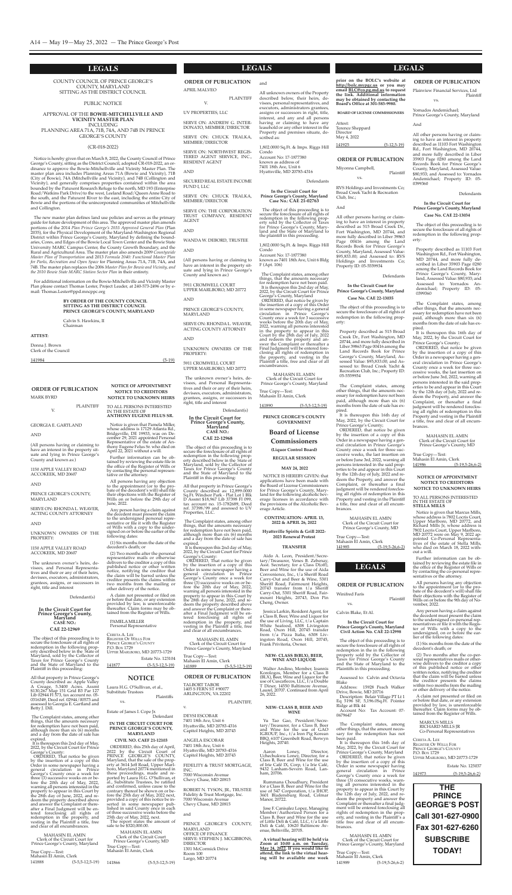# LEGALS

COUNTY COUNCIL OF PRINCE GEORGE'S COUNTY, MARYLAND SITTING AS THE DISTRICT COUNCIL

PUBLIC NOTICE

APPROVAL OF THE **BOWIE-MITCHELLVILLE AND VICINITY MASTER PLAN** INCLUDING PLANNING AREA 71A, 71B, 74A, AND 74B IN PRINCE GEORGE'S COUNTY

(CR-018-2022)

*Notice is hereby given* that on March 8, 2022, the County Council of Prince George's County, sitting as the District Council, adopted CR-018-2022, an ordinance to approve the Bowie-Mitchellville and Vicinity Master Plan. The master plan area includes Planning Areas 71A (Bowie and Vicinity), 71B (City of Bowie), 74A (Mitchellville and Vicinity), and 74B (Collington and Vicinity), and generally comprises properties contained within the area bounded by the Patuxent Research Refuge to the north, MD 193 (Enterprise Road/Watkins Park Drive) to the west, Leeland Road/Queen Anne Road to the south, and the Patuxent River to the east, including the entire City of Bowie and the portions of the unincorporated communities of Mitchellville and Collington.

The new master plan defines land use policies and serves as the primary guide for future development of this area. The approved master plan amends portions of the 2014 *Plan Prince George's 2035 Approved General Plan* (Plan 2035), for the Physical Development of the Maryland-Washington Regional District within Prince George's County, Maryland by defining the boundaries, Cores, and Edges of the Bowie Local Town Center and the Bowie State University MARC Campus Center, the County Growth Boundary, and the Rural and Agricultural Area. The master plan also amends 2009 *Countywide Master Plan of Transportation* and 2013 *Formula 2040: Functional Master Plan for Parks, Recreation and Open Space* for Planning Areas 71A, 71B, 74A, and 74B. The master plan replaces the 2006 *Master Plan for Bowie and Vicinity, and the 2010 Bowie State MARC Station Sector Plan* in their entirety.

For additional information on the Bowie-Mitchellville and Vicinity Master Plan please contact Thomas Lester, Project Leader, at 240-573-2496 or by e-mail: Thomas.Lester@ppd.mncppc.org

**BY ORDER OF THE COUNTY COUNCIL SITTING AS THE DISTRICT COUNCIL PRINCE GEORGE'S COUNTY, MARYLAND**

Calvin S. Hawkins, II
Chairman

**ATTEST:**

Donna J. Brown
Clerk of the Council

141984 (5-19)

## ORDER OF PUBLICATION

MARK BYRD

PLAINTIFF

V.

GEORGIA E. GARTLAND

AND

(All persons having or claiming to have an interest in the property situate and lying in Prince George's County and known as:)

1150 APPLE VALLEY ROAD ACCOKEEK, MD 20607

AND

PRINCE GEORGE'S COUNTY, MARYLAND

SERVE ON: RHONDA L. WEAVER, ACTING COUNTY ATTORNEY

AND

UNKNOWN OWNERS OF THE PROPERTY:

1150 APPLE VALLEY ROAD ACCOKEEK, MD 20607

The unknown owner's heirs, devisees, and Personal Representatives and their or any of their heirs, devisees, executors, administrators, grantees, assigns, or successors in right, title and interest

Defendant(s)

**In the Circuit Court for Prince George's County, Maryland CASE NO.: CAE 22-12969**

The object of this proceeding is to secure the foreclosure of all rights of redemption in the following property described below in the State of Maryland, sold by the Collector of Taxes for Prince George's County and the State of Maryland to the Plaintiff in this proceeding:

All that property in Prince George's County described as: Apple Valley A Creage, 5.3400 Acres. Assmt $130,267 Map 151 Grid B3 Par 127 Lib 02944 Fl 573, tax account no. 05-0316349, Deed ref. 02944/00573 and assessed to Georgia E. Gartland and Betty J. Dill.

The Complaint states, among other things, that the amounts necessary for redemption have not been paid, although more than six (6) months and a day from the date of sale has expired.

It is thereupon this 2nd day of May, 2022, by the Circuit Court for Prince George's County:

ORDERED, That notice be given by the insertion of a copy of this Order in some newspaper having a general circulation in Prince George's County once a week for three (3) successive weeks on or before the 20th day of May, 2022, warning all persons interested in the property to appear in this Court by the 28th day of June, 2022, and redeem the property described above and answer the Complaint or thereafter a Final Judgment will be entered foreclosing all rights of redemption in the property, and vesting in the Plaintiff a title, free and clear of all encumbrances.

MAHASIN EL AMIN
Clerk of the Circuit Court for Prince George's County, Maryland

True Copy—Test:
Mahasin El Amin, Clerk

141888 (5-5,5-12,5-19)

## NOTICE OF APPOINTMENT NOTICE TO CREDITORS NOTICE TO UNKNOWN HEIRS

TO ALL PERSONS INTERESTED IN THE ESTATE OF **ANTHONY EUGENE FELUS SR.**

Notice is given that Pamela Miller, whose address is 17129 Atlanta Rd., Bridgeville, DE 19933, was on December 29, 2021 appointed Personal Representative of the estate of Anthony Eugene Felus Sr. who died on April 22, 2021 without a will.

Further information can be obtained by reviewing the estate file in the office of the Register of Wills or by contacting the personal representative or the attorney.

All persons having any objection to the appointment (or to the probate of the decedent's will) shall file their objections with the Register of Wills on or before the 29th day of June, 2022.

Any person having a claim against the decedent must present the claim to the undersigned personal representative or file it with the Register of Wills with a copy to the undersigned on or before the earlier of the following dates:

(1) Six months from the date of the decedent's death; or

(2) Two months after the personal representative mails or otherwise delivers to the creditor a copy of this published notice or other written notice, notifying the creditor that the claim will be barred unless the creditor presents the claims within two months from the mailing or other delivery of the notice.

A claim not presented or filed on or before that date, or any extension provided by law, is unenforceable thereafter. Claim forms may be obtained from the Register of Wills.

PAMELA MILLER
Personal Representative

CERETA A. LEE
REGISTER OF WILLS FOR PRINCE GEORGE'S COUNTY
P.O. BOX 1729
UPPER MARLBORO, MD 20773-1729

Estate No. 123104

141877 (5-5,5-12,5-19)

## NOTICE

Laura H.G. O'Sullivan, et al.,
Substitute Trustees

Plaintiffs

vs.

Estate of James I. Cope Jr.

Defendant

**IN THE CIRCUIT COURT FOR PRINCE GEORGE'S COUNTY, MARYLAND**

**CIVIL NO. CAEF 21-12103**

ORDERED, this 25th day of April, 2022 by the Circuit Court of PRINCE GEORGE'S COUNTY, Maryland, that the sale of the property at 3614 Jeff Road, Upper Marlboro, Maryland 20774 mentioned in these proceedings, made and reported by Laura H.G. O'Sullivan, et al., Substitute Trustees, be ratified and confirmed, unless cause to the contrary thereof be shown on or before the 25th day of May, 2022 next, provided a copy of this notice be inserted in some newspaper published in said County once in each of three successive weeks before the 25th day of May, 2022, next.

The report states the amount of sale to be $320,000.00.

MAHASIN EL AMIN
Clerk of the Circuit Court
Prince George's County, MD

True Copy—Test:
Mahasin El Amin, Clerk

141866 (5-5,5-12,5-19)

# LEGALS

## ORDER OF PUBLICATION

APRIL MALVEO

PLAINTIFF

V.

UV PROPERTIES, LLC

SERVE ON: ANDREW G. INTERDONATO, MEMBER/DIRECTOR

SERVE ON: CHUCK TRALKA, MEMBER/DIRECTOR

SERVE ON: NORTHWEST REGISTERED AGENT SERVICE, INC., RESIDENT AGENT

AND

SECURED REAL ESTATE INCOME FUND I, LLC

SERVE ON: CHUCK TRALKA, MEMBER/DIRECTOR

SERVE ON: THE CORPORATION TRUST COMPANY, RESIDENT AGENT

AND

WANDA W. DEBORD, TRUSTEE

AND

(All persons having or claiming to have an interest in the property situate and lying in Prince George's County and known as:)

5911 CROMWELL COURT UPPER MARLBORO, MD 20772

AND

PRINCE GEORGE'S COUNTY, MARYLAND

SERVE ON: RHONDA L. WEAVER, ACTING COUNTY ATTORNEY

AND

UNKNOWN OWNERS OF THE PROPERTY:

5911 CROMWELL COURT UPPER MARLBORO, MD 20772

The unknown owner's heirs, devisees, and Personal Representatives and their or any of their heirs, devisees, executors, administrators, grantees, assigns, or successors in right, title and interest

Defendant(s)

**In the Circuit Court for Prince George's County, Maryland CASE NO.: CAE 22-12968**

The object of this proceeding is to secure the foreclosure of all rights of redemption in the following property described below in the State of Maryland, sold by the Collector of Taxes for Prince George's County and the State of Maryland to the Plaintiff in this proceeding:

All that property in Prince George's County described as: 12,899.0000 Sq.Ft. Windsor Park - Plat Lot 1 Blk D Assmt $18,967 Lib 37398 Fl 099, tax account no. 15-1782689, Deed ref. 37398/99 and assessed to UV Properties, LLC.

The Complaint states, among other things, that the amounts necessary for redemption have not been paid, although more than six (6) months and a day from the date of sale has expired.

It is thereupon this 2nd day of May, 2022, by the Circuit Court for Prince George's County:

ORDERED, That notice be given by the insertion of a copy of this Order in some newspaper having a general circulation in Prince George's County once a week for three (3) successive weeks on or before the 20th day of May, 2022, warning all persons interested in the property to appear in this Court by the 28th day of June, 2022, and redeem the property described above and answer the Complaint or thereafter a Final Judgment will be entered foreclosing all rights of redemption in the property, and vesting in the Plaintiff a title, free and clear of all encumbrances.

MAHASIN EL AMIN
Clerk of the Circuit Court for Prince George's County, Maryland

True Copy—Test:
Mahasin El Amin, Clerk

141889 (5-5,5-12,5-19)

## ORDER OF PUBLICATION

TALBOT TABOR
1405 S FERN ST #90077
ARLINGTON, VA 22202

PLAINTIFF,

v.

DEYSI ESCOBAR
7401 18th Ave, Unit 6
Hyattsville, MD 20783-4316
Capitol Heights, MD 20743

ANGELA ESCOBAR
7401 18th Ave, Unit 6
Hyattsville, MD 20783-4316
Capitol Heights, MD 20743

FIDELITY & TRUST MORTGAGE, INC.
7000 Wisconsin Avenue
Chevy Chase, MD 20815

ROBERT N. TYSON, JR., TRUSTEE
Fidelity & Trust Mortgage, Inc.
7000 Wisconsin Avenue
Chevy Chase, MD 20815

and

PRINCE GEORGE'S COUNTY, MARYLAND
OFFICE OF FINANCE
SERVE: STEPHEN J. MCGIBBONS, DIRECTOR
1301 McCormick Drive
Room 100
Largo, MD 20774

and

All unknown owners of the Property described below, their heirs, devisees, personal representatives, and executors, administrators grantees, assigns or successors in right, title, interest, and any and all persons having or claiming to have any leasehold or any other interest in the Property and premises situate, described as:

1,802.0000 Sq.Ft. & Imps. Riggs Hill Condo
Account No: 17-1877380
known as address of
7401 18th Ave, Unit 6
Hyattsville, MD 20783-4316

Defendants

**In the Circuit Court for Prince George's County, Maryland Case No.: CAE 21-02763**

The object of this proceeding is to secure the foreclosure of all rights of redemption in the following property sold by the Collector of Taxes for Prince George's County, Maryland and the State of Maryland to the plaintiff in this proceeding.

1,802.0000 Sq.Ft. & Imps. Riggs Hill Condo

Account No: 17-1877380
known as 7401 18th Ave, Unit 6 Bldg F (Apt. 106)

The Complaint states, among other things, that the amounts necessary for redemption have not been paid.

It is thereupon this 2nd day of May, 2022, by the Circuit Court for Prince George's County, Maryland

ORDERED, that notice be given by the insertion of a copy of this Order in some newspaper having a general circulation in Prince George's County once a week for 3 successive weeks before the 20th day of May, 2022, warning all persons interested in the property to appear in this Court by the 28th day of July, 2022 and redeem the property and answer the Complaint or thereafter a Final Judgment will be entered foreclosing all rights of redemption in the property, and vesting in the Plaintiff a title, free and clear of all encumbrances.

MAHASIN EL AMIN
Clerk of the Circuit Court for Prince George's County, Maryland

True Copy—Test:
Mahasin El Amin, Clerk

141890 (5-5,5-12,5-19)

**PRINCE GEORGE'S COUNTY GOVERNMENT**

## Board of License Commissioners

**(Liquor Control Board)**

**REGULAR SESSION**

**MAY 24, 2022**

NOTICE IS HEREBY GIVEN: that applications have been made with the Board of License Commissioners for Prince George's County, Maryland for the following alcoholic beverage licenses in accordance with the provisions of the Alcoholic Beverage Article.

**CONTINUATION- APRIL 13, 2022 & APRIL 26, 2022**

**Hyattsville Spirits & Grill 2022-2023 Renewal Protest**

**TRANSFER**

Aido A. Leon, President/Secretary/Treasurer, Venes B. Zebenay, Asst. Secretary, for a Class D(off), Beer and Wine for the use of Aida Convenience, Inc., t/a Sheriff Road Carry-Out and Beer & Wine, 5301 Sheriff Road, Fairmount Heights, 20743 transfer from t/a Sheriff Carry-Out, 5301 Sheriff Road, Fairmount Heights, 20743, Don Pin Cheng, Owner.

Jessica Larkin, Resident Agent, for a Class B, Beer, Wine and Liquor for the use of Living, LLC, t/a Captain White Seafood, 6308 Livingston Road, Oxon Hill, 20745 transfer from t/a Pizza Italia, 6308 Livingston Road, Oxon Hill, 20745, Frank Privitera, Owner.

**NEW- CLASS B(BLX), BEER, WINE AND LIQUOR**

Walter Andino, Member, Ioannis Korelopos, Member for a Class B (BLX), Beer, Wine and Liquor for the use of Cascaflores, LLC, t/a Double T Diner, 14550 Baltimore Avenue, Laurel, 20707. Continued from April 26, 2022.

**NEW- CLASS B, BEER AND WINE**

Yu Tao Gao, President/Secretary/Treasurer, for a Class B, Beer and Wine for the use of GAO IGROUP, Inc., t/a Iron Pig Korean BBQ, 6107 Greenbelt Road, Berwyn Heights, 20740.

Aaron Loney, Director, Uchechukwu Loney, Director, for a Class B, Beer and Wine for the use of Irie Café DC, Corp, t/a Irie Café, 9432 Lanham-Severn Road, Lanham, 20706.

Rummana Choudhury, President for a Class B, Beer and Wine for the use of 547 Corporation, t/a IHOP, 3601 Bladensburg Road, Colmar Manor, 20722.

Jose F. Canisalez Lopez, Managing Member/Authorized Person for a Class B, Beer and Wine for the use of Little Deli & Café, LLC, t/a Little Deli & Café, 10620 Baltimore Avenue, Beltsville, 20705.

**A virtual hearing will be held via Zoom at 10:00 a.m. on Tuesday, May 24, 2022. If you would like to attend, the link to the virtual hearing will be available one week prior on the BOLC's website at http://bolc.mypgc.us or you may email BLC@co.pg.md.us to request the link. Additional information may be obtained by contacting the Board's Office at 301-583-9980.**

**BOARD OF LICENSE COMMISSIONERS**

Attest:
Terence Sheppard
Director
May 4, 2022

141925 (5-12,5-19)

## ORDER OF PUBLICATION

Miyonna Campbell,

Plaintiff

vs.

RVS Holdings and Investments Co; Broad Creek Yacht & Recreation Club, Inc.;

And

All other persons having or claiming to have an interest in property described as 515 Broad Creek Dr., Fort Washington, MD 20744, and more fully described in Liber 39863 Page 00416 among the Land Records Book for Prince George's County, Maryland, Assessed Value: $95,833.00; and Assessed to: RVS Holdings and Investments Co; Property ID: 05-5559934

Defendants

**In the Circuit Court for Prince George's County, Maryland Case No. CAE 22-13035**

The object of this proceeding is to secure the foreclosure of all rights of redemption in the following property:

Property described as 515 Broad Creek Dr., Fort Washington, MD 20744, and more fully described in Liber 39863 Page 00416 among the Land Records Book for Prince George's County, Maryland, Assessed Value: $95,833.00; and Assessed to: Broad Creek Yacht & Recreation Club, Inc.; Property ID: 05-5559934

The Complaint states, among other things, that the amounts necessary for redemption have not been paid, although more than six (6) months from the date of sale has expired.

It is thereupon this 16th day of May, 2022, by the Circuit Court for Prince George's County;

ORDERED, that notice be given by the insertion of a copy of this Order in a newspaper having a general circulation in Prince George's County once a week for three successive weeks, the last insertion on or before June 3rd, 2022, warning all persons interested in the said properties to be and appear in this Court by the 12th day of July, 2022 and redeem the Property, and answer the Complaint, or thereafter a final judgment will be rendered foreclosing all rights of redemption in this Property and vesting in the Plaintiff a title, free and clear of all encumbrances.

MAHASIN EL AMIN
Clerk of the Circuit Court for Prince George's County, MD

True Copy—Test:
Mahasin El Amin, Clerk

141985 (5-19,5-26,6-2)

# LEGALS

## ORDER OF PUBLICATION

Winifred Faris

Plaintiff

vs.

Calvin Blake, Et Al.

**In the Circuit Court for Prince George's County, Maryland Civil Action No. CAE 22-12998**

The object of this proceeding is to secure the foreclosure of all rights of redemption in the in the following property sold by the Collector of Taxes for Prince George's County and the State of Maryland to the Plaintiffs in this proceeding.

Assessed to: Calvin and Octavia Blake

Address: 15928 Peach Walker Drive, Bowie, MD 20716

Description: Belair Village PT Lt 1 Eq 5196 SF, 5,196.0Sq.Ft. Pointer Ridge at Blk 44

Account No: Tax Account: 07-0679647

The Complaint states, among other things, that the amounts necessary for the redemption has not been paid.

It is thereupon this 16th day of May, 2022, by the Circuit Court for Prince George's County, Maryland

ORDERED, that notice be given by the insertion of a copy of this Order in some newspaper having general circulation in Prince George's County once a week for three (3) consecutive weeks, warning all persons interested in the property to appear in this Court by the 12th day of July, 2022, and redeem the property, and answer the Complaint or thereafter a final judgment will be entered foreclosing all rights of redemption in the property, and vesting in the Plaintiff's a title free and clear of all encumbrances.

MAHASIN EL AMIN
Clerk of the Circuit Court for Prince George's County, Maryland

True Copy—Test:
Mahasin El Amin, Clerk

141989 (5-19,5-26,6-2)

## ORDER OF PUBLICATION

Plainview Financial Services, Ltd

Plaintiff

vs.

Yornados Andemichael;
Prince George's County, Maryland

And

All other persons having or claiming to have an interest in property described as 11103 Fort Washington Rd., Fort Washington, MD 20744, and more fully described in Liber 35903 Page 0280 among the Land Records Book for Prince George's County, Maryland, Assessed Value: $80,933; and Assessed to: Yornados Andemichael; Property ID: 05-0399360

Defendants

**In the Circuit Court for Prince George's County, Maryland**

**Case No. CAE 22-13034**

The object of this proceeding is to secure the foreclosure of all rights of redemption in the following property:

Property described as 11103 Fort Washington Rd., Fort Washington, MD 20744, and more fully described in Liber 35903 Page 0280 among the Land Records Book for Prince George's County, Maryland, Assessed Value: $80,933; and Assessed to: Yornados Andemichael; Property ID: 05-0399360

The Complaint states, among other things, that the amounts necessary for redemption have not been paid, although more than six (6) months from the date of sale has expired.

It is thereupon this 16th day of May, 2022, by the Circuit Court for Prince George's County;

ORDERED, that notice be given by the insertion of a copy of this Order in a newspaper having a general circulation in Prince George's County once a week for three successive weeks, the last insertion on or before June 3rd, 2022, warning all persons interested in the said properties to be and appear in this Court by the 12th day of July, 2022 and redeem the Property, and answer the Complaint, or thereafter a final judgment will be rendered foreclosing all rights of redemption in this Property and vesting in the Plaintiff a title, free and clear of all encumbrances.

MAHASIN EL AMIN
Clerk of the Circuit Court for Prince George's County, MD

True Copy—Test:
Mahasin El Amin, Clerk

141986 (5-19,5-26,6-2)

## NOTICE OF APPOINTMENT NOTICE TO CREDITORS NOTICE TO UNKNOWN HEIRS

TO ALL PERSONS INTERESTED IN THE ESTATE OF **STELLA MILLS**

Notice is given that Marcus Mills, whose address is 7802 Locris Court, Upper Marlboro, MD 20772, and Richard Mills Jr, whose address is 7802 Locris Court, Upper Marlboro, MD 20772 were on May 9, 2022 appointed Co-Personal Representatives of the estate of Stella Mills, who died on March 18, 2022 without a will.

Further information can be obtained by reviewing the estate file in the office of the Register of Wills or by contacting the co-personal representatives or the attorney.

All persons having any objection to the appointment (or to the probate of the decedent's will) shall file their objections with the Register of Wills on or before the 9th day of November, 2022.

Any person having a claim against the decedent must present the claim to the undersigned co-personal representatives or file it with the Register of Wills with a copy to the undersigned, on or before the earlier of the following dates:

(1) Six months from the date of the decedent's death; or

(2) Two months after the co-personal representatives mails or otherwise delivers to the creditor a copy of this published notice or other written notice, notifying the creditor that the claim will be barred unless the creditor presents the claims within two months from the mailing or other delivery of the notice.

A claim not presented or filed on or before that date, or any extension provided by law, is unenforceable thereafter. Claim forms may be obtained from the Register of Wills.

MARCUS MILLS
RICHARD MILLS JR
Co-Personal Representatives

CERETA A. LEE
REGISTER OF WILLS FOR PRINCE GEORGE'S COUNTY
P.O. BOX 1729
UPPER MARLBORO, MD 20773-1729

Estate No. 125037

141973 (5-19,5-26,6-2)

**THE PRINCE GEORGE'S POST**
**Call 301-627-0900**
**Fax 301-627-6260**
**SUBSCRIBE TODAY!**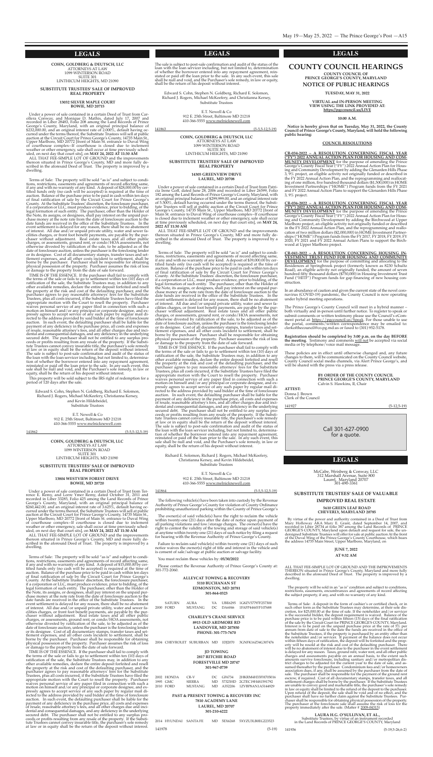## LEGALS

**COHN, GOLDBERG & DEUTSCH, LLC**
ATTORNEYS AT LAW
1099 WINTERSON ROAD
SUITE 301
LINTHICUM HEIGHTS, MD 21090

### SUBSTITUTE TRUSTEES' SALE OF IMPROVED REAL PROPERTY

**13032 SILVER MAPLE COURT**
**BOWIE, MD 20715**

Under a power of sale contained in a certain Deed of Trust from Carollera Conway, and Monique D. Mathis, dated July 17, 2007 and recorded in Liber 28483, Folio 208 among the Land Records of Prince George's County, Maryland, with an original principal balance of $232,000.00, and an original interest rate of 2.000%, default having occurred under the terms thereof, the Substitute Trustees will sell at public auction at the Circuit Court for Prince George's County, 14735 Main St., Upper Marlboro, MD 20772 [front of Main St. entrance to Duval Wing of courthouse complex--If courthouse is closed due to inclement weather or other emergency, sale shall occur at time previously scheduled, on next day that court sits], on **MAY 24, 2022 AT 11:30 AM**

ALL THAT FEE-SIMPLE LOT OF GROUND and the improvements thereon situated in Prince George's County, MD and more fully described in the aforesaid Deed of Trust. The property is improved by a dwelling.

Terms of Sale: The property will be sold "as is" and subject to conditions, restrictions, easements and agreements of record affecting same, if any and with no warranty of any kind. A deposit of $28,000.00 by certified funds only (no cash will be accepted) is required at the time of auction. Balance of the purchase price to be paid in cash within ten days of final ratification of sale by the Circuit Court for Prince George's County. At the Substitute Trustees' discretion, the foreclosure purchaser, if a corporation or LLC, must produce evidence, prior to bidding, of the legal formation of such entity. The purchaser, other than the Holder of the Note, its assigns, or designees, shall pay interest on the unpaid purchase money at the note rate from the date of foreclosure auction to the date funds are received in the office of the Substitute Trustees. In the event settlement is delayed for any reason, there shall be no abatement of interest. All due and/or unpaid private utility, water and sewer facilities charges, or front foot benefit payments, are payable by the purchaser without adjustment. Real estate taxes and all other public charges, or assessments, ground rent, or condo/HOA assessments, not otherwise divested by ratification of the sale, to be adjusted as of the date of foreclosure auction, unless the purchaser is the foreclosing lender or its designee. Cost of all documentary stamps, transfer taxes and settlement expenses, and all other costs incident to settlement, shall be borne by the purchaser. Purchaser shall be responsible for obtaining physical possession of the property. Purchaser assumes the risk of loss or damage to the property from the date of sale forward.

TIME IS OF THE ESSENCE. If the purchaser shall fail to comply with the terms of the sale or fails to go to settlement within ten (10) days of ratification of the sale, the Substitute Trustees may, in addition to any other available remedies, declare the entire deposit forfeited and resell the property at the risk and cost of the defaulting purchaser, and the purchaser agrees to pay reasonable attorneys' fees for the Substitute Trustees, plus all costs incurred, if the Substitute Trustees have filed the appropriate motion with the Court to resell the property. Purchaser waives personal service of any paper filed in connection with such a motion on himself and/or any principal or corporate designee, and expressly agrees to accept service of any such paper by regular mail directed to the address provided by said bidder at the time of foreclosure auction. In such event, the defaulting purchaser shall be liable for the payment of any deficiency in the purchase price, all costs and expenses of resale, reasonable attorney's fees, and all other charges due and incidental and consequential damages, and any deficiency in the underlying secured debt. The purchaser shall not be entitled to any surplus proceeds or profits resulting from any resale of the property. If the Substitute Trustees cannot convey insurable title, the purchaser's sole remedy at law or in equity shall be the return of the deposit without interest. The sale is subject to post-sale confirmation and audit of the status of the loan with the loan servicer including, but not limited to, determination of whether the borrower entered into any repayment agreement, reinstated or paid off the loan prior to the sale. In any such event, this sale shall be null and void, and the Purchaser's sole remedy, in law or equity, shall be the return of his deposit without interest.

This property will be sold subject to the IRS right of redemption for a period of 120 days after the sale.

Edward S. Cohn, Stephen N. Goldberg, Richard E. Solomon, Richard J. Rogers, Michael McKeefery, Christianna Kersey, and Kevin Hildebeidel,
Substitute Trustees

E.T. Newell & Co
912 E. 25th Street, Baltimore MD 21218
410-366-5555 www.melnicknewell.com

141862 (5-5,5-12,5-19)

**COHN, GOLDBERG & DEUTSCH, LLC**
ATTORNEYS AT LAW
1099 WINTERSON ROAD
SUITE 301
LINTHICUM HEIGHTS, MD 21090

### SUBSTITUTE TRUSTEES' SALE OF IMPROVED REAL PROPERTY

**13804 WESTVIEW FOREST DRIVE**
**BOWIE, MD 20720**

Under a power of sale contained in a certain Deed of Trust from Terrence E. Kemy, and Loree Ymer Remy, dated October 31, 2011 and recorded in Liber 33285, Folio 425 among the Land Records of Prince George's County, Maryland, with an original principal balance of $260,442.00, and an original interest rate of 3.625%, default having occurred under the terms thereof, the Substitute Trustees will sell at public auction at the Circuit Court for Prince George's County, 14735 Main St., Upper Marlboro, MD 20772 [front of Main St. entrance to Duval Wing of courthouse complex--If courthouse is closed due to inclement weather or other emergency, sale shall occur at time previously scheduled, on next day that court sits], on **MAY 24, 2022 AT 11:30 AM**

ALL THAT FEE-SIMPLE LOT OF GROUND and the improvements thereon situated in Prince George's County, MD and more fully described in the aforesaid Deed of Trust. The property is improved by a dwelling.

Terms of Sale: The property will be sold "as is" and subject to conditions, restrictions, easements and agreements of record affecting same, if any and with no warranty of any kind. A deposit of $15,000.00 by certified funds only (no cash will be accepted) is required at the time of auction. Balance of the purchase price to be paid in cash within ten days of final ratification of sale by the Circuit Court for Prince George's County. At the Substitute Trustees' discretion, the foreclosure purchaser, if a corporation or LLC, must produce evidence, prior to bidding, of the legal formation of such entity. The purchaser, other than the Holder of the Note, its assigns, or designees, shall pay interest on the unpaid purchase money at the note rate from the date of foreclosure auction to the date funds are received in the office of the Substitute Trustees. In the event settlement is delayed for any reason, there shall be no abatement of interest. All due and/or unpaid private utility, water and sewer facilities charges, or front foot benefit payments, are payable by the purchaser without adjustment. Real estate taxes and all other public charges, or assessments, ground rent, or condo/HOA assessments, not otherwise divested by ratification of the sale, to be adjusted as of the date of foreclosure auction, unless the purchaser is the foreclosing lender or its designee. Cost of all documentary stamps, transfer taxes and settlement expenses, and all other costs incident to settlement, shall be borne by the purchaser. Purchaser shall be responsible for obtaining physical possession of the property. Purchaser assumes the risk of loss or damage to the property from the date of sale forward.

TIME IS OF THE ESSENCE. If the purchaser shall fail to comply with the terms of the sale or fails to go to settlement within ten (10) days of ratification of the sale, the Substitute Trustees may, in addition to any other available remedies, declare the entire deposit forfeited and resell the property at the risk and cost of the defaulting purchaser, and the purchaser agrees to pay reasonable attorneys' fees for the Substitute Trustees, plus all costs incurred, if the Substitute Trustees have filed the appropriate motion with the Court to resell the property. Purchaser waives personal service of any paper filed in connection with such a motion on himself and/or any principal or corporate designee, and expressly agrees to accept service of any such paper by regular mail directed to the address provided by said bidder at the time of foreclosure auction. In such event, the defaulting purchaser shall be liable for the payment of any deficiency in the purchase price, all costs and expenses of resale, reasonable attorney's fees, and all other charges due and incidental and consequential damages, and any deficiency in the underlying secured debt. The purchaser shall not be entitled to any surplus proceeds or profits resulting from any resale of the property. If the Substitute Trustees cannot convey insurable title, the purchaser's sole remedy at law or in equity shall be the return of the deposit without interest. The sale is subject to post-sale confirmation and audit of the status of the loan with the loan servicer including, but not limited to, determination of whether the borrower entered into any repayment agreement, reinstated or paid off the loan prior to the sale. In any such event, this sale shall be null and void, and the Purchaser's sole remedy, in law or equity, shall be the return of his deposit without interest.

Edward S. Cohn, Stephen N. Goldberg, Richard E. Solomon, Richard J. Rogers, Michael McKeefery, and Christianna Kersey,
Substitute Trustees

E.T. Newell & Co
912 E. 25th Street, Baltimore MD 21218
410-366-5555 www.melnicknewell.com

141863 (5-5,5-12,5-19)

**COHN, GOLDBERG & DEUTSCH, LLC**
ATTORNEYS AT LAW
1099 WINTERSON ROAD
SUITE 301
LINTHICUM HEIGHTS, MD 21090

### SUBSTITUTE TRUSTEES' SALE OF IMPROVED REAL PROPERTY

**14305 GREENVIEW DRIVE**
**LAUREL, MD 20708**

Under a power of sale contained in a certain Deed of Trust from Patricia Irene Goff, dated June 28, 2006 and recorded in Liber 26399, Folio 182 among the Land Records of Prince George's County, Maryland, with an original principal balance of $299,999.00, and an original interest rate of 5.500%, default having occurred under the terms thereof, the Substitute Trustees will sell at public auction at the Circuit Court for Prince George's County, 14735 Main St., Upper Marlboro, MD 20772 [front of Main St. entrance to Duval Wing of courthouse complex--If courthouse is closed due to inclement weather or other emergency, sale shall occur at time previously scheduled, on next day that court sits], on **MAY 24, 2022 AT 11:30 AM**

ALL THAT FEE-SIMPLE LOT OF GROUND and the improvements thereon situated in Prince George's County, MD and more fully described in the aforesaid Deed of Trust. The property is improved by a dwelling.

Terms of Sale: The property will be sold "as is" and subject to conditions, restrictions, easements and agreements of record affecting same, if any and with no warranty of any kind. A deposit of $39,000.00 by certified funds only (no cash will be accepted) is required at the time of auction. Balance of the purchase price to be paid in cash within ten days of final ratification of sale by the Circuit Court for Prince George's County. At the Substitute Trustees' discretion, the foreclosure purchaser, if a corporation or LLC, must produce evidence, prior to bidding, of the legal formation of such entity. The purchaser, other than the Holder of the Note, its assigns, or designees, shall pay interest on the unpaid purchase money at the note rate from the date of foreclosure auction to the date funds are received in the office of the Substitute Trustees. In the event settlement is delayed for any reason, there shall be no abatement of interest. All due and/or unpaid private utility, water and sewer facilities charges, or front foot benefit payments, are payable by the purchaser without adjustment. Real estate taxes and all other public charges, or assessments, ground rent, or condo/HOA assessments, not otherwise divested by ratification of the sale, to be adjusted as of the date of foreclosure auction, unless the purchaser is the foreclosing lender or its designee. Cost of all documentary stamps, transfer taxes and settlement expenses, and all other costs incident to settlement, shall be borne by the purchaser. Purchaser shall be responsible for obtaining physical possession of the property. Purchaser assumes the risk of loss or damage to the property from the date of sale forward.

TIME IS OF THE ESSENCE. If the purchaser shall fail to comply with the terms of the sale or fails to go to settlement within ten (10) days of ratification of the sale, the Substitute Trustees may, in addition to any other available remedies, declare the entire deposit forfeited and resell the property at the risk and cost of the defaulting purchaser, and the purchaser agrees to pay reasonable attorneys' fees for the Substitute Trustees, plus all costs incurred, if the Substitute Trustees have filed the appropriate motion with the Court to resell the property. Purchaser waives personal service of any paper filed in connection with such a motion on himself and/or any principal or corporate designee, and expressly agrees to accept service of any such paper by regular mail directed to the address provided by said bidder at the time of foreclosure auction. In such event, the defaulting purchaser shall be liable for the payment of any deficiency in the purchase price, all costs and expenses of resale, reasonable attorney's fees, and all other charges due and incidental and consequential damages, and any deficiency in the underlying secured debt. The purchaser shall not be entitled to any surplus proceeds or profits resulting from any resale of the property. If the Substitute Trustees cannot convey insurable title, the purchaser's sole remedy at law or in equity shall be the return of the deposit without interest. The sale is subject to post-sale confirmation and audit of the status of the loan with the loan servicer including, but not limited to, determination of whether the borrower entered into any repayment agreement, reinstated or paid off the loan prior to the sale. In any such event, this sale shall be null and void, and the Purchaser's sole remedy, in law or equity, shall be the return of his deposit without interest.

Richard E. Solomon, Richard J. Rogers, Michael McKeefery, Christianna Kersey, and Kevin Hildebeidel,
Substitute Trustees

E.T. Newell & Co
912 E. 25th Street, Baltimore MD 21218
410-366-5555 www.melnicknewell.com

141864 (5-5,5-12,5-19)

The following vehicle(s) have been taken into custody by the Revenue Authority of Prince George's County for violation of County Ordinance prohibiting unauthorized parking within the County of Prince George's

The owner(s) of said vehicle(s) have the right to reclaim the vehicle within twenty-one (21) days after the date of notice upon payment of all parking violations and tow/storage charges. The owner(s) have the right to contest the validity of the towing and storage of said vehicle(s) at anytime within twenty-one (21) days of such notice by filing a request for hearing with the Revenue Authority of Prince George's County.

Failure to reclaim said vehicle(s) within twenty-one (21) days of such notice waives the owner(s) right of title and interest in the vehicle and is consent of sale/salvage at public auction or salvage facility.

You must reclaim these vehicles by: **05/30/2022**

Please contact the Revenue Authority of Prince George's County at: 301-772-2060.

**ALLEYCAT TOWING & RECOVERY**
**5110 BUCHANAN ST**
**EDMONSTON, MD 20781**
**301-864-0323**

| | | | | | |
|---|---|---|---|---|---|
| | SATURN | AURA | VA | UBE6295 | 1G8ZV57797F257300 |
| 2000 | FORD | MUSTANG | DC | DA6046 | 1FAFP4444YF107688 |

**CHARLEY'S CRANE SERVICE**
**8913 OLD ARDMORE RD**
**LANDOVER, MD 20785**
**PHONE: 301-773-7670**

| | | | | | |
|---|---|---|---|---|---|
| 2004 | CHEVROLET | SUBURBAN | MD | 1DJ2070 | 3GNFK16Z34G307476 |

**JD TOWING**
**2817 RITCHIE ROAD**
**FORESTVILLE MD 20747**
**301-967-0739**

| | | | | | |
|---|---|---|---|---|---|
| 2002 | HONDA | CR-V | DC | GF6734 | 2HKRM4H33FH705016 |
| 1995 | GMC | SIERRA | MD | 57323HD | 2GTEC19H4S1591792 |
| 2010 | FORD | MUSTANG | MD | A352206 | 1ZVBP8AN1A5144929 |

**PAST & PRESENT TOWING & RECOVERY INC**
**7810 ACADEMY LANE**
**LAUREL, MD 20707**
**301-210-6222**

| | | | | | |
|---|---|---|---|---|---|
| 2014 | HYUNDAI | SANTA FE | MD | 5EX6268 | 5XYZU3LB0EG223523 |

141978 (5-19)

## LEGALS

# COUNTY COUNCIL HEARINGS

**COUNTY COUNCIL OF PRINCE GEORGE'S COUNTY, MARYLAND**

## NOTICE OF PUBLIC HEARINGS

**TUESDAY, MAY 31, 2022**

**VIRTUAL and IN-PERSON MEETING**
**VIEW USING THE LINK PROVIDED AT:**
**https://pgccouncil.us/LIVE**

**10:00 A.M.**

**Notice is hereby given that on Tuesday, May 31, 2022, the County Council of Prince George's County, Maryland, will hold the following public hearing:**

**COUNCIL RESOLUTIONS**

**CR-034-2022 – A RESOLUTION CONCERNING FISCAL YEAR ("FY") 2022 ANNUAL ACTION PLAN FOR HOUSING AND COMMUNITY DEVELOPMENT** for the purpose of amending the Prince George's County Fiscal Year ("FY") 2022 Annual Action Plan for Housing and Community Development by adding the Glenarden Hills Phase 3, 9% project, an eligible activity not originally funded or described in the FY 2022 Annual Action Plan, and the reprogramming and reallocating of one million, five hundred thousand dollars ($1,500,000) in HOME Investment Partnerships ("HOME") Program funds from the FY 2021 and FY 2022 Annual Action Plans to support the Glenarden Hills Phase 3, 9% project.

**CR-036-2022 – A RESOLUTION CONCERNING FISCAL YEAR ("FY") 2022 ANNUAL ACTION PLAN FOR HOUSING AND COMMUNITY DEVELOPMENT** for the purpose of amending the Prince George's County Fiscal Year ("FY") 2022 Annual Action Plan for Housing and Community Development by adding the Birchwood at Upper Marlboro project, an eligible activity not originally funded or described in the FY 2022 Annual Action Plan, and the reprogramming and reallocation of two million dollars ($2,000,000) in HOME Investment Partnerships ("HOME") Program funds from the FY 2017, FY 2018, FY 2019, FY 2020, FY 2021 and FY 2022 Annual Action Plans to support the Birchwood at Upper Marlboro project.

**CR-041-2022 – A RESOLUTION CONCERNING HOUSING INVESTMENT TRUST FUND FOR HOUSING AND COMMUNITY DEVELOPMENT** for the purpose of committing and allocating to the Residences at Springbrook project (formerly known as 8230 Schultz Road), an eligible activity not originally funded, the amount of seven hundred fifty thousand dollars ($750,000) in Housing Investment Trust Fund ("HITF") Program funds for gap financing of new housing construction.

In an abundance of caution and given the current state of the novel coronavirus (COVID-19) pandemic, the County Council is now operating under hybrid meeting operations.

The Prince George's County Council will meet in a hybrid manner – both virtually and in-person until further notice. To register to speak or submit comments or written testimony please use the Council's eComment portal at: https://pgccouncil.us/Speak. For those unable to use the portal, comments/written correspondence may be emailed to: clerkofthecouncil@co.pg.md.us or faxed to (301) 952-5178.

**Registration should be completed by 3:00 p.m. on the day BEFORE the meeting.** Testimony and comments will not be accepted via social media or by telephone/voice mail message.

These policies are in effect until otherwise changed and, any future changes to them, will be communicated on the County Council website, County Council social media channels, via Alert Prince George's, and will be shared with the press via a press release.

**BY ORDER OF THE COUNTY COUNCIL**
**PRINCE GEORGE'S COUNTY, MARYLAND**
Calvin S. Hawkins, II, Chair

**ATTEST:**
Donna J. Brown
Clerk of the Council

141927 (5-12,5-19)

Call 301-627-0900 for a quote.

## LEGALS

McCabe, Weisberg & Conway, LLC
312 Marshall Avenue, Suite 800
Laurel, Maryland 20707
301-490-3361

### SUBSTITUTE TRUSTEES' SALE OF VALUABLE IMPROVED REAL ESTATE

**5610 GREEN LEAF ROAD**
**CHEVERLY, MARYLAND 20785**

By virtue of the power and authority contained in a Deed of Trust from Mary Holloway AKA Mary E. Grant, dated September 14, 2007, and recorded in Liber 28734 at folio 387 among the Land Records of PRINCE GEORGE'S COUNTY, Maryland upon default and request for sale, the undersigned Substitute Trustees will offer for sale at public auction At the front of the Duval Wing of the Prince George's County Courthouse, which bears the address 14735 Main Street, Upper Marlboro, Maryland, on

**JUNE 7, 2022**
**AT 9:32 AM**

ALL THAT FEE-SIMPLE LOT OF GROUND AND THE IMPROVEMENTS THEREON situated in Prince George's County, Maryland and more fully described in the aforesaid Deed of Trust. The property is improved by a dwelling.

The property will be sold in an "as is" condition and subject to conditions, restrictions, easements, encumbrances and agreements of record affecting the subject property, if any, and with no warranty of any kind.

Terms of Sale: A deposit in the form of cashier's or certified check, or in such other form as the Substitute Trustees may determine, at their sole discretion, for $25,000.00 at the time of sale. If the noteholder and/or servicer is the successful bidder, the deposit requirement is waived. Balance of the purchase price to be paid within fifteen (15) days of the final ratification of the sale by the Circuit Court for PRINCE GEORGE'S COUNTY, Maryland. Interest is to be paid on the unpaid purchase price at the rate of 5% per annum from date of sale to the date the funds are received in the office of the Substitute Trustees, if the property is purchased by an entity other than the noteholder and/or servicer. If payment of the balance does not occur within fifteen days of ratification, the deposit will be forfeited and the property will be resold at the risk and cost of the defaulting purchaser. There will be no abatement of interest due to the purchaser in the event settlement is delayed for any reason. Taxes, ground rent, water rent, and all other public charges and assessments payable on an annual basis, to the extent such amounts survive foreclosure, including sanitary and/or metropolitan district charges to be adjusted for the current year to the date of sale, and assumed thereafter by the purchaser. Condominium fees and/or homeowners association dues, if any, shall be assumed by the purchaser from the date of sale. The purchaser shall be responsible for the payment of the ground rent escrow, if required. Cost of all documentary stamps, transfer taxes, and all settlement charges shall be borne by the purchaser. If the Substitute Trustees are unable to convey good and marketable title, the purchaser's sole remedy in law or equity shall be limited to the refund of the deposit to the purchaser. Upon refund of the deposit, the sale shall be void and of no effect, and the purchaser shall have no further claim against the Substitute Trustees. Purchaser shall be responsible for obtaining physical possession of the property. The purchaser at the foreclosure sale shall assume the risk of loss for the property immediately after the sale. (Matter # 2009-04313)

**LAURA H.G. O'SULLIVAN, ET AL.,**
Substitute Trustees, by virtue of an instrument recorded in the Land Records of PRINCE GEORGE'S COUNTY, Maryland

141936 (5-19,5-26,6-2)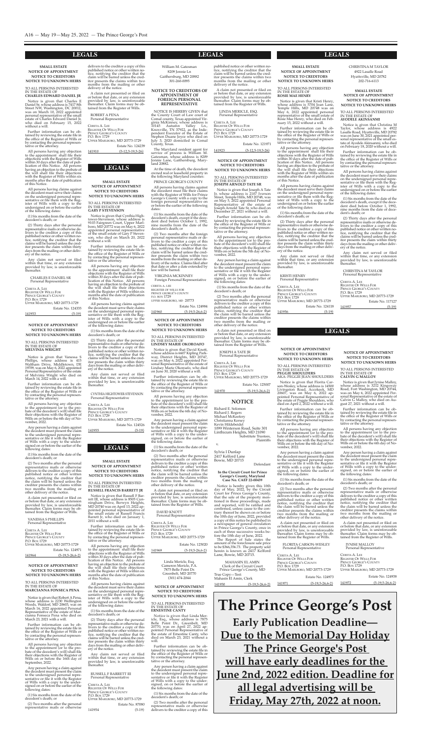## LEGALS

**SMALL ESTATE**
**NOTICE OF APPOINTMENT**
**NOTICE TO CREDITORS**
**NOTICE TO UNKNOWN HEIRS**

TO ALL PERSONS INTERESTED IN THE ESTATE OF
**CHARLES EDWARD DANIEL JR**

Notice is given that Charles E Daniel Sr, whose address is 7417 8th Street NW, Washington, DC 20012, was on March 10, 2022 appointed personal representative of the small estate of Charles Edward Daniel Jr, who died on February 15, 2022 without a will.

Further information can be obtained by reviewing the estate file in the office of the Register of Wills or by contacting the personal representative or the attorney.

All persons having any objection to the appointment shall file their objections with the Register of Wills within 30 days after the date of publication of this Notice. All persons having an objection to the probate of the will shall file their objections with the Register of Wills within six months after the date of publication of this Notice.

All persons having claims against the deceased must serve their claims on the undersigned personal representative or file them with the Register of Wills with a copy to the undersigned on or before the earlier of the following dates:

(1) Six months from the date of the decedent's death; or

(2) Thirty days after the personal representative mails or otherwise delivers to the creditor a copy of this published notice or other written notice, notifying the creditor that the claims will be barred unless the creditor presents the claim within thirty days from the mailing or other delivery of the notice.

Any claim not served or filed within that time, or any extension provided by law, is unenforceable thereafter.

CHARLES E DANIEL SR
Personal Representative

CERETA A. LEE
REGISTER OF WILLS FOR
PRINCE GEORGE'S COUNTY
P.O. BOX 1729
UPPER MARLBORO, MD 20773-1729

Estate No. 124335

141953 (5-19)

**NOTICE OF APPOINTMENT**
**NOTICE TO CREDITORS**
**NOTICE TO UNKNOWN HEIRS**

TO ALL PERSONS INTERESTED IN THE ESTATE OF
**MELVINIA WRIGHT**

Notice is given that Vanessa S Phillips, whose address is 415 Waltham Drive, Middletown, DE 19709, was on May 6, 2022 appointed Personal Representative of the estate of Melvinia Wright who died on March 14, 2022 with a will.

Further information can be obtained by reviewing the estate file in the office of the Register of Wills or by contacting the personal representative or the attorney.

All persons having any objection to the appointment (or to the probate of the decedent's will) shall file their objections with the Register of Wills on or before the 6th day of November, 2022.

Any person having a claim against the decedent must present the claim to the undersigned personal representative or file it with the Register of Wills with a copy to the undersigned on or before the earlier of the following dates:

(1) Six months from the date of the decedent's death; or

(2) Two months after the personal representative mails or otherwise delivers to the creditor a copy of this published notice or other written notice, notifying the creditor that the claim will be barred unless the creditor presents the claims within two months from the mailing or other delivery of the notice.

A claim not presented or filed on or before that date, or any extension provided by law, is unenforceable thereafter. Claim forms may be obtained from the Register of Wills.

VANESSA S PHILLIPS
Personal Representative

CERETA A. LEE
REGISTER OF WILLS FOR
PRINCE GEORGE'S COUNTY
P.O. BOX 1729
UPPER MARLBORO, MD 20773-1729

Estate No. 124971

141964 (5-19,5-26,6-2)

**NOTICE OF APPOINTMENT**
**NOTICE TO CREDITORS**
**NOTICE TO UNKNOWN HEIRS**

TO ALL PERSONS INTERESTED IN THE ESTATE OF
**MARCIANNA FONSECA PENA**

Notice is given that Robert A Pena, whose address is 2230 Wellington Woods, Waldorf, MD 20603, was on March 16, 2022 appointed Personal Representative of the estate of Marcianna Fonseca Pena who died on March 23, 2021 with a will.

Further information can be obtained by reviewing the estate file in the office of the Register of Wills or by contacting the personal representative or the attorney.

All persons having any objection to the appointment (or to the probate of the decedent's will) shall file their objections with the Register of Wills on or before the 16th day of September, 2022.

Any person having a claim against the decedent must present the claim to the undersigned personal representative or file it with the Register of Wills with a copy to the undersigned on or before the earlier of the following dates:

(1) Six months from the date of the decedent's death; or

(2) Two months after the personal representative mails or otherwise delivers to the creditor a copy of this published notice or other written notice, notifying the creditor that the claim will be barred unless the creditor presents the claims within two months from the mailing or other delivery of the notice.

A claim not presented or filed on or before that date, or any extension provided by law, is unenforceable thereafter. Claim forms may be obtained from the Register of Wills.

ROBERT A PENA
Personal Representative

CERETA A. LEE
REGISTER OF WILLS FOR
PRINCE GEORGE'S COUNTY
P.O. BOX 1729
UPPER MARLBORO, MD 20773-1729

Estate No. 124239

141910 (5-12,5-19,5-26)

## LEGALS

**SMALL ESTATE**
**NOTICE OF APPOINTMENT**
**NOTICE TO CREDITORS**
**NOTICE TO UNKNOWN HEIRS**

TO ALL PERSONS INTERESTED IN THE ESTATE OF
**GARY F STEVENSON**

Notice is given that Cynthia Hightower-Stevenson, whose address is 9103 Fairgreen Court, Upper Marlboro, MD 20772 was on May 6, 2022 appointed personal representative of the small estate of Gary F Stevenson, who died on March 20, 2022 without a will.

Further information can be obtained by reviewing the estate file in the office of the Register of Wills or by contacting the personal representative or the attorney.

All persons having any objection to the appointment shall file their objections with the Register of Wills within 30 days after the date of publication of this Notice. All persons having an objection to the probate of the will shall file their objections with the Register of Wills within six months after the date of publication of this Notice.

All persons having claims against the deceased must serve their claims on the undersigned personal representative or file them with the Register of Wills with a copy to the undersigned on or before the earlier of the following dates:

(1) Six months from the date of the decedent's death; or

(2) Thirty days after the personal representative mails or otherwise delivers to the creditor a copy of this published notice or other written notice, notifying the creditor that the claims will be barred unless the creditor presents the claim within thirty days from the mailing or other delivery of the notice.

Any claim not served or filed within that time, or any extension provided by law, is unenforceable thereafter.

CYNTHIA HIGHTOWER-STEVENSON
Personal Representative

CERETA A. LEE
REGISTER OF WILLS FOR
PRINCE GEORGE'S COUNTY
P.O. BOX 1729
UPPER MARLBORO, MD 20773-1729

Estate No. 124526

141955 (5-19)

## LEGALS

**SMALL ESTATE**
**NOTICE OF APPOINTMENT**
**NOTICE TO CREDITORS**
**NOTICE TO UNKNOWN HEIRS**

TO ALL PERSONS INTERESTED IN THE ESTATE OF
**RUSSELL FRANCIS BARRETT JR**

Notice is given that Russell F Barrett III, whose address is 8505 Cunningham Drive, Berwyn Heights, MD 20740 was on April 13, 2022 appointed personal representative of the small estate of Russell Francis Barrett Jr, who died on January 1, 2011 without a will.

Further information can be obtained by reviewing the estate file in the office of the Register of Wills or by contacting the personal representative or the attorney.

All persons having any objection to the appointment shall file their objections with the Register of Wills within 30 days after the date of publication of this Notice. All persons having an objection to the probate of the will shall file their objections with the Register of Wills within six months after the date of publication of this Notice.

All persons having claims against the deceased must serve their claims on the undersigned personal representative or file them with the Register of Wills with a copy to the undersigned on or before the earlier of the following dates:

(1) Six months from the date of the decedent's death; or

(2) Thirty days after the personal representative mails or otherwise delivers to the creditor a copy of this published notice or other written notice, notifying the creditor that the claims will be barred unless the creditor presents the claim within thirty days from the mailing or other delivery of the notice.

Any claim not served or filed within that time, or any extension provided by law, is unenforceable thereafter.

RUSSELL F BARRETT III
Personal Representative

CERETA A. LEE
REGISTER OF WILLS FOR
PRINCE GEORGE'S COUNTY
P.O. BOX 1729
UPPER MARLBORO, MD 20773-1729

Estate No. 87080

141954 (5-19)

## LEGALS

William M. Gatesman
8209 Jonnie Ln
Gaithersburg, MD 20882
301-260-0095

**NOTICE TO CREDITORS OF APPOINTMENT OF FOREIGN PERSONAL REPRESENTATIVE**

NOTICE IS HEREBY GIVEN that the County Court of Law court of Comal county, Texas appointed Virginia McKinney, whose address is 10145 Autumn Valley Ln., Knoxville, TN 37922, as the Independent Executor of the Estate of Stephen Duane Joyce who died on July 3, 2020 domiciled in Comal County, Texas.

The Maryland resident agent for service of process is William M. Gatesman, whose address is 8209 Jonnie Lane, Gaithersburg, Maryland 20882.

At the time of death, the decedent owned real or leasehold property in the following Maryland counties:

PRINCE GEORGE'S COUNTY

All persons having claims against the decedent must file their claims with the Register of Wills for Prince George's County with a copy to the foreign personal representative on or before the earlier of the following dates:

(1) Six months from the date of the decedent's death, except if the decedent died before October 1, 1992, nine months from the date of the decedent's death; or

(2) Two months after the foreign personal representative mails or delivers to the creditor a copy of this published notice or other written notice, notifying the creditor that the claim will be barred unless the creditor presents the claim within two months from the mailing or other delivery of the notice. Claims filed after that date or after a date extended by law will be barred.

VIRGINIA MCKINNEY
Foreign Personal Representative

CERETA A. LEE
REGISTER OF WILLS FOR
PRINCE GEORGE'S COUNTY
P.O. BOX 1729
UPPER MARLBORO, MD 20773

Estate No. 124984

141960 (5-19,5-26,6-2)

**NOTICE OF APPOINTMENT**
**NOTICE TO CREDITORS**
**NOTICE TO UNKNOWN HEIRS**

TO ALL PERSONS INTERESTED IN THE ESTATE OF
**LINDSEY MARIE OKOROAFO**

Notice is given that David Knott, whose address is 6607 Kipling Parkway, District Heights, MD 20747, was on May 6, 2022 appointed Personal Representative of the estate of Lindsey Marie Okoroafo, who died on June 30, 2020 without a will.

Further information can be obtained by reviewing the estate file in the office of the Register of Wills or by contacting the personal representative or the attorney.

All persons having any objection to the appointment (or to the probate of the decedent's will) shall file their objections with the Register of Wills on or before the 6th day of November, 2022.

Any person having a claim against the decedent must present the claim to the undersigned personal representative or file it with the Register of Wills with a copy to the undersigned, on or before the earlier of the following dates:

(1) Six months from the date of the decedent's death; or

(2) Two months after the personal representative mails or otherwise delivers to the creditor a copy of this published notice or other written notice, notifying the creditor that the claim will be barred unless the creditor presents the claims within two months from the mailing or other delivery of the notice.

A claim not presented or filed on or before that date, or any extension provided by law, is unenforceable thereafter. Claim forms may be obtained from the Register of Wills.

DAVID KNOTT
Personal Representative

CERETA A. LEE
REGISTER OF WILLS FOR
PRINCE GEORGE'S COUNTY
P.O. BOX 1729
UPPER MARLBORO, MD 20773-1729

Estate No. 125020

141969 (5-19,5-26,6-2)

Linda Mericle, Esq.
Cameron Mericle, P.A.
7875 Belle Point Dr.
Greenbelt, MD 20770
(301) 474-2044

**NOTICE OF APPOINTMENT**
**NOTICE TO CREDITORS**
**NOTICE TO UNKNOWN HEIRS**

TO ALL PERSONS INTERESTED IN THE ESTATE OF
**ERNESTINE CANTY**

Notice is given that Linda Mericle, Esq., whose address is 7875 Belle Point Dr., Greenbelt, MD 20770, was on April 27, 2022 appointed Personal Representative of the estate of Ernestine Canty, who died on March 23, 2021 without a will.

Further information can be obtained by reviewing the estate file in the office of the Register of Wills or by contacting the personal representative or the attorney.

Any person having a claim against the decedent must present the claim to the undersigned personal representative or file it with the Register of Wills with a copy to the undersigned, on or before the earlier of the following dates:

(1) Six months from the date of the decedent's death; or

(2) Two months after the personal representative mails or otherwise delivers to the creditor a copy of this published notice or other written notice, notifying the creditor that the claim will be barred unless the claim within two months from the mailing or other delivery of the notice.

A claim not presented or filed on or before that date, or any extension provided by law, is unenforceable thereafter. Claim forms may be obtained from the Register of Wills.

LINDA MERICLE, ESQ.
Personal Representative

CERETA A. LEE
REGISTER OF WILLS FOR
PRINCE GEORGE'S COUNTY
P.O. BOX 1729
UPPER MARLBORO, MD 20773-1729

Estate No. 121971

141923 (5-12,5-19,5-26)

**NOTICE OF APPOINTMENT**
**NOTICE TO CREDITORS**
**NOTICE TO UNKNOWN HEIRS**

TO ALL PERSONS INTERESTED IN THE ESTATE OF
**JOSEPH ARNOLD TATE SR**

Notice is given that Joseph A Tate Jr, whose address is 2107 Iverson Street, Temple Hills, MD 20748, was on May 5, 2022 appointed Personal Representative of the estate of Joseph Arnold Tate Sr, who died on December 27, 2021 without a will.

Further information can be obtained by reviewing the estate file in the office of the Register of Wills or by contacting the personal representative or the attorney.

All persons having any objection to the appointment (or to the probate of the decedent's will) shall file their objections with the Register of Wills on or before the 5th day of November, 2022.

Any person having a claim against the decedent must present the claim to the undersigned personal representative or file it with the Register of Wills with a copy to the undersigned, on or before the earlier of the following dates:

(1) Six months from the date of the decedent's death; or

(2) Two months after the personal representative mails or otherwise delivers to the creditor a copy of this published notice or other written notice, notifying the creditor that the claim will be barred unless the creditor presents the claims within two months from the mailing or other delivery of the notice.

A claim not presented or filed on or before that date, or any extension provided by law, is unenforceable thereafter. Claim forms may be obtained from the Register of Wills.

JOSEPH A TATE JR
Personal Representative

CERETA A. LEE
REGISTER OF WILLS FOR
PRINCE GEORGE'S COUNTY
P.O. BOX 1729
UPPER MARLBORO, MD 20773-1729

Estate No. 125007

141970 (5-19,5-26,6-2)

**NOTICE**

Richard E. Solomon
Richard J. Rogers
Michael McKeefery
Christianna Kersey
Kevin Hildebeidel
1099 Winterson Road, Suite 301
Linthicum Heights, MD 21090
Substitute Trustees,
Plaintiffs

v.

Sylvia I Dunlap
2417 Kelford Lane
Bowie, MD 20715
Defendant

**In the Circuit Court for Prince George's County, Maryland**
**Case No. CAEF 22-00439**

Notice is hereby given this 10th day of May, 2022, by the Circuit Court for Prince George's County, that the sale of the property mentioned in these proceedings, made and reported, will be ratified and confirmed, unless cause to the contrary thereof be shown on or before the 10th day of June, 2022, provided a copy of this notice be published in a newspaper of general circulation in Prince George's County, once in each of three successive weeks before the 10th day of June, 2022.

The Report of Sale states the amount of the foreclosure sale price to be $366,356.73. The property sold herein is known as 2417 Kelford Lane, Bowie, MD 20715.

MAHASIN EL AMIN
Clerk of the Circuit Court
Prince George's County, MD
True Copy—Test:
Mahasin El Amin, Clerk

141950 (5-19,5-26,6-2)

## LEGALS

**SMALL ESTATE**
**NOTICE OF APPOINTMENT**
**NOTICE TO CREDITORS**
**NOTICE TO UNKNOWN HEIRS**

TO ALL PERSONS INTERESTED IN THE ESTATE OF
**ROSIE MAE HENRY**

Notice is given that Kristi Henry, whose address is 5704 Joan Lane, Temple Hills, MD 20748 was on May 6, 2022 appointed personal representative of the small estate of Rosie Mae Henry, who died on February 15, 2022 without a will.

Further information can be obtained by reviewing the estate file in the office of the Register of Wills or by contacting the personal representative or the attorney.

All persons having any objection to the appointment shall file their objections with the Register of Wills within 30 days after the date of publication of this Notice. All persons having an objection to the probate of the will shall file their objections with the Register of Wills within six months after the date of publication of this Notice.

All persons having claims against the deceased must serve their claims on the undersigned personal representative or file them with the Register of Wills with a copy to the undersigned on or before the earlier of the following dates:

(1) Six months from the date of the decedent's death; or

(2) Thirty days after the personal representative mails or otherwise delivers to the creditor a copy of this published notice or other written notice, notifying the creditor that the claims will be barred unless the creditor presents the claim within thirty days from the mailing or other delivery of the notice.

Any claim not served or filed within that time, or any extension provided by law, is unenforceable thereafter.

KRISTI HENRY
Personal Representative

CERETA A. LEE
REGISTER OF WILLS FOR
PRINCE GEORGE'S COUNTY
P.O. BOX 1729
UPPER MARLBORO, MD 20773-1729

Estate No. 124118

141956 (5-19)

CHRISTINA M TAYLOR
4922 Lasalle Road
Hyattsville, MD 20782
202-716-6113

**SMALL ESTATE**
**NOTICE OF APPOINTMENT**
**NOTICE TO CREDITORS**
**NOTICE TO UNKNOWN HEIRS**

TO ALL PERSONS INTERESTED IN THE ESTATE OF
**AYODELE AKINSANMI**

Notice is given that Christina M Taylor, whose address is 4922 Lasalle Road, Hyattsville, MD 20782 was on June 30, 2021 appointed personal representative of the small estate of Ayodele Akinsanmi, who died on February 18, 2020 without a will.

Further information can be obtained by reviewing the estate file in the office of the Register of Wills or by contacting the personal representative or the attorney.

All persons having claims against the decedent must serve their claims on the undersigned personal representative or file them with the Register of Wills with a copy to the undersigned on or before the earlier of the following dates:

(1) Six months from the date of the decedent's death, except if the decedent died before October 1, 1992, nine months from the date of decedent's death; or

(2) Thirty days after the personal representative mails or otherwise delivers to the creditor a copy of this published notice or other written notice, notifying the creditor that the claims will be barred unless the creditor presents the claim within thirty days from the mailing or other delivery of the notice.

Any claim not served or filed within that time, or any extension provided by law, is unenforceable thereafter.

CHRISTINA M TAYLOR
Personal Representative

CERETA A. LEE
REGISTER OF WILLS FOR
PRINCE GEORGE'S COUNTY
P.O. BOX 1729
UPPER MARLBORO, MD 20773-1729

Estate No. 117127

141957 (5-19)

## LEGALS

**NOTICE OF APPOINTMENT**
**NOTICE TO CREDITORS**
**NOTICE TO UNKNOWN HEIRS**

TO ALL PERSONS INTERESTED IN THE ESTATE OF
**PEGGIE SHOULDERS**
**AKA: PEGGIE JEAN SHOULDERS**

Notice is given that Florita Carson-Wesley, whose address is 14500 Livingston Road, Accokeek, MD 20607, was on May 6, 2022 appointed Personal Representative of the estate of Peggie Shoulders, who died on April 2, 2022 without a will.

Further information can be obtained by reviewing the estate file in the office of the Register of Wills or by contacting the personal representative or the attorney.

All persons having any objection to the appointment (or to the probate of the decedent's will) shall file their objections with the Register of Wills on or before the 6th day of November, 2022.

Any person having a claim against the decedent must present the claim to the undersigned personal representative or file it with the Register of Wills with a copy to the undersigned, on or before the earlier of the following dates:

(1) Six months from the date of the decedent's death; or

(2) Two months after the personal representative mails or otherwise delivers to the creditor a copy of this published notice or other written notice, notifying the creditor that the claim will be barred unless the creditor presents the claims within two months from the mailing or other delivery of the notice.

A claim not presented or filed on or before that date, or any extension provided by law, is unenforceable thereafter. Claim forms may be obtained from the Register of Wills.

FLORITA CARSON-WESLEY
Personal Representative

CERETA A. LEE
REGISTER OF WILLS FOR
PRINCE GEORGE'S COUNTY
P.O. BOX 1729
UPPER MARLBORO, MD 20773-1729

Estate No. 124973

141971 (5-19,5-26,6-2)

**NOTICE OF APPOINTMENT**
**NOTICE TO CREDITORS**
**NOTICE TO UNKNOWN HEIRS**

TO ALL PERSONS INTERESTED IN THE ESTATE OF
**CALVIN G MALLOY**

Notice is given that Jynise Malloy, whose address is 3212 Kingsway Road, Fort Washington, MD 20744, was on May 6, 2022 appointed Personal Representative of the estate of Calvin G Malloy, who died on August 27, 2021 without a will.

Further information can be obtained by reviewing the estate file in the office of the Register of Wills or by contacting the personal representative or the attorney.

All persons having any objection to the appointment (or to the probate of the decedent's will) shall file their objections with the Register of Wills on or before the 6th day of November, 2022.

Any person having a claim against the decedent must present the claim to the undersigned personal representative or file it with the Register of Wills with a copy to the undersigned, on or before the earlier of the following dates:

(1) Six months from the date of the decedent's death; or

(2) Two months after the personal representative mails or otherwise delivers to the creditor a copy of this published notice or other written notice, notifying the creditor that the claim will be barred unless the creditor presents the claims within two months from the mailing or other delivery of the notice.

A claim not presented or filed on or before that date, or any extension provided by law, is unenforceable thereafter. Claim forms may be obtained from the Register of Wills.

JYNISE MALLOY
Personal Representative

CERETA A. LEE
REGISTER OF WILLS FOR
PRINCE GEORGE'S COUNTY
P.O. BOX 1729
UPPER MARLBORO, MD 20773-1729

Estate No. 124938

141972 (5-19,5-26,6-2)

# The Prince George's Post

## Early Publication Deadline— Due to the Memorial Day Holiday The Prince George's Post will have early deadlines for the June 2nd, 2022 edition. Deadline for all legal advertising will be Friday, May 27th, 2022 at noon.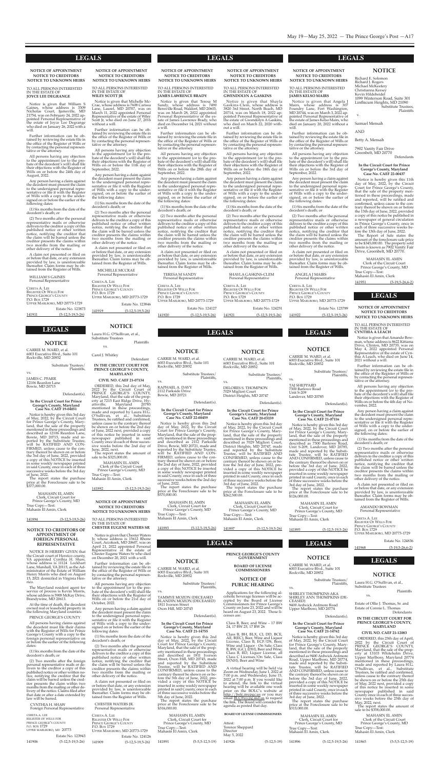# LEGALS

## NOTICE OF APPOINTMENT NOTICE TO CREDITORS NOTICE TO UNKNOWN HEIRS

TO ALL PERSONS INTERESTED IN THE ESTATE OF **JOYCE LEE DEGRANGE**

Notice is given that William S Gaines, whose address is 3309 Nicholas Court, Ijamsville, MD 21754, was on February 24, 2022 appointed Personal Representative of the estate of Joyce Lee Degrange who died on January 26, 2022 with a will.

Further information can be obtained by reviewing the estate file in the office of the Register of Wills or by contacting the personal representative or the attorney.

All persons having any objection to the appointment (or to the probate of the decedent's will) shall file their objections with the Register of Wills on or before the 24th day of August, 2022.

Any person having a claim against the decedent must present the claim to the undersigned personal representative or file it with the Register of Wills with a copy to the undersigned on or before the earlier of the following dates:

(1) Six months from the date of the decedent's death; or

(2) Two months after the personal representative mails or otherwise delivers to the creditor a copy of this published notice or other written notice, notifying the creditor that the claim will be barred unless the creditor presents the claims within two months from the mailing or other delivery of the notice.

A claim not presented or filed on or before that date, or any extension provided by law, is unenforceable thereafter. Claim forms may be obtained from the Register of Wills.

WILLIAM S GAINES
Personal Representative

CERETA A. LEE
REGISTER OF WILLS FOR PRINCE GEORGE'S COUNTY
P.O. BOX 1729
UPPER MARLBORO, MD 20773-1729

Estate No. 123873

141911 (5-12,5-19,5-26)

## NOTICE OF APPOINTMENT NOTICE TO CREDITORS NOTICE TO UNKNOWN HEIRS

TO ALL PERSONS INTERESTED IN THE ESTATE OF **WILEY SCOTT JR**

Notice is given that Michelle McCrae, whose address is 7608 Carissa Lane, Laurel, MD 20707, was on March 11, 2022 appointed Personal Representative of the estate of Wiley Scott Jr, who died on June 27, 2016 without a will.

Further information can be obtained by reviewing the estate file in the office of the Register of Wills or by contacting the personal representative or the attorney.

All persons having any objection to the appointment (or to the probate of the decedent's will) shall file their objections with the Register of Wills on or before the 11th day of September, 2022.

Any person having a claim against the decedent must present the claim to the undersigned personal representative or file it with the Register of Wills with a copy to the undersigned, on or before the earlier of the following dates:

(1) Six months from the date of the decedent's death; or

(2) Two months after the personal representative mails or otherwise delivers to the creditor a copy of this published notice or other written notice, notifying the creditor that the claim will be barred unless the creditor presents the claims within two months from the mailing or other delivery of the notice.

A claim not presented or filed on or before that date, or any extension provided by law, is unenforceable thereafter. Claim forms may be obtained from the Register of Wills.

MICHELLE MCCRAE
Personal Representative

CERETA A. LEE
REGISTER OF WILLS FOR PRINCE GEORGE'S COUNTY
P.O. BOX 1729
UPPER MARLBORO, MD 20773-1729

Estate No. 123846

141919 (5-12,5-19,5-26)

## NOTICE OF APPOINTMENT NOTICE TO CREDITORS NOTICE TO UNKNOWN HEIRS

TO ALL PERSONS INTERESTED IN THE ESTATE OF **JAMES LAWRENCE BRADY**

Notice is given that Teresa M Sandy, whose address is 7490 Bensville Road, Waldorf, MD 20603, was on March 28, 2022 appointed Personal Representative of the estate of James Lawrence Brady, who died on December 14, 2021 without a will.

Further information can be obtained by reviewing the estate file in the office of the Register of Wills or by contacting the personal representative or the attorney.

All persons having any objection to the appointment (or to the probate of the decedent's will) shall file their objections with the Register of Wills on or before the 28th day of September, 2022.

Any person having a claim against the decedent must present the claim to the undersigned personal representative or file it with the Register of Wills with a copy to the undersigned, on or before the earlier of the following dates:

(1) Six months from the date of the decedent's death; or

(2) Two months after the personal representative mails or otherwise delivers to the creditor a copy of this published notice or other written notice, notifying the creditor that the claim will be barred unless the creditor presents the claims within two months from the mailing or other delivery of the notice.

A claim not presented or filed on or before that date, or any extension provided by law, is unenforceable thereafter. Claim forms may be obtained from the Register of Wills.

TERESA M SANDY
Personal Representative

CERETA A. LEE
REGISTER OF WILLS FOR PRINCE GEORGE'S COUNTY
P.O. BOX 1729
UPPER MARLBORO, MD 20773-1729

Estate No. 124127

141920 (5-12,5-19,5-26)

## NOTICE OF APPOINTMENT NOTICE TO CREDITORS NOTICE TO UNKNOWN HEIRS

TO ALL PERSONS INTERESTED IN THE ESTATE OF **GWENDOLYN A GASKINS**

Notice is given that Shayla Gaskins-Clem, whose address is 3820 3rd Street, North Beach, MD 20714, was on March 18, 2022 appointed Personal Representative of the estate of Gwendolyn A Gaskins, who died on March 22, 2020 without a will.

Further information can be obtained by reviewing the estate file in the office of the Register of Wills or by contacting the personal representative or the attorney.

All persons having any objection to the appointment (or to the probate of the decedent's will) shall file their objections with the Register of Wills on or before the 18th day of September, 2022.

Any person having a claim against the decedent must present the claim to the undersigned personal representative or file it with the Register of Wills with a copy to the undersigned, on or before the earlier of the following dates:

(1) Six months from the date of the decedent's death; or

(2) Two months after the personal representative mails or otherwise delivers to the creditor a copy of this published notice or other written notice, notifying the creditor that the claim will be barred unless the creditor presents the claims within two months from the mailing or other delivery of the notice.

A claim not presented or filed on or before that date, or any extension provided by law, is unenforceable thereafter. Claim forms may be obtained from the Register of Wills.

SHAYLA GASKINS-CLEM
Personal Representative

CERETA A. LEE
REGISTER OF WILLS FOR PRINCE GEORGE'S COUNTY
P.O. BOX 1729
UPPER MARLBORO, MD 20773-1729

Estate No. 124251

141921 (5-12,5-19,5-26)

## NOTICE OF APPOINTMENT NOTICE TO CREDITORS NOTICE TO UNKNOWN HEIRS

TO ALL PERSONS INTERESTED IN THE ESTATE OF **JAMES KELSO MAIRS**

Notice is given that Angela J Mairs, whose address is 307 Foundry Lane, Fort Washington, MD 20744, was on March 3, 2022 appointed Personal Representative of the estate of James Kelso Mairs, who died on January 20, 2022 without a will.

Further information can be obtained by reviewing the estate file in the office of the Register of Wills or by contacting the personal representative or the attorney.

All persons having any objection to the appointment (or to the probate of the decedent's will) shall file their objections with the Register of Wills on or before the 3rd day of September, 2022.

Any person having a claim against the decedent must present the claim to the undersigned personal representative or file it with the Register of Wills with a copy to the undersigned, on or before the earlier of the following dates:

(1) Six months from the date of the decedent's death; or

(2) Two months after the personal representative mails or otherwise delivers to the creditor a copy of this published notice or other written notice, notifying the creditor that the claim will be barred unless the creditor presents the claims within two months from the mailing or other delivery of the notice.

A claim not presented or filed on or before that date, or any extension provided by law, is unenforceable thereafter. Claim forms may be obtained from the Register of Wills.

ANGELA J MAIRS
Personal Representative

CERETA A. LEE
REGISTER OF WILLS FOR PRINCE GEORGE'S COUNTY
P.O. BOX 1729
UPPER MARLBORO, MD 20773-1729

Estate No. 123789

141922 (5-12,5-19,5-26)

## NOTICE

Richard E. Solomon
Richard J. Rogers
Michael McKeefery
Christianna Kersey
Kevin Hildebeidel
1099 Winterson Road, Suite 301
Linthicum Heights, MD 21090
Substitute Trustees,
Plaintiffs

v.

Samuel Mensah

AND

Betty A. Mensah

7902 Vanity Fair Drive
Greenbelt, MD 20770
Defendants

**In the Circuit Court for Prince George's County, Maryland Case No. CAEF 22-00437**

Notice is hereby given this 11th day of May, 2022, by the Circuit Court for Prince George's County, that the sale of the property mentioned in these proceedings, made and reported, will be ratified and confirmed, unless cause to the contrary thereof be shown on or before the 13th day of June, 2022, provided a copy of this notice be published in a newspaper of general circulation in Prince George's County, once in each of three successive weeks before the 13th day of June, 2022.

The Report of Sale states the amount of the foreclosure sale price to be $345,000.00. The property sold herein is known as 7902 Vanity Fair Drive, Greenbelt, MD 20770.

MAHASIN EL AMIN
Clerk of the Circuit Court
Prince George's County, MD
True Copy—Test:
Mahasin El Amin, Clerk

141951 (5-19,5-26,6-2)

# LEGALS

## NOTICE

CARRIE M. WARD, et al.
6003 Executive Blvd., Suite 101
Rockville, MD 20852

Substitute Trustees/
Plaintiffs,

vs.

JAMES C. PFARR
12106 Reardon Lane
Bowie, MD 20715

Defendant(s).

**In the Circuit Court for Prince George's County, Maryland Case No. CAEF 19-04051**

Notice is hereby given this 3rd day of May, 2022, by the Circuit Court for Prince George's County, Maryland, that the sale of the property mentioned in these proceedings and described as 12106 Reardon Lane, Bowie, MD 20715, made and reported by the Substitute Trustee, will be RATIFIED AND CONFIRMED, unless cause to the contrary thereof be shown on or before the 3rd day of June, 2022, provided a copy of this NOTICE be inserted in some weekly newspaper printed in said County, once in each of three successive weeks before the 3rd day of June, 2022.

The report states the purchase price at the Foreclosure sale to be $377,000.00.

MAHASIN EL AMIN
Clerk, Circuit Court for
Prince George's County, MD
True Copy—Test:
Mahasin El Amin, Clerk

141894 (5-12,5-19,5-26)

## NOTICE TO CREDITORS OF APPOINTMENT OF FOREIGN PERSONAL REPRESENTATIVE

NOTICE IS HEREBY GIVEN that the Circuit court of Henrico county, VA appointed Cynthia H. Shaw, whose address is 11124 Lockhart Lane, Marshall, VA 20115, as the Administrator of the Estate of William Henry Morris who died on August 15, 2021 domiciled in Virginia Henrico.

The Maryland resident agent for service of process is Kevin Morris, whose address is 5908 McKay Drive, Brandywine, MD 20613.

At the time of death, the decedent owned real or leasehold property in the following Maryland counties:

PRINCE GEORGE'S COUNTY

All persons having claims against the decedent must file their claims with the Register of Wills for Prince George's County with a copy to the foreign personal representative on or before the earlier of the following dates:

(1) Six months from the date of the decedent's death; or

(2) Two months after the foreign personal representative mails or delivers to the creditor a copy of this published notice or other written notice, notifying the creditor that the claim will be barred unless the creditor presents the claim within two months from the mailing or other delivery of the notice. Claims filed after that date or after a date extended by law will be barred.

CYNTHIA H. SHAW
Foreign Personal Representative

CERETA A. LEE
REGISTER OF WILLS FOR PRINCE GEORGE'S COUNTY
P.O. BOX 1729
UPPER MARLBORO, MD 20773

Estate No. 123943

141906 (5-12,5-19,5-26)

## NOTICE

Laura H.G. O'Sullivan, et al.,
Substitute Trustees
Plaintiffs

vs.

Carol J. Whitley
Defendant

**IN THE CIRCUIT COURT FOR PRINCE GEORGE'S COUNTY, MARYLAND**

**CIVIL NO. CAEF 21-07134**

ORDERED, this 2nd day of May, 2022 by the Circuit Court of PRINCE GEORGE'S COUNTY, Maryland, that the sale of the property at 7215 East Ridge Drive, Hyattsville, Maryland 20785 mentioned in these proceedings, made and reported by Laura H.G. O'Sullivan, et al., Substitute Trustees, be ratified and confirmed, unless cause to the contrary thereof be shown on or before the 2nd day of June, 2022 next, provided a copy of this notice be inserted in some newspaper published in said County once in each of three successive weeks before the 2nd day of June, 2022, next.

The report states the amount of sale to be $325,000.00.

MAHASIN EL AMIN
Clerk of the Circuit Court
Prince George's County, MD
True Copy—Test:
Mahasin El Amin, Clerk

141892 (5-12,5-19,5-26)

## NOTICE OF APPOINTMENT NOTICE TO CREDITORS NOTICE TO UNKNOWN HEIRS

TO ALL PERSONS INTERESTED IN THE ESTATE OF **CHESTER EUGENE WATERS SR**

Notice is given that Chester Waters Jr, whose address is 15612 Rhone Court, Accokeek, MD 20607, was on April 21, 2022 appointed Personal Representative of the estate of Chester Eugene Waters Sr who died on December 20, 2021 with a will.

Further information can be obtained by reviewing the estate file in the office of the Register of Wills or by contacting the personal representative or the attorney.

All persons having any objection to the appointment (or to the probate of the decedent's will) shall file their objections with the Register of Wills on or before the 21st day of October, 2022.

Any person having a claim against the decedent must present the claim to the undersigned personal representative or file it with the Register of Wills with a copy to the undersigned on or before the earlier of the following dates:

(1) Six months from the date of the decedent's death; or

(2) Two months after the personal representative mails or otherwise delivers to the creditor a copy of this published notice or other written notice, notifying the creditor that the claim will be barred unless the creditor presents the claims within two months from the mailing or other delivery of the notice.

A claim not presented or filed on or before that date, or any extension provided by law, is unenforceable thereafter. Claim forms may be obtained from the Register of Wills.

CHESTER WATERS JR.
Personal Representative

CERETA A. LEE
REGISTER OF WILLS FOR PRINCE GEORGE'S COUNTY
P.O. BOX 1729
UPPER MARLBORO, MD 20773-1729

Estate No. 124126

141909 (5-12,5-19,5-26)

## NOTICE

CARRIE M. WARD, et al.
6003 Executive Blvd., Suite 101
Rockville, MD 20852

Substitute Trustees/
Plaintiffs,

vs.

RAPHAEL A. DAVY
2112 Parkside Drive
Bowie, MD 20721

Defendant(s).

**In the Circuit Court for Prince George's County, Maryland Case No. CAEF 22-00459**

Notice is hereby given this 2nd day of May, 2022, by the Circuit Court for Prince George's County, Maryland, that the sale of the property mentioned in these proceedings and described as 2112 Parkside Drive, Bowie, MD 20721, made and reported by the Substitute Trustee, will be RATIFIED AND CONFIRMED, unless cause to the contrary thereof be shown on or before the 2nd day of June, 2022, provided a copy of this NOTICE be inserted in some weekly newspaper printed in said County, once in each of three successive weeks before the 2nd day of June, 2022.

The report states the purchase price at the Foreclosure sale to be $370,000.00.

MAHASIN EL AMIN
Clerk, Circuit Court for
Prince George's County, MD
True Copy—Test:
Mahasin El Amin, Clerk

141893 (5-12,5-19,5-26)

## NOTICE

CARRIE M. WARD, et al.
6003 Executive Blvd., Suite 101
Rockville, MD 20852

Substitute Trustees/
Plaintiffs,

vs.

DELORES S. THOMPSON
7029 Migliori Court
District Heights, MD 20747

Defendant(s).

**In the Circuit Court for Prince George's County, Maryland Case No. CAEF 20-03559**

Notice is hereby given this 3rd day of May, 2022, by the Circuit Court for Prince George's County, Maryland, that the sale of the property mentioned in these proceedings and described as 7029 Migliori Court, District Heights, MD 20747, made and reported by the Substitute Trustee, will be RATIFIED AND CONFIRMED, unless cause to the contrary thereof be shown on or before the 3rd day of June, 2022, provided a copy of this NOTICE be inserted in some weekly newspaper printed in said County, once in each of three successive weeks before the 3rd day of June, 2022.

The report states the purchase price at the Foreclosure sale to be $262,500.00.

MAHASIN EL AMIN
Clerk, Circuit Court for
Prince George's County, MD
True Copy—Test:
Mahasin El Amin, Clerk

141897 (5-12,5-19,5-26)

# LEGALS

## NOTICE

CARRIE M. WARD, et al.
6003 Executive Blvd., Suite 101
Rockville, MD 20852

Substitute Trustees/
Plaintiffs,

vs.

TAMMYE MOZON (DECEASED)
BLANDIN MOZON (DECEASED)
1811 Iverson Street
Oxon Hill, MD 20745

Defendant(s).

**In the Circuit Court for Prince George's County, Maryland Case No. CAEF 21-14755**

Notice is hereby given this 2nd day of May, 2022, by the Circuit Court for Prince George's County, Maryland, that the sale of the property mentioned in these proceedings and described as 1811 Iverson Street, Oxon Hill, MD 20745, made and reported by the Substitute Trustee, will be RATIFIED AND CONFIRMED, unless cause to the contrary thereof be shown on or before the 5th day of June, 2022, provided a copy of this NOTICE be inserted in some weekly newspaper printed in said County, once in each of three successive weeks before the 5th day of June, 2022.

The report states the purchase price at the Foreclosure sale to be $316,000.00.

MAHASIN EL AMIN
Clerk, Circuit Court for
Prince George's County, MD
True Copy—Test:
Mahasin El Amin, Clerk

141891 (5-5,5-12,5-19)

## PRINCE GEORGE'S COUNTY GOVERNMENT

**BOARD OF LICENSE COMMISSIONERS**

## NOTICE OF PUBLIC HEARING

Applications for the following alcoholic beverage licenses will be accepted by the Board of License Commissioners for Prince George's County on June 23, 2022 and will be heard on August 23, 2022. Those licenses are:

Class B, Beer, and Wine – 17 BW 24, 17 BW 25, 17 BW 26

Class B, BH, BLX, CI, DD, BCE, AE, BEG; Beer, Wine and Liquor License, Class B, ECF/DS, Beer, Wine and Liquor - On Sale; Class B, BW, (GC), (DH), Beer and Wine; Class B, RD, Liquor License, all Class C Licenses/On Sale, Class D(NH), Beer and Wine

A virtual hearing will be held via Zoom on Wednesday, June 1, 2022 at 7:00 p.m. and Wednesday, June 15, 2022 at 7:00 p.m. If you would like to attend, the link to the virtual hearing will be available one week prior on the BOLC's website at http://bolc.mypgc.us or you may email BLC@co.pg.md.us to request the link. The Board will consider the agenda as posted that day.

**BOARD OF LICENSE COMMISSIONERS**

Attest:
Terence Sheppard
Director
May 5, 2022

141926 (5-12,5-19)

## NOTICE

CARRIE M. WARD, et al.
6003 Executive Blvd., Suite 101
Rockville, MD 20852

Substitute Trustees/
Plaintiffs,

vs.

TAJ SHEPPARD
7300 Barlowe Road
Unit S-209
Landover, MD 20785

Defendant(s).

**In the Circuit Court for Prince George's County, Maryland Case No. CAEF 21-07116**

Notice is hereby given this 3rd day of May, 2022, by the Circuit Court for Prince George's County, Maryland, that the sale of the property mentioned in these proceedings and described as 7300 Barlowe Road, Unit S-209, Landover, MD 20785, made and reported by the Substitute Trustee, will be RATIFIED AND CONFIRMED, unless cause to the contrary thereof be shown on or before the 3rd day of June, 2022, provided a copy of this NOTICE be inserted in some weekly newspaper printed in said County, once in each of three successive weeks before the 3rd day of June, 2022.

The report states the purchase price at the Foreclosure sale to be $126,000.00.

MAHASIN EL AMIN
Clerk, Circuit Court for
Prince George's County, MD
True Copy—Test:
Mahasin El Amin, Clerk

141895 (5-12,5-19,5-26)

## NOTICE

CARRIE M. WARD, et al.
6003 Executive Blvd., Suite 101
Rockville, MD 20852

Substitute Trustees/
Plaintiffs,

vs.

SHIRLEY THOMPKINS AKA SHIRLEY ANN THOMPKINS (DECEASED)
9400 Ardwick Ardmore Road
Upper Marlboro, MD 20774

Defendant(s).

**In the Circuit Court for Prince George's County, Maryland Case No. CAEF 21-14762**

Notice is hereby given this 3rd day of May, 2022, by the Circuit Court for Prince George's County, Maryland, that the sale of the property mentioned in these proceedings and described as 9400 Ardwick Ardmore Road, Upper Marlboro, MD 20774, made and reported by the Substitute Trustee, will be RATIFIED AND CONFIRMED, unless cause to the contrary thereof be shown on or before the 3rd day of June, 2022, provided a copy of this NOTICE be inserted in some weekly newspaper printed in said County, once in each of three successive weeks before the 3rd day of June, 2022.

The report states the purchase price at the Foreclosure sale to be $315,000.00.

MAHASIN EL AMIN
Clerk, Circuit Court for
Prince George's County, MD
True Copy—Test:
Mahasin El Amin, Clerk

141896 (5-12,5-19,5-26)

# LEGALS

## NOTICE OF APPOINTMENT NOTICE TO CREDITORS NOTICE TO UNKNOWN HEIRS

TO ALL PERSONS INTERESTED IN THE ESTATE OF **CYNTHIA A LEACH**

Notice is given that Amando Bowman, whose address is 8622 Kittama Drive, Clinton, MD 20735, was on May 4, 2022 appointed Personal Representative of the estate of Cynthia A Leach, who died on June 14, 2021 without a will.

Further information can be obtained by reviewing the estate file in the office of the Register of Wills or by contacting the personal representative or the attorney.

All persons having any objection to the appointment (or to the probate of the decedent's will) shall file their objections with the Register of Wills on or before the 4th day of November, 2022.

Any person having a claim against the decedent must present the claim to the undersigned personal representative or file it with the Register of Wills with a copy to the undersigned, on or before the earlier of the following dates:

(1) Six months from the date of the decedent's death; or

(2) Two months after the personal representative mails or otherwise delivers to the creditor a copy of this published notice or other written notice, notifying the creditor that the claim will be barred unless the creditor presents the claims within two months from the mailing or other delivery of the notice.

A claim not presented or filed on or before that date, or any extension provided by law, is unenforceable thereafter. Claim forms may be obtained from the Register of Wills.

AMANDO BOWMAN
Personal Representative

CERETA A. LEE
REGISTER OF WILLS FOR PRINCE GEORGE'S COUNTY
P.O. BOX 1729
UPPER MARLBORO, MD 20773-1729

Estate No. 124836

141968 (5-19,5-26,6-2)

# LEGALS

## NOTICE

Laura H.G. O'Sullivan, et al.,
Substitute Trustees
Plaintiffs

vs.

Estate of Ollie J. Thomas, Sr. and Estate of Connie L. Thomas
Defendants

**IN THE CIRCUIT COURT FOR PRINCE GEORGE'S COUNTY, MARYLAND**

**CIVIL NO. CAEF 21-12083**

ORDERED, this 25th day of April, 2022 by the Circuit Court of PRINCE GEORGE'S COUNTY, Maryland, that the sale of the property at 13103 Whiteholme Drive, Upper Marlboro, Maryland 20774 mentioned in these proceedings, made and reported by Laura H.G. O'Sullivan, et al., Substitute Trustees, be ratified and confirmed, unless cause to the contrary thereof be shown on or before the 25th day of May, 2022 next, provided a copy of this notice be inserted in some newspaper published in said County once in each of three successive weeks before the 25th day of May, 2022, next.

The report states the amount of sale to be $358,000.00.

MAHASIN EL AMIN
Clerk of the Circuit Court
Prince George's County, MD
True Copy—Test:
Mahasin El Amin, Clerk

141865 (5-5,5-12,5-19)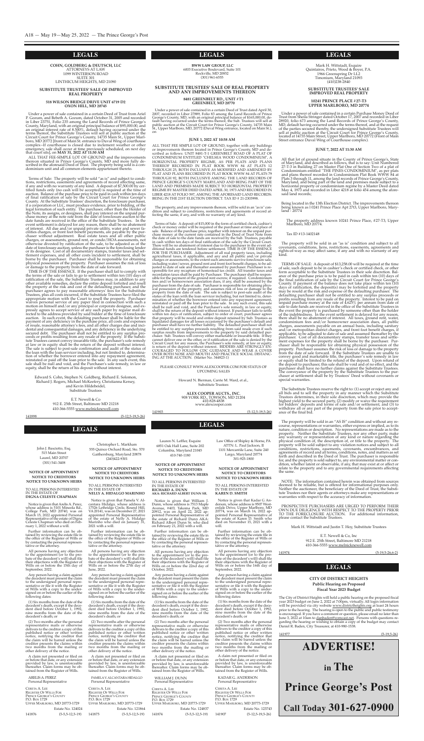# LEGALS

**COHN, GOLDBERG & DEUTSCH, LLC**
ATTORNEYS AT LAW
1099 WINTERSON ROAD
SUITE 301
LINTHICUM HEIGHTS, MD 21090

**SUBSTITUTE TRUSTEES' SALE OF IMPROVED REAL PROPERTY**

**518 WILSON BRIDGE DRIVE UNIT 6719 D2 OXON HILL, MD 20745**

Under a power of sale contained in a certain Deed of Trust from Ariel P. Gozum, and Bebeth A. Gozum, dated October 31, 2005 and recorded in Liber 23751, Folio 235 among the Land Records of Prince George's County, Maryland, with an original principal balance of $95,000.00, and an original interest rate of 8.500%, default having occurred under the terms thereof, the Substitute Trustees will sell at public auction at the Circuit Court for Prince George's County, 14735 Main St., Upper Marlboro, MD 20772 [front of Main St. entrance to Duval Wing of courthouse complex--If courthouse is closed due to inclement weather or other emergency, sale shall occur at time previously scheduled, on next day that court sits], on **MAY 31, 2022 AT 11:30 AM**

ALL THAT FEE-SIMPLE LOT OF GROUND and the improvements thereon situated in Prince George's County, MD and more fully described in the aforesaid Deed of Trust. The property being sold is a condominium unit and all common elements appurtenant thereto.

Terms of Sale: The property will be sold "as is" and subject to conditions, restrictions, easements and agreements of record affecting same, if any and with no warranty of any kind. A deposit of $7,500.00 by certified funds only (no cash will be accepted) is required at the time of auction. Balance of the purchase price to be paid in cash within ten days of final ratification of the sale by the Circuit Court for Prince George's County. At the Substitute Trustees' discretion, the foreclosure purchaser, if a corporation or LLC, must produce evidence, prior to bidding, of the legal formation of such entity. The purchaser, other than the Holder of the Note, its assigns, or designees, shall pay interest on the unpaid purchase money at the note rate from the date of foreclosure auction to the date funds are received in the office of the Substitute Trustees. In the event settlement is delayed for any reason, there shall be no abatement of interest. All due and/or unpaid private utility, water and sewer facilities charges, or front foot benefit payments, are payable by the purchaser without adjustment. Real estate taxes and all other public charges, or assessments, ground rent, or condo/HOA assessments, not otherwise divested by ratification of the sale, to be adjusted as of the date of foreclosure auction, unless the purchaser is the foreclosing lender or its designee. Cost of all documentary stamps, transfer taxes and settlement expenses, and all other costs incident to settlement, shall be borne by the purchaser. Purchaser shall be responsible for obtaining physical possession of the property. Purchaser assumes the risk of loss or damage to the property from the date of sale forward.

TIME IS OF THE ESSENCE. If the purchaser shall fail to comply with the terms of the sale or fails to go to settlement within ten (10) days of ratification of the sale, the Substitute Trustees may, in addition to any other available remedies, declare the entire deposit forfeited and resell the property at the risk and cost of the defaulting purchaser, and the purchaser agrees to pay reasonable attorneys' fees for the Substitute Trustees, plus all costs incurred, if the Substitute Trustees have filed the appropriate motion with the Court to resell the property. Purchaser waives personal service of any paper filed in connection with such a motion on himself and/or any principal or corporate designee, and expressly agrees to accept service of any such paper by regular mail directed to the address provided by said bidder at the time of foreclosure auction. In such event, the defaulting purchaser shall be liable for the payment of any deficiency in the purchase price, all costs and expenses of resale, reasonable attorney's fees, and all other charges due and incidental and consequential damages, and any deficiency in the underlying secured debt. The purchaser shall not be entitled to any surplus proceeds or profits resulting from any resale of the property. If the Substitute Trustees cannot convey insurable title, the purchaser's sole remedy at law or in equity shall be the return of the deposit without interest. The sale is subject to post-sale confirmation and audit of the status of the loan with the loan servicer including, but not limited to, determination of whether the borrower entered into any repayment agreement, reinstated or paid off the loan prior to the sale. In any such event, this sale shall be null and void, and the Purchaser's sole remedy, in law or equity, shall be the return of his deposit without interest.

Edward S. Cohn, Stephen N. Goldberg, Richard E. Solomon, Richard J. Rogers, Michael McKeefery, Christianna Kersey, and Kevin Hildebeidel,
Substitute Trustees

E.T. Newell & Co
912 E. 25th Street, Baltimore MD 21218
410-366-5555 www.melnicknewell.com

141898 (5-12,5-19,5-26)

# LEGALS

**BWW LAW GROUP, LLC**
6003 Executive Boulevard, Suite 101
Rockville, MD 20852
(301) 961-6555

**SUBSTITUTE TRUSTEES' SALE OF REAL PROPERTY AND ANY IMPROVEMENTS THEREON**

**8481 GREENBELT RD., UNIT # T1 GREENBELT, MD 20770**

Under a power of sale contained in a certain Deed of Trust dated April 30, 2007, recorded in Liber 27889, Folio 83 among the Land Records of Prince George's County, MD, with an original principal balance of $165,000.00, default having occurred under the terms thereof, the Sub. Trustees will sell at public auction at the Circuit Court for Prince George's County, 14735 Main St., Upper Marlboro, MD, 20772 (Duval Wing entrance, located on Main St.), on

**JUNE 1, 2022 AT 10:58 AM**

ALL THAT FEE SIMPLE LOT OF GROUND, together with any buildings or improvements thereon located in Prince George's County, MD and described as follows: UNIT 8481-T-1 GREENBELT ROAD OF A PLAT OF CONDOMINIUM ENTITLED "CHELSEA WOOD CONDOMINIUM", A HORIZONTAL PROPERTY REGIME, AS PER PLATS AND PLANS THEREOF RECORDED IN PLAT BOOK WWW 84 AT PLATS 12 THROUGH 25, BOTH INCLUSIVE AS MODIFIED AND AMENDED BY PLAT AND PLANS RECORDED IN PLAT BOOK WWW 84 AT PLATS 79 THROUGH 92, BOTH INCLUSIVE AMONG THE LAND RECORDS OF PRINCE GEORGE'S COUNTY MARYLAND AND BEING PART OF THE LAND AND PREMISES MADE SUBJECT TO HORIZONTAL PROPERTY REGIME BY MASTER DEED DATED APRIL 30, 1973 AND RECORDED IN LIBER 4218 AT FOLIO 597, AMONG THE AFORESAID LAND RECORDS: BEING IN THE 21ST ELECTION DISTRICT. TAX ID # 21-2303998.

The property, and any improvements thereon, will be sold in an "as is" condition and subject to conditions, restrictions and agreements of record affecting the same, if any, and with no warranty of any kind.

Terms of Sale: A deposit of $15,000 in the form of certified check, cashier's check or money order will be required of the purchaser at time and place of sale. Balance of the purchase price, together with interest on the unpaid purchase money at the current rate contained in the Deed of Trust Note from the date of sale to the date funds are received by the Sub. Trustees, payable in cash within ten days of final ratification of the sale by the Circuit Court. There will be no abatement of interest due to the purchaser in the event additional funds are tendered before settlement. TIME IS OF THE ESSENCE FOR THE PURCHASER. Adjustment of all real property taxes, including agricultural taxes, if applicable, and any and all public and/or private charges or assessments, to the extent such amounts survive foreclosure sale, including water/sewer, ground rent and front foot benefit charges, to be adjusted to date of sale and thereafter assumed by purchaser. Purchaser is responsible for any recapture of homestead tax credit. All transfer taxes and recordation taxes shall be paid by Purchaser. The purchaser shall be responsible for the payment of the ground rent escrow, if required. Condominium fees and/or homeowners association dues, if any, shall be assumed by the purchaser from the date of sale. Purchaser is responsible for obtaining physical possession of the property, and assumes risk of loss or damage to the property from the date of sale. The sale is subject to post-sale audit of the status of the loan with the loan servicer including, but not limited to, determination of whether the borrower entered into any repayment agreement, reinstated or paid off the loan prior to the sale. In any such event, this sale shall be null and void, and the Purchaser's sole remedy, in law or equity, shall be the return of the deposit without interest. If purchaser fails to settle within ten days of ratification, subject to order of court, purchaser agrees that property will be resold and entire deposit retained by Sub. Trustees as liquidated damages for all losses occasioned by the purchaser's default and purchaser shall have no further liability. The defaulted purchaser shall not be entitled to any surplus proceeds resulting from said resale even if such surplus results from improvements to the property by said defaulted purchaser. Sub. Trustees will convey either marketable or insurable title. If they cannot deliver one or the other, or if ratification of the sale is denied by the Circuit Court for any reason, the Purchaser's sole remedy, at law or equity, is return of the deposit without interest. BIDDERS ARE STRONGLY ENCOURAGED TO FOLLOW CDC GUIDANCE AND WEAR A COVER OVER BOTH NOSE AND MOUTH AND PRACTICE SOCIAL DISTANCING AT THE AUCTION. (Matter No. 344823-1)

PLEASE CONSULT WWW.ALEXCOOPER.COM FOR STATUS OF UPCOMING SALES

Howard N. Bierman, Carrie M. Ward, et al.,
Substitute Trustees

**ALEX COOPER AUCTS., INC.**
908 YORK RD., TOWSON, MD 21204
410-828-4838
www.alexcooper.com

141903 (5-12,5-19,5-26)

# LEGALS

Mark H. Wittstadt, Esquire
Quintairos, Prieto, Wood & Boyer, P.A.
1966 Greenspring Dr LL2
Timonium, Maryland 21093
(410)238-2840

**SUBSTITUTE TRUSTEES' SALE IMPROVED REAL PROPERTY**

**10241 PRINCE PLACE # 27-T3 UPPER MARLBORO, MD 20774**

Under a power of sale contained in a certain Purchase Money Deed of Trust from Sheila Stringer dated October 17, 2007 and recorded in Liber 28920, folio 673 among the Land Records of Prince George's County, MD, default having occurred under the terms thereof, and at the request of the parties secured thereby, the undersigned Substitute Trustees will sell at public auction at the Circuit Court for Prince George's County, located at 14735 Main Street, Upper Marlboro, MD 20772 (Front of Main Street entrance Duval Wing of Courthouse complex).

**JUNE 7, 2022 AT 11:30 AM**

All that lot of ground situate in the County of Prince George's, State of Maryland, and described as follows, that is to say: Unit Numbered 27-T-3 in Building 27 on Master Plat One of Section Two of a plat of Condominium entitled "THE PINES CONDOMINIUM", as per plats and plans thereof recorded in Condominium Plat Book WWW 84 at Plats 3 through 11, among the land records of Prince George's County, Maryland, and being part of the land and premises made subject to a horizontal property or condominium regime by a Master Deed dated May 4, 1973 and recorded in Liber 4218 at folio 454 among the aforesaid land records;

Being located in the 13th Election District. The improvements thereon being known as 10241 Prince Place Apt 27t3, Upper Marlboro, Maryland - 20774

The property address known 10241 Prince Place, #27-T3, Upper Marlboro, MD 20774.

Tax ID #13-1402148

The property will be sold in an "as is" condition and subject to all covenants, conditions, liens, restrictions, easements, agreements and rights-of-way as may affect same, if any and with no warranty of any kind.

TERMS OF SALE: A deposit of $13,258.00 will be required at the time of sale, such deposit to be in cashier's check or certified check, or other form acceptable to the Substitute Trustees in their sole discretion. Balance of the purchase price is to be paid in cash within ten (10) days of the final ratification of sale by the Circuit Court for Prince George's County. If payment of the balance does not take place within ten (10) days of ratification, the deposit(s) may be forfeited and the property may be resold at the risk and expense of the defaulting purchaser. The defaulting purchaser shall not be entitled to any surplus proceeds or profits resulting from any resale of the property. Interest to be paid on unpaid purchase money at the rate of 4.625% per annum from date of sale to date funds are received in the office of the Substitute Trustees in the event the property is purchased by someone other than the holder of the indebtedness. In the event settlement is delayed for any reason, there shall be no abatement of interest. All taxes, ground rent, water, condominium fees and/or homeowner association dues, all public charges, assessments payable on an annual basis, including sanitary and/or metropolitan district charges, and front foot benefit charges, if applicable, to be adjusted to date of sale and assumed thereafter by the purchaser. Cost of all documentary stamps, transfer taxes and settlement expenses for the property shall be borne by the purchaser. Purchaser shall be responsible for obtaining physical possession of the property. Purchaser assumes the risk of loss or damage to the property from the date of sale forward. If the Substitute Trustees are unable to convey good and marketable title, the purchaser's sole remedy in law or equity shall be limited to the refund of the deposit. Upon refund of the deposit to purchaser, this sale shall be void and of no effect, and the purchaser shall have no further claims against the Substitute Trustees. The conveyance of the property by the Substitute Trustees to the purchaser at settlement shall be by Trustees' Deed without covenants or special warranties.

The Substitute Trustees reserve the right to: (1) accept or reject any and all bids and to sell the property in any manner which the Substitute Trustees determines, in their sole discretion, which may provide the highest yield to the secured party, (2) modify or waive the requirement for bidders' deposits and terms of sale and/or settlement, and (3) to withdraw all or any part of the property from the sale prior to acceptance of the final bid.

The property will be sold in an "AS IS" condition and without any recourse, representations or warranties, either express or implied, as to its nature, condition or description. No representations are made as to the property. Neither the Substitute Trustees, nor any other party, make any warranty or representation of any kind or nature regarding the physical condition of, the description of, or title to the property. The property will be sold subject to any violation notices and subject to all conditions, restrictions, easements, covenants, encumbrances, and agreements of record and all terms, conditions, notes, and matters as set forth and described in the Deed of Trust. The purchaser is responsible for, and the property is sold subject to, any environmental matter or condition, whether latent or observable, if any, that may exist at or affect or relate to the property and to any governmental requirements affecting the same.

NOTE: The information contained herein was obtained from sources deemed to be reliable, but is offered for informational purposes only. Neither the auctioneer, the beneficiary of the Deed of Trust, the Substitute Trustees nor their agents or attorneys make any representations or warranties with respect to the accuracy of information.

PROSPECTIVE PURCHASERS ARE URGED TO PERFORM THEIR OWN DUE DILIGENCE WITH RESPECT TO THE PROPERTY PRIOR TO THE FORECLOSURE AUCTION. For additional information, please contact the Substitute Trustees.

Mark H. Wittstadt and Justin T. Hoy, Substitute Trustees

E.T. Newell & Co, Inc
912 E. 25th Street, Baltimore MD 21218
410-366-5555 www.melnicknewell.com

141974 (5-19,5-26,6-2)

# LEGALS

John J. Bacciotto, Esq.
515 Main Street
Laurel, MD 20707
(301) 541-3408

**NOTICE OF APPOINTMENT NOTICE TO CREDITORS NOTICE TO UNKNOWN HEIRS**

TO ALL PERSONS INTERESTED IN THE ESTATE OF
**DIGNA CELESTE CHAPMAN**

Notice is given that Arelis A. Perez, whose address is 5101 Mineola Rd., College Park, MD 20740, was on March 15, 2022 appointed Personal Representative of the estate of Digna Celeste Chapman who died on February 1, 2022 without a will.

Further information can be obtained by reviewing the estate file in the office of the Register of Wills or by contacting the personal representative or the attorney.

All persons having any objection to the appointment (or to the probate of the decedent's will) shall file their objections with the Register of Wills on or before the 15th day of September, 2022.

Any person having a claim against the decedent must present the claim to the undersigned personal representative or file it with the Register of Wills with a copy to the undersigned on or before the earlier of the following dates:

(1) Six months from the date of the decedent's death, except if the decedent died before October 1, 1992, nine months from the date of the decedent's death; or

(2) Two months after the personal representative mails or otherwise delivers to the creditor a copy of this published notice or other written notice, notifying the creditor that the claim will be barred unless the creditor presents the claims within two months from the mailing or other delivery of the notice.

A claim not presented or filed on or before that date, or any extension provided by law, is unenforceable thereafter. Claim forms may be obtained from the Register of Wills.

ARELIS A. PEREZ
Personal Representative

CERETA A. LEE
REGISTER OF WILLS FOR
PRINCE GEORGE'S COUNTY
P.O. BOX 1729
UPPER MARLBORO, MD 20773-1729

Estate No. 124024

141876 (5-5,5-12,5-19)

Christopher L. Markham
555 Quince Orchard Road, Ste. 570
Gaithersburg, Maryland 20878
(240)422-9301

**NOTICE OF APPOINTMENT NOTICE TO CREDITORS NOTICE TO UNKNOWN HEIRS**

TO ALL PERSONS INTERESTED IN THE ESTATE OF
**NELLY A. HIDALGO MARINHO**

Notice is given that Pamela V. Alcantara Hidalgo, whose address is 17526 Lethbridge Circle, Round Hill, VA 20141, was on December 27, 2021 appointed Personal Representative of the estate of Nelly A. Hidalgo Marinho who died on January 31, 2021 with a will.

Further information can be obtained by reviewing the estate file in the office of the Register of Wills or by contacting the personal representative or the attorney.

All persons having any objection to the appointment (or to the probate of the decedent's will) shall file their objections with the Register of Wills on or before the 27th day of June, 2022.

Any person having a claim against the decedent must present the claim to the undersigned personal representative or file it with the Register of Wills with a copy to the undersigned on or before the earlier of the following dates:

(1) Six months from the date of the decedent's death, except if the decedent died before October 1, 1992, nine months from the date of the decedent's death; or

(2) Two months after the personal representative mails or otherwise delivers to the creditor a copy of this published notice or other written notice, notifying the creditor that the claim will be barred unless the creditor presents the claims within two months from the mailing or other delivery of the notice.

A claim not presented or filed on or before that date, or any extension provided by law, is unenforceable thereafter. Claim forms may be obtained from the Register of Wills.

PAMELA V. ALCANTARA HIDALGO
Personal Representative

CERETA A. LEE
REGISTER OF WILLS FOR
PRINCE GEORGE'S COUNTY
P.O. BOX 1729
UPPER MARLBORO, MD 20773-1729

Estate No. 121864

141875 (5-5,5-12,5-19)

# LEGALS

Lauren N. Leffler, Esquire
6851 Oak Hall Lane, Suite 202
Columbia, Maryland 21045
410-740-1180

**NOTICE OF APPOINTMENT NOTICE TO CREDITORS NOTICE TO UNKNOWN HEIRS**

TO ALL PERSONS INTERESTED IN THE ESTATE OF
**RICHARD A. DUNN AKA: RICHARD ALBERT DUNN SR.**

Notice is given that William J. Dunn, whose address is 7513 Maple Avenue, #403, Takoma Park, MD 20912, was on April 22, 2022 appointed Personal Representative of the estate of Richard Dunn AKA: Richard Albert Dunn Sr. who died on February 21, 2022 with a will.

Further information can be obtained by reviewing the estate file in the office of the Register of Wills or by contacting the personal representative or the attorney.

All persons having any objection to the appointment (or to the probate of the decedent's will) shall file their objections with the Register of Wills on or before the 22nd day of October, 2022.

Any person having a claim against the decedent must present the claim to the undersigned personal representative or file it with the Register of Wills with a copy to the undersigned on or before the earlier of the following dates:

(1) Six months from the date of the decedent's death, except if the decedent died before October 1, 1992, nine months from the date of the decedent's death; or

(2) Two months after the personal representative mails or otherwise delivers to the creditor a copy of this published notice or other written notice, notifying the creditor that the claim will be barred unless the creditor presents the claims within two months from the mailing or other delivery of the notice.

A claim not presented or filed on or before that date, or any extension provided by law, is unenforceable thereafter. Claim forms may be obtained from the Register of Wills.

WILLIAM J. DUNN
Personal Representative

CERETA A. LEE
REGISTER OF WILLS FOR
PRINCE GEORGE'S COUNTY
P.O. BOX 1729
UPPER MARLBORO, MD 20773-1729

Estate No. 124837

141874 (5-5,5-12,5-19)

Law Office of Shipley & Horne, PA
ATTN: L. Paul Jackson, II
1101 Mercantile Lane, Suite 240
Largo, Maryland 20774
301-925-1800

**NOTICE OF APPOINTMENT NOTICE TO CREDITORS NOTICE TO UNKNOWN HEIRS**

TO ALL PERSONS INTERESTED IN THE ESTATE OF
**KAREN D. SMITH**

Notice is given that Kadar G. Anderson, whose address is 9507 Westerdale Drive, Upper Marlboro, MD 20774, was on March 16, 2022 appointed Personal Representative of the estate of Karen D. Smith who died on November 15, 2021 with a will.

Further information can be obtained by reviewing the estate file in the office of the Register of Wills or by contacting the personal representative or the attorney.

All persons having any objection to the appointment (or to the probate of the decedent's will) shall file their objections with the Register of Wills on or before the 16th day of September, 2022.

Any person having a claim against the decedent must present the claim to the undersigned personal representative or file it with the Register of Wills with a copy to the undersigned on or before the earlier of the following dates:

(1) Six months from the date of the decedent's death, except if the decedent died before October 1, 1992, nine months from the date of the decedent's death; or

(2) Two months after the personal representative mails or otherwise delivers to the creditor a copy of this published notice or other written notice, notifying the creditor that the claim will be barred unless the creditor presents the claims within two months from the mailing or other delivery of the notice.

A claim not presented or filed on or before that date, or any extension provided by law, is unenforceable thereafter. Claim forms may be obtained from the Register of Wills.

KADAR G. ANDERSON
Personal Representative

CERETA A. LEE
REGISTER OF WILLS FOR
PRINCE GEORGE'S COUNTY
P.O. BOX 1729
UPPER MARLBORO, MD 20773-1729

Estate No. 123743

141907 (5-12,5-19,5-26)

# LEGALS

**CITY OF DISTRICT HEIGHTS**
**Public Hearing on Proposed Fiscal Year 2023 Budget**

The City of District Heights will hold a public hearing on the proposed fiscal year 2023 budget on June 2, 2022 at 7:00pm, virtually. All login information will be provided via city website www.districtheights.org at least 24 hours prior to the hearing. The hearing is open to the public and public testimony is encouraged. If you have a comment or question, please email no later than June 3, 2022 at 10am to danbaden@comcast.net. Persons with questions regarding the hearing or wishing to obtain a copy of the budget may contact Daniel R. Baden, City Treasurer, at 410-980-1538.

141977 (5-19,5-26)

**ADVERTISE!**
**in The Prince George's Post**
**Call Today 301-627-0900**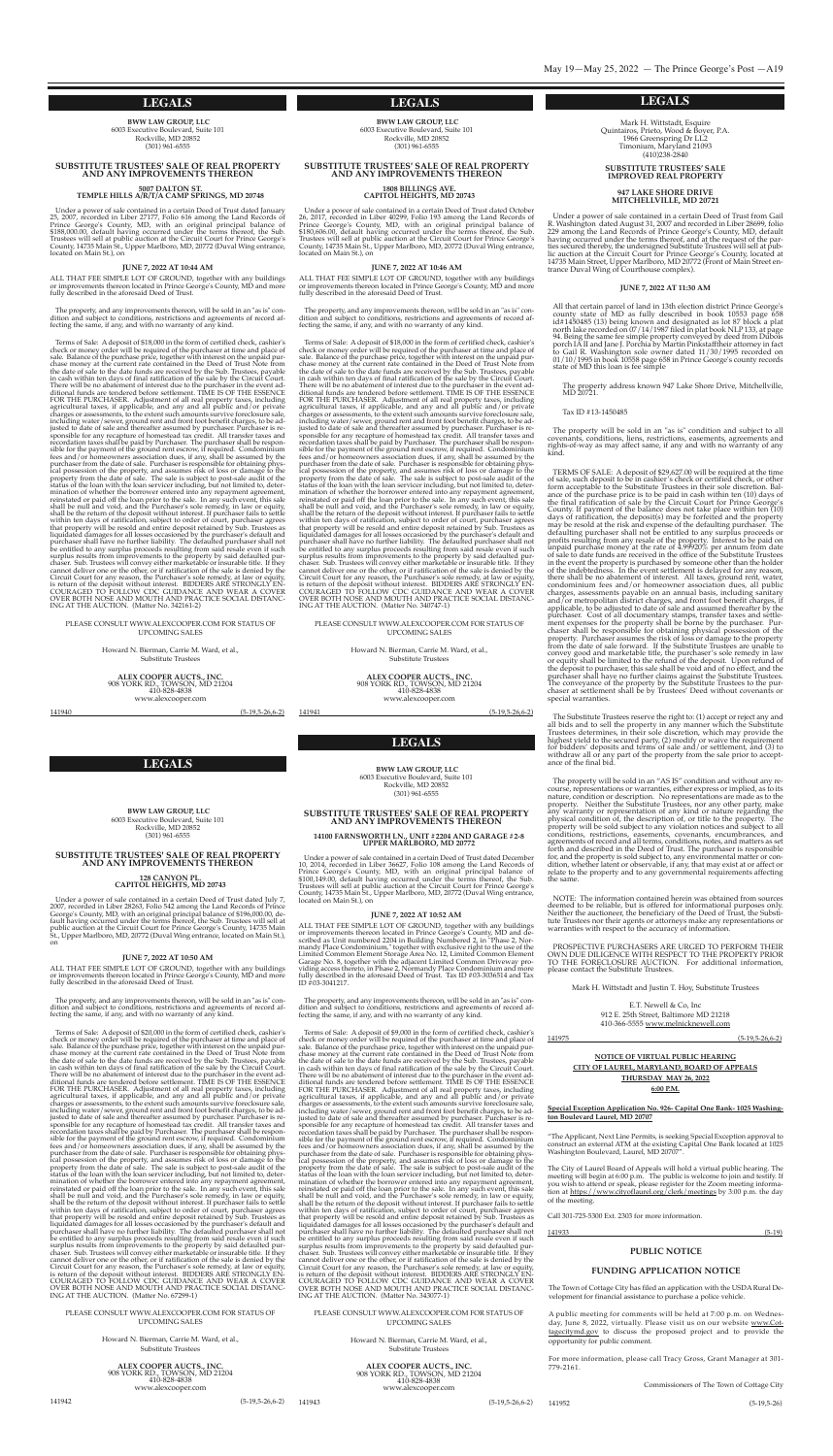## LEGALS

BWW LAW GROUP, LLC
6003 Executive Boulevard, Suite 101
Rockville, MD 20852
(301) 961-6555

### SUBSTITUTE TRUSTEES' SALE OF REAL PROPERTY AND ANY IMPROVEMENTS THEREON

**5007 DALTON ST.**
**TEMPLE HILLS A/R/T/A CAMP SPRINGS, MD 20748**

Under a power of sale contained in a certain Deed of Trust dated January 25, 2007, recorded in Liber 27177, Folio 616 among the Land Records of Prince George's County, MD, with an original principal balance of $188,000.00, default having occurred under the terms thereof, the Sub. Trustees will sell at public auction at the Circuit Court for Prince George's County, 14735 Main St., Upper Marlboro, MD, 20772 (Duval Wing entrance, located on Main St.), on

**JUNE 7, 2022 AT 10:44 AM**

ALL THAT FEE SIMPLE LOT OF GROUND, together with any buildings or improvements thereon located in Prince George's County, MD and more fully described in the aforesaid Deed of Trust.

The property, and any improvements thereon, will be sold in an "as is" condition and subject to conditions, restrictions and agreements of record affecting the same, if any, and with no warranty of any kind.

Terms of Sale: A deposit of $18,000 in the form of certified check, cashier's check or money order will be required of the purchaser at time and place of sale. Balance of the purchase price, together with interest on the unpaid purchase money at the current rate contained in the Deed of Trust Note from the date of sale to the date funds are received by the Sub. Trustees, payable in cash within ten days of final ratification of the sale by the Circuit Court. There will be no abatement of interest due to the purchaser in the event additional funds are tendered before settlement. TIME IS OF THE ESSENCE FOR THE PURCHASER. Adjustment of all real property taxes, including agricultural taxes, if applicable, and any and all public and/or private charges or assessments, to the extent such amounts survive foreclosure sale, including water/sewer, ground rent and front foot benefit charges, to be adjusted to date of sale and thereafter assumed by purchaser. Purchaser is responsible for any recapture of homestead tax credit. All transfer taxes and recordation taxes shall be paid by Purchaser. The purchaser shall be responsible for the payment of the ground rent escrow, if required. Condominium fees and/or homeowners association dues, if any, shall be assumed by the purchaser from the date of sale. Purchaser is responsible for obtaining physical possession of the property, and assumes risk of loss or damage to the property from the date of sale. The sale is subject to post-sale audit of the status of the loan with the loan servicer including, but not limited to, determination of whether the borrower entered into any repayment agreement, reinstated or paid off the loan prior to the sale. In any such event, this sale shall be null and void, and the Purchaser's sole remedy, in law or equity, shall be the return of the deposit without interest. If purchaser fails to settle within ten days of ratification, subject to order of court, purchaser agrees that property will be resold and entire deposit retained by Sub. Trustees as liquidated damages for all losses occasioned by the purchaser's default and purchaser shall have no further liability. The defaulted purchaser shall not be entitled to any surplus proceeds resulting from said resale even if such surplus results from improvements to the property by said defaulted purchaser. Sub. Trustees will convey either marketable or insurable title. If they cannot deliver one or the other, or if ratification of the sale is denied by the Circuit Court for any reason, the Purchaser's sole remedy, at law or equity, is return of the deposit without interest. BIDDERS ARE STRONGLY ENCOURAGED TO FOLLOW CDC GUIDANCE AND WEAR A COVER OVER BOTH NOSE AND MOUTH AND PRACTICE SOCIAL DISTANCING AT THE AUCTION. (Matter No. 342161-2)

PLEASE CONSULT WWW.ALEXCOOPER.COM FOR STATUS OF UPCOMING SALES

Howard N. Bierman, Carrie M. Ward, et al.,
Substitute Trustees

**ALEX COOPER AUCTS., INC.**
908 YORK RD., TOWSON, MD 21204
410-828-4838
www.alexcooper.com

141940 (5-19,5-26,6-2)

## LEGALS

BWW LAW GROUP, LLC
6003 Executive Boulevard, Suite 101
Rockville, MD 20852
(301) 961-6555

### SUBSTITUTE TRUSTEES' SALE OF REAL PROPERTY AND ANY IMPROVEMENTS THEREON

**128 CANYON PL.**
**CAPITOL HEIGHTS, MD 20743**

Under a power of sale contained in a certain Deed of Trust dated July 7, 2007, recorded in Liber 28265, Folio 542 among the Land Records of Prince George's County, MD, with an original principal balance of $196,000.00, default having occurred under the terms thereof, the Sub. Trustees will sell at public auction at the Circuit Court for Prince George's County, 14735 Main St., Upper Marlboro, MD, 20772 (Duval Wing entrance, located on Main St.), on

**JUNE 7, 2022 AT 10:50 AM**

ALL THAT FEE SIMPLE LOT OF GROUND, together with any buildings or improvements thereon located in Prince George's County, MD and more fully described in the aforesaid Deed of Trust.

The property, and any improvements thereon, will be sold in an "as is" condition and subject to conditions, restrictions and agreements of record affecting the same, if any, and with no warranty of any kind.

Terms of Sale: A deposit of $20,000 in the form of certified check, cashier's check or money order will be required of the purchaser at time and place of sale. Balance of the purchase price, together with interest on the unpaid purchase money at the current rate contained in the Deed of Trust Note from the date of sale to the date funds are received by the Sub. Trustees, payable in cash within ten days of final ratification of the sale by the Circuit Court. There will be no abatement of interest due to the purchaser in the event additional funds are tendered before settlement. TIME IS OF THE ESSENCE FOR THE PURCHASER. Adjustment of all real property taxes, including agricultural taxes, if applicable, and any and all public and/or private charges or assessments, to the extent such amounts survive foreclosure sale, including water/sewer, ground rent and front foot benefit charges, to be adjusted to date of sale and thereafter assumed by purchaser. Purchaser is responsible for any recapture of homestead tax credit. All transfer taxes and recordation taxes shall be paid by Purchaser. The purchaser shall be responsible for the payment of the ground rent escrow, if required. Condominium fees and/or homeowners association dues, if any, shall be assumed by the purchaser from the date of sale. Purchaser is responsible for obtaining physical possession of the property, and assumes risk of loss or damage to the property from the date of sale. The sale is subject to post-sale audit of the status of the loan with the loan servicer including, but not limited to, determination of whether the borrower entered into any repayment agreement, reinstated or paid off the loan prior to the sale. In any such event, this sale shall be null and void, and the Purchaser's sole remedy, in law or equity, shall be the return of the deposit without interest. If purchaser fails to settle within ten days of ratification, subject to order of court, purchaser agrees that property will be resold and entire deposit retained by Sub. Trustees as liquidated damages for all losses occasioned by the purchaser's default and purchaser shall have no further liability. The defaulted purchaser shall not be entitled to any surplus proceeds resulting from said resale even if such surplus results from improvements to the property by said defaulted purchaser. Sub. Trustees will convey either marketable or insurable title. If they cannot deliver one or the other, or if ratification of the sale is denied by the Circuit Court for any reason, the Purchaser's sole remedy, at law or equity, is return of the deposit without interest. BIDDERS ARE STRONGLY ENCOURAGED TO FOLLOW CDC GUIDANCE AND WEAR A COVER OVER BOTH NOSE AND MOUTH AND PRACTICE SOCIAL DISTANCING AT THE AUCTION. (Matter No. 67299-1)

PLEASE CONSULT WWW.ALEXCOOPER.COM FOR STATUS OF UPCOMING SALES

Howard N. Bierman, Carrie M. Ward, et al.,
Substitute Trustees

**ALEX COOPER AUCTS., INC.**
908 YORK RD., TOWSON, MD 21204
410-828-4838
www.alexcooper.com

141942 (5-19,5-26,6-2)

## LEGALS

BWW LAW GROUP, LLC
6003 Executive Boulevard, Suite 101
Rockville, MD 20852
(301) 961-6555

### SUBSTITUTE TRUSTEES' SALE OF REAL PROPERTY AND ANY IMPROVEMENTS THEREON

**1808 BILLINGS AVE.**
**CAPITOL HEIGHTS, MD 20743**

Under a power of sale contained in a certain Deed of Trust dated October 26, 2017, recorded in Liber 40299, Folio 193 among the Land Records of Prince George's County, MD, with an original principal balance of $180,606.00, default having occurred under the terms thereof, the Sub. Trustees will sell at public auction at the Circuit Court for Prince George's County, 14735 Main St., Upper Marlboro, MD, 20772 (Duval Wing entrance, located on Main St.), on

**JUNE 7, 2022 AT 10:46 AM**

ALL THAT FEE SIMPLE LOT OF GROUND, together with any buildings or improvements thereon located in Prince George's County, MD and more fully described in the aforesaid Deed of Trust.

The property, and any improvements thereon, will be sold in an "as is" condition and subject to conditions, restrictions and agreements of record affecting the same, if any, and with no warranty of any kind.

Terms of Sale: A deposit of $18,000 in the form of certified check, cashier's check or money order will be required of the purchaser at time and place of sale. Balance of the purchase price, together with interest on the unpaid purchase money at the current rate contained in the Deed of Trust Note from the date of sale to the date funds are received by the Sub. Trustees, payable in cash within ten days of final ratification of the sale by the Circuit Court. There will be no abatement of interest due to the purchaser in the event additional funds are tendered before settlement. TIME IS OF THE ESSENCE FOR THE PURCHASER. Adjustment of all real property taxes, including agricultural taxes, if applicable, and any and all public and/or private charges or assessments, to the extent such amounts survive foreclosure sale, including water/sewer, ground rent and front foot benefit charges, to be adjusted to date of sale and thereafter assumed by purchaser. Purchaser is responsible for any recapture of homestead tax credit. All transfer taxes and recordation taxes shall be paid by Purchaser. The purchaser shall be responsible for the payment of the ground rent escrow, if required. Condominium fees and/or homeowners association dues, if any, shall be assumed by the purchaser from the date of sale. Purchaser is responsible for obtaining physical possession of the property, and assumes risk of loss or damage to the property from the date of sale. The sale is subject to post-sale audit of the status of the loan with the loan servicer including, but not limited to, determination of whether the borrower entered into any repayment agreement, reinstated or paid off the loan prior to the sale. In any such event, this sale shall be null and void, and the Purchaser's sole remedy, in law or equity, shall be the return of the deposit without interest. If purchaser fails to settle within ten days of ratification, subject to order of court, purchaser agrees that property will be resold and entire deposit retained by Sub. Trustees as liquidated damages for all losses occasioned by the purchaser's default and purchaser shall have no further liability. The defaulted purchaser shall not be entitled to any surplus proceeds resulting from said resale even if such surplus results from improvements to the property by said defaulted purchaser. Sub. Trustees will convey either marketable or insurable title. If they cannot deliver one or the other, or if ratification of the sale is denied by the Circuit Court for any reason, the Purchaser's sole remedy, at law or equity, is return of the deposit without interest. BIDDERS ARE STRONGLY ENCOURAGED TO FOLLOW CDC GUIDANCE AND WEAR A COVER OVER BOTH NOSE AND MOUTH AND PRACTICE SOCIAL DISTANCING AT THE AUCTION. (Matter No. 340747-1)

PLEASE CONSULT WWW.ALEXCOOPER.COM FOR STATUS OF UPCOMING SALES

Howard N. Bierman, Carrie M. Ward, et al.,
Substitute Trustees

**ALEX COOPER AUCTS., INC.**
908 YORK RD., TOWSON, MD 21204
410-828-4838
www.alexcooper.com

141941 (5-19,5-26,6-2)

## LEGALS

BWW LAW GROUP, LLC
6003 Executive Boulevard, Suite 101
Rockville, MD 20852
(301) 961-6555

### SUBSTITUTE TRUSTEES' SALE OF REAL PROPERTY AND ANY IMPROVEMENTS THEREON

**14100 FARNSWORTH LN., UNIT #2204 AND GARAGE #2-8**
**UPPER MARLBORO, MD 20772**

Under a power of sale contained in a certain Deed of Trust dated December 10, 2014, recorded in Liber 36627, Folio 108 among the Land Records of Prince George's County, MD, with an original principal balance of $100,149.00, default having occurred under the terms thereof, the Sub. Trustees will sell at public auction at the Circuit Court for Prince George's County, 14735 Main St., Upper Marlboro, MD, 20772 (Duval Wing entrance, located on Main St.), on

**JUNE 7, 2022 AT 10:52 AM**

ALL THAT FEE SIMPLE LOT OF GROUND, together with any buildings or improvements thereon located in Prince George's County, MD and described as Unit number 2204 in Building Numbered 2, in "Phase 2, Normandy Place Condominium," together with exclusive right to the use of the Limited Common Element Storage Area No. 12, Limited Common Element Garage No. 8, together with the adjacent Limited Common Driveway providing access thereto, in Phase 2, Normandy Place Condominium and more fully described in the aforesaid Deed of Trust. Tax ID #03-3036514 and Tax ID #03-3041217.

The property, and any improvements thereon, will be sold in an "as is" condition and subject to conditions, restrictions and agreements of record affecting the same, if any, and with no warranty of any kind.

Terms of Sale: A deposit of $9,000 in the form of certified check, cashier's check or money order will be required of the purchaser at time and place of sale. Balance of the purchase price, together with interest on the unpaid purchase money at the current rate contained in the Deed of Trust Note from the date of sale to the date funds are received by the Sub. Trustees, payable in cash within ten days of final ratification of the sale by the Circuit Court. There will be no abatement of interest due to the purchaser in the event additional funds are tendered before settlement. TIME IS OF THE ESSENCE FOR THE PURCHASER. Adjustment of all real property taxes, including agricultural taxes, if applicable, and any and all public and/or private charges or assessments, to the extent such amounts survive foreclosure sale, including water/sewer, ground rent and front foot benefit charges, to be adjusted to date of sale and thereafter assumed by purchaser. Purchaser is responsible for any recapture of homestead tax credit. All transfer taxes and recordation taxes shall be paid by Purchaser. The purchaser shall be responsible for the payment of the ground rent escrow, if required. Condominium fees and/or homeowners association dues, if any, shall be assumed by the purchaser from the date of sale. Purchaser is responsible for obtaining physical possession of the property, and assumes risk of loss or damage to the property from the date of sale. The sale is subject to post-sale audit of the status of the loan with the loan servicer including, but not limited to, determination of whether the borrower entered into any repayment agreement, reinstated or paid off the loan prior to the sale. In any such event, this sale shall be null and void, and the Purchaser's sole remedy, in law or equity, shall be the return of the deposit without interest. If purchaser fails to settle within ten days of ratification, subject to order of court, purchaser agrees that property will be resold and entire deposit retained by Sub. Trustees as liquidated damages for all losses occasioned by the purchaser's default and purchaser shall have no further liability. The defaulted purchaser shall not be entitled to any surplus proceeds resulting from said resale even if such surplus results from improvements to the property by said defaulted purchaser. Sub. Trustees will convey either marketable or insurable title. If they cannot deliver one or the other, or if ratification of the sale is denied by the Circuit Court for any reason, the Purchaser's sole remedy, at law or equity, is return of the deposit without interest. BIDDERS ARE STRONGLY ENCOURAGED TO FOLLOW CDC GUIDANCE AND WEAR A COVER OVER BOTH NOSE AND MOUTH AND PRACTICE SOCIAL DISTANCING AT THE AUCTION. (Matter No. 343077-1)

PLEASE CONSULT WWW.ALEXCOOPER.COM FOR STATUS OF UPCOMING SALES

Howard N. Bierman, Carrie M. Ward, et al.,
Substitute Trustees

**ALEX COOPER AUCTS., INC.**
908 YORK RD., TOWSON, MD 21204
410-828-4838
www.alexcooper.com

141943 (5-19,5-26,6-2)

## LEGALS

Mark H. Wittstadt, Esquire
Quintairos, Prieto, Wood & Boyer, P.A.
1966 Greenspring Dr LL2
Timonium, Maryland 21093
(410)238-2840

### SUBSTITUTE TRUSTEES' SALE IMPROVED REAL PROPERTY

**947 LAKE SHORE DRIVE**
**MITCHELLVILLE, MD 20721**

Under a power of sale contained in a certain Deed of Trust from Gail R. Washington dated August 31, 2007 and recorded in Liber 28699, folio 229 among the Land Records of Prince George's County, MD, default having occurred under the terms thereof, and at the request of the parties secured thereby, the undersigned Substitute Trustees will sell at public auction at the Circuit Court for Prince George's County, located at 14735 Main Street, Upper Marlboro, MD 20772 (Front of Main Street entrance Duval Wing of Courthouse complex).

**JUNE 7, 2022 AT 11:30 AM**

All that certain parcel of land in 13th election district Prince George's county state of MD as fully described in book 10553 page 658 id#1450485 (13) being known and designated as lot 87 block a plat north lake recorded on 07/14/1987 filed in plat book NLP 133, at page 94. Being the same fee simple property conveyed by deed from Dubois porch IA II and Jane J. Porchia by Martin Pinkstaffther attorney in fact to Gail R. Washington sole owner dated 11/30/1995 recorded on 01/10/1995 in book 10558 page 658 in Prince George's county records state of MD this loan is fee simple

The property address known 947 Lake Shore Drive, Mitchellville, MD 20721.

Tax ID #13-1450485

The property will be sold in an "as is" condition and subject to all covenants, conditions, liens, restrictions, easements, agreements and rights-of-way as may affect same, if any and with no warranty of any kind.

TERMS OF SALE: A deposit of $29,627.00 will be required at the time of sale, such deposit to be in cashier's check or certified check, or other form acceptable to the Substitute Trustees in their sole discretion. Balance of the purchase price is to be paid in cash within ten (10) days of the final ratification of sale by the Circuit Court for Prince George's County. If payment of the balance does not take place within ten (10) days of ratification, the deposit(s) may be forfeited and the property may be resold at the risk and expense of the defaulting purchaser. The defaulting purchaser shall not be entitled to any surplus proceeds or profits resulting from any resale of the property. Interest to be paid on unpaid purchase money at the rate of 4.99920% per annum from date of sale to the date funds are received in the office of the Substitute Trustees in the event the property is purchased by someone other than the holder of the indebtedness. In the event settlement is delayed for any reason, there shall be no abatement of interest. All taxes, ground rent, water, condominium fees and/or homeowner association dues, all public charges, assessments payable on an annual basis, including sanitary and/or metropolitan district charges, and front foot benefit charges, if applicable, to be adjusted to date of sale and assumed thereafter by the purchaser. Cost of all documentary stamps, transfer taxes and settlement expenses for the property shall be borne by the purchaser. Purchaser shall be responsible for obtaining physical possession of the property. Purchaser assumes the risk of loss or damage to the property from the date of sale forward. If the Substitute Trustees are unable to convey good and marketable title, the purchaser's sole remedy in law or equity shall be limited to the refund of the deposit. Upon refund of the deposit to purchaser, this sale shall be void and of no effect, and the purchaser shall have no further claims against the Substitute Trustees. The conveyance of the property by the Substitute Trustees to the purchaser at settlement shall be by Trustees' Deed without covenants or special warranties.

The Substitute Trustees reserve the right to: (1) accept or reject any and all bids and to sell the property in any manner which the Substitute Trustees determines, in their sole discretion, which may provide the highest yield to the secured party, (2) modify or waive the requirement for bidders' deposits and terms of sale and/or settlement, and (3) to withdraw all or any part of the property from the sale prior to acceptance of the final bid.

The property will be sold in an "AS IS" condition and without any recourse, representations or warranties, either express or implied, as to its nature, condition or description. No representations are made as to the property. Neither the Substitute Trustees, nor any other party, make any warranty or representation of any kind or nature regarding the physical condition of, the description of, or title to the property. The property will be sold subject to any description or title notices and subject to all conditions, restrictions, easements, covenants, encumbrances, and agreements of record and all terms, conditions, notes, and matters as set forth and described in the Deed of Trust. The purchaser is responsible for, and the property is sold subject to, any environmental matter or condition, whether latent or observable, if any, that may exist at or affect or relate to the property and to any governmental requirements affecting the same.

NOTE: The information contained herein was obtained from sources deemed to be reliable, but is offered for informational purposes only. Neither the auctioneer, the beneficiary of the Deed of Trust, the Substitute Trustees nor their agents or attorneys make any representations or warranties with respect to the accuracy of information.

PROSPECTIVE PURCHASERS ARE URGED TO PERFORM THEIR OWN DUE DILIGENCE WITH RESPECT TO THE PROPERTY PRIOR TO THE FORECLOSURE AUCTION. For additional information, please contact the Substitute Trustees.

Mark H. Wittstadt and Justin T. Hoy, Substitute Trustees

E.T. Newell & Co, Inc
912 E. 25th Street, Baltimore MD 21218
410-366-5555 www.melnicknewell.com

141975 (5-19,5-26,6-2)

**NOTICE OF VIRTUAL PUBLIC HEARING**
**CITY OF LAUREL, MARYLAND, BOARD OF APPEALS**
**THURSDAY MAY 26, 2022**
**6:00 P.M.**

**Special Exception Application No. 926- Capital One Bank- 1025 Washington Boulevard Laurel, MD 20707**

"The Applicant, Next Line Permits, is seeking Special Exception approval to construct an external ATM at the existing Capital One Bank located at 1025 Washington Boulevard, Laurel, MD 20707".

The City of Laurel Board of Appeals will hold a virtual public hearing. The meeting will begin at 6:00 p.m. The public is welcome to join and testify. If you wish to attend or speak, please register for the Zoom meeting information at https://www.cityoflaurel.org/clerk/meetings by 3:00 p.m. the day of the meeting.

Call 301-725-5300 Ext. 2303 for more information.

141933 (5-19)

### PUBLIC NOTICE

### FUNDING APPLICATION NOTICE

The Town of Cottage City has filed an application with the USDA Rural Development for financial assistance to purchase a police vehicle.

A public meeting for comments will be held at 7:00 p.m. on Wednesday, June 8, 2022, virtually. Please visit us on our website www.Cottagecitymd.gov to discuss the proposed project and to provide the opportunity for public comment.

For more information, please call Tracy Gross, Grant Manager at 301-779-2161.

Commissioners of The Town of Cottage City

141952 (5-19,5-26)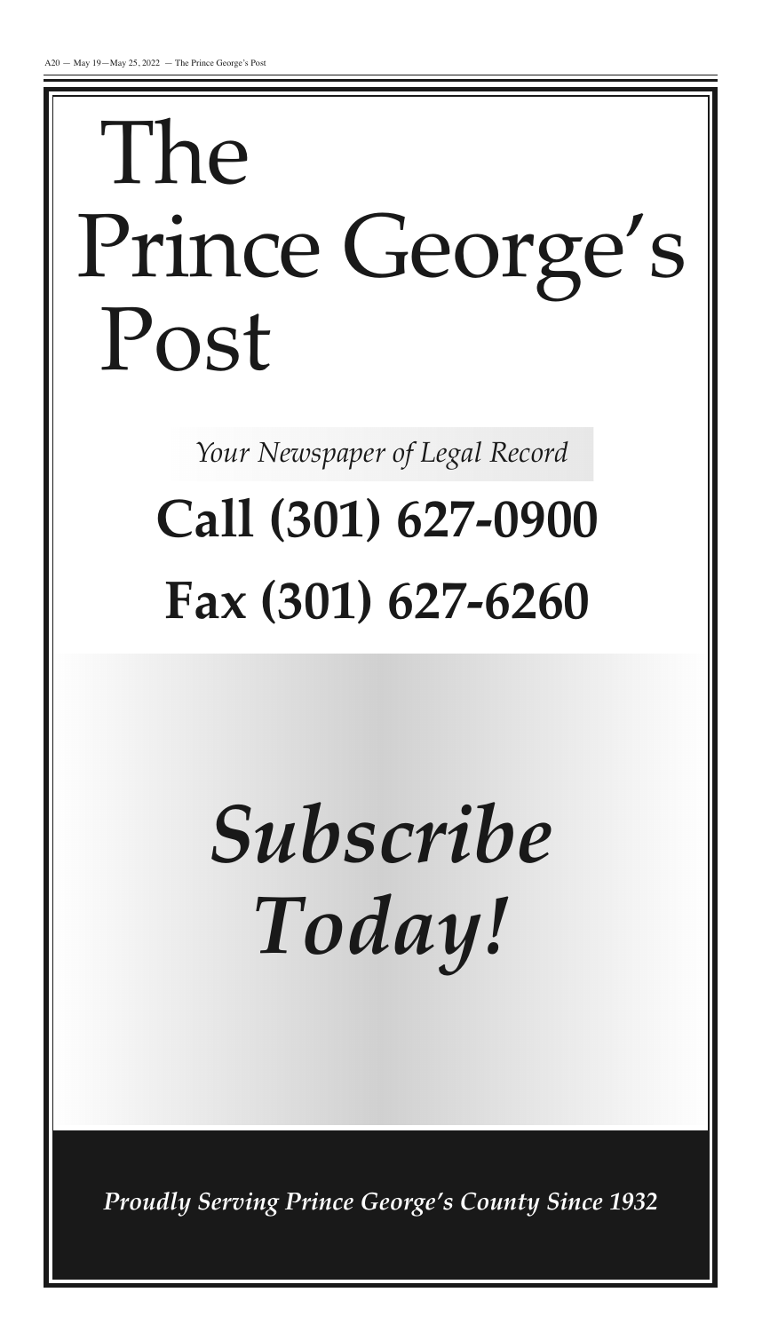# The Prince George's Post

*Your Newspaper of Legal Record*

**Call (301) 627-0900**

**Fax (301) 627-6260**

***Subscribe Today!***

***Proudly Serving Prince George's County Since 1932***